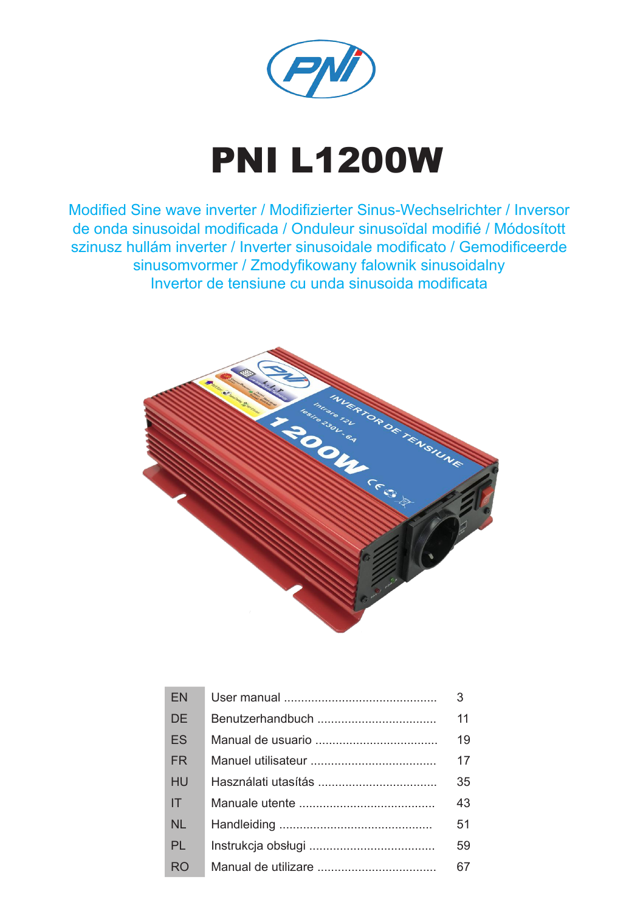# PNI L1200W

Modified Sine wave inverter / Modifizierter Sinus-Wechselrichter / Inversor de onda sinusoidal modificada / Onduleur sinusoïdal modifié / Módosított szinusz hullám inverter / Inverter sinusoidale modificato / Gemodificeerde sinusomvormer / Zmodyfikowany falownik sinusoidalny Invertor de tensiune cu unda sinusoida modificata

| | | |
|---|---|---|
| EN | User manual | 3 |
| DE | Benutzerhandbuch | 11 |
| ES | Manual de usuario | 19 |
| FR | Manuel utilisateur | 17 |
| HU | Használati utasítás | 35 |
| IT | Manuale utente | 43 |
| NL | Handleiding | 51 |
| PL | Instrukcja obsługi | 59 |
| RO | Manual de utilizare | 67 |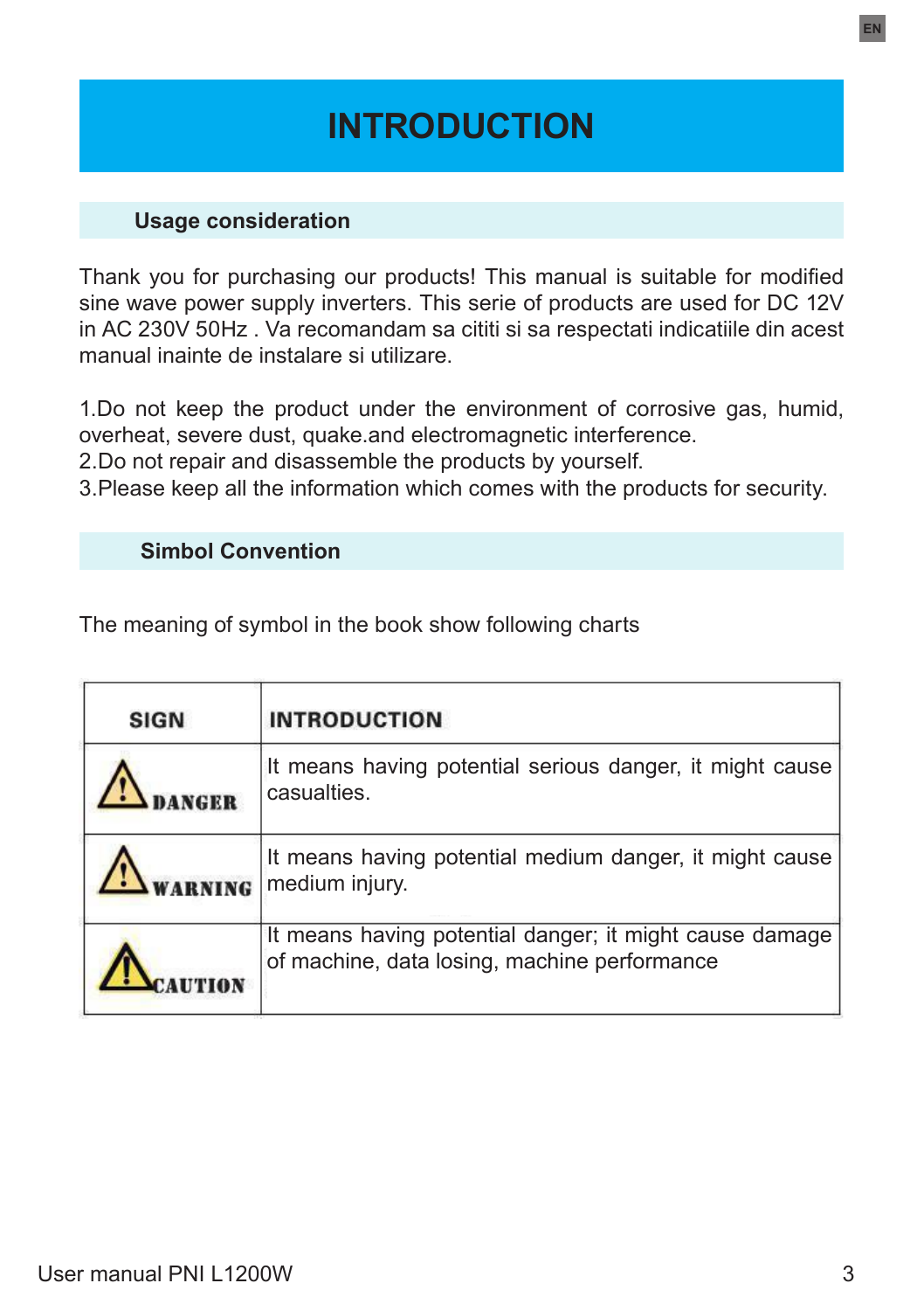# INTRODUCTION

## Usage consideration

Thank you for purchasing our products! This manual is suitable for modified sine wave power supply inverters. This serie of products are used for DC 12V in AC 230V 50Hz . Va recomandam sa cititi si sa respectati indicatiile din acest manual inainte de instalare si utilizare.

1.Do not keep the product under the environment of corrosive gas, humid, overheat, severe dust, quake.and electromagnetic interference.
2.Do not repair and disassemble the products by yourself.
3.Please keep all the information which comes with the products for security.

## Simbol Convention

The meaning of symbol in the book show following charts

| SIGN | INTRODUCTION |
|---|---|
| ⚠ DANGER | It means having potential serious danger, it might cause casualties. |
| ⚠ WARNING | It means having potential medium danger, it might cause medium injury. |
| ⚠ CAUTION | It means having potential danger; it might cause damage of machine, data losing, machine performance |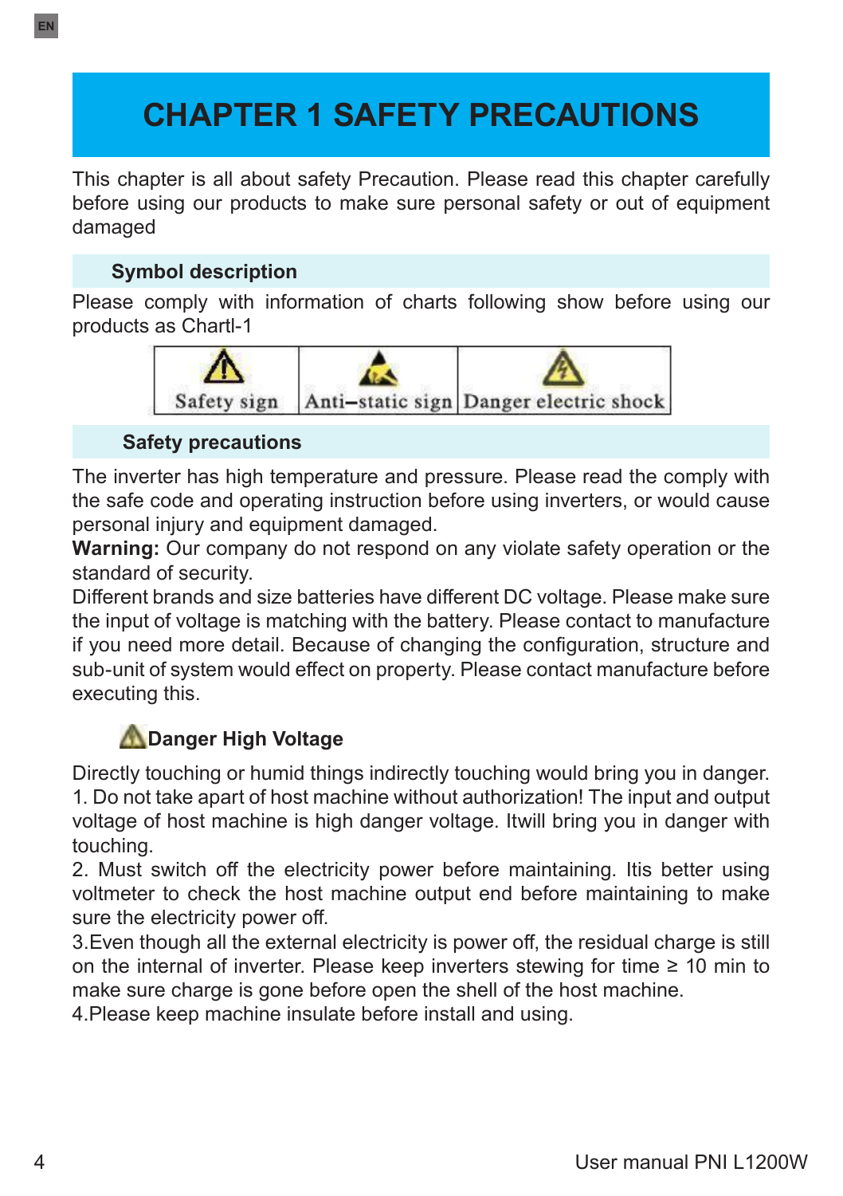# CHAPTER 1 SAFETY PRECAUTIONS

This chapter is all about safety Precaution. Please read this chapter carefully before using our products to make sure personal safety or out of equipment damaged

## Symbol description

Please comply with information of charts following show before using our products as ChartI-1

| Safety sign | Anti–static sign | Danger electric shock |
|---|---|---|

## Safety precautions

The inverter has high temperature and pressure. Please read the comply with the safe code and operating instruction before using inverters, or would cause personal injury and equipment damaged.

**Warning:** Our company do not respond on any violate safety operation or the standard of security.

Different brands and size batteries have different DC voltage. Please make sure the input of voltage is matching with the battery. Please contact to manufacture if you need more detail. Because of changing the configuration, structure and sub-unit of system would effect on property. Please contact manufacture before executing this.

### Danger High Voltage

Directly touching or humid things indirectly touching would bring you in danger.

1. Do not take apart of host machine without authorization! The input and output voltage of host machine is high danger voltage. Itwill bring you in danger with touching.
2. Must switch off the electricity power before maintaining. Itis better using voltmeter to check the host machine output end before maintaining to make sure the electricity power off.
3. Even though all the external electricity is power off, the residual charge is still on the internal of inverter. Please keep inverters stewing for time ≥ 10 min to make sure charge is gone before open the shell of the host machine.
4. Please keep machine insulate before install and using.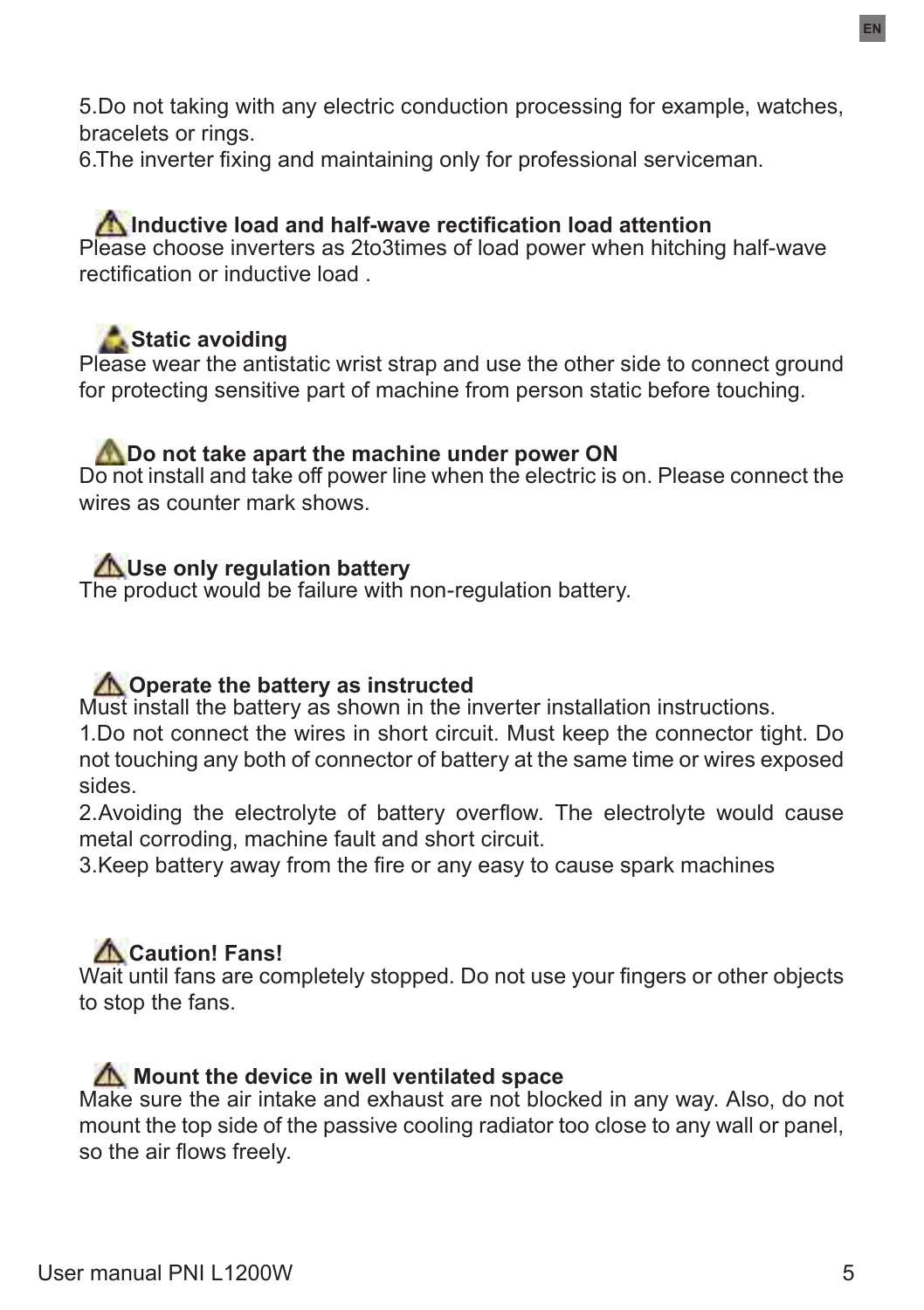5.Do not taking with any electric conduction processing for example, watches, bracelets or rings.
6.The inverter fixing and maintaining only for professional serviceman.

### ⚠ Inductive load and half-wave rectification load attention

Please choose inverters as 2to3times of load power when hitching half-wave rectification or inductive load .

### Static avoiding

Please wear the antistatic wrist strap and use the other side to connect ground for protecting sensitive part of machine from person static before touching.

### ⚠ Do not take apart the machine under power ON

Do not install and take off power line when the electric is on. Please connect the wires as counter mark shows.

### ⚠ Use only regulation battery

The product would be failure with non-regulation battery.

### ⚠ Operate the battery as instructed

Must install the battery as shown in the inverter installation instructions.
1.Do not connect the wires in short circuit. Must keep the connector tight. Do not touching any both of connector of battery at the same time or wires exposed sides.
2.Avoiding the electrolyte of battery overflow. The electrolyte would cause metal corroding, machine fault and short circuit.
3.Keep battery away from the fire or any easy to cause spark machines

### ⚠ Caution! Fans!

Wait until fans are completely stopped. Do not use your fingers or other objects to stop the fans.

### ⚠ Mount the device in well ventilated space

Make sure the air intake and exhaust are not blocked in any way. Also, do not mount the top side of the passive cooling radiator too close to any wall or panel, so the air flows freely.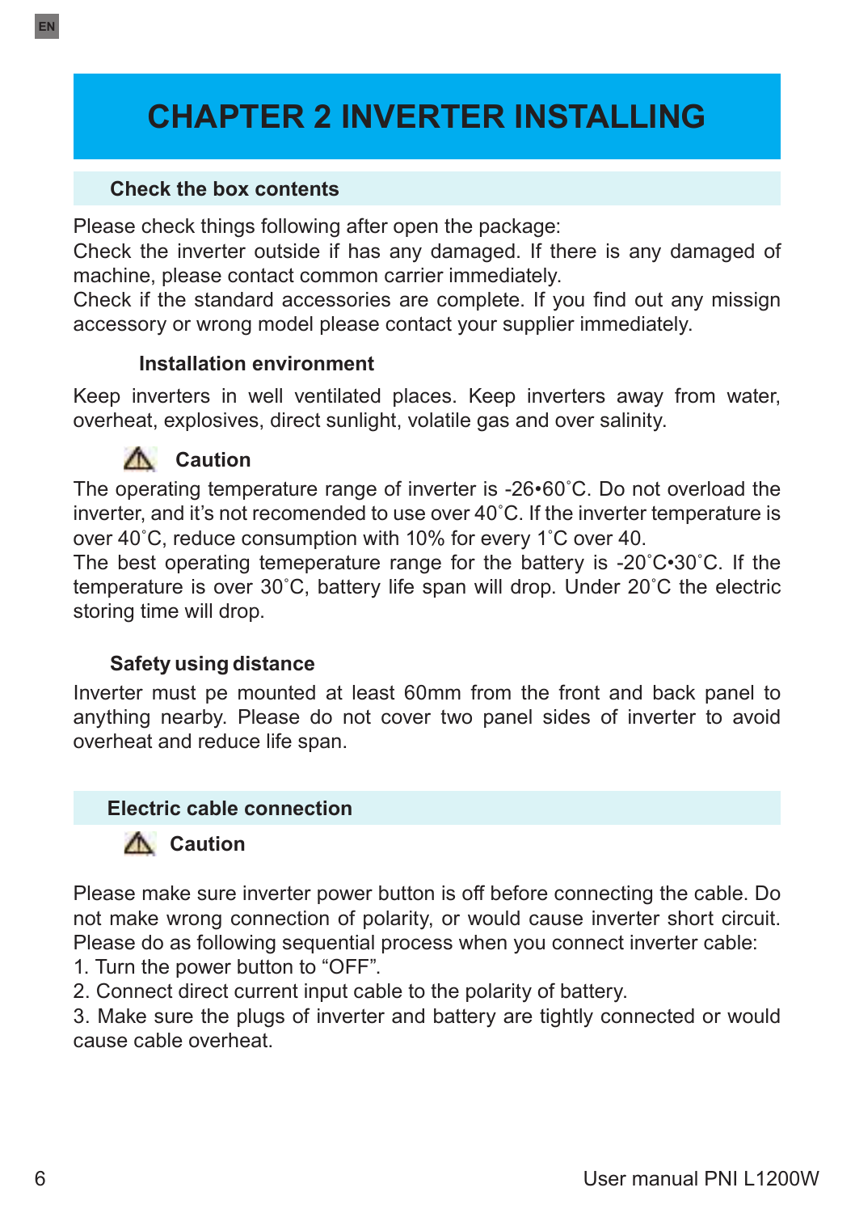# CHAPTER 2 INVERTER INSTALLING

## Check the box contents

Please check things following after open the package:
Check the inverter outside if has any damaged. If there is any damaged of machine, please contact common carrier immediately.
Check if the standard accessories are complete. If you find out any missign accessory or wrong model please contact your supplier immediately.

### Installation environment

Keep inverters in well ventilated places. Keep inverters away from water, overheat, explosives, direct sunlight, volatile gas and over salinity.

### ⚠ Caution

The operating temperature range of inverter is -26•60˚C. Do not overload the inverter, and it's not recomended to use over 40˚C. If the inverter temperature is over 40˚C, reduce consumption with 10% for every 1˚C over 40.
The best operating temeperature range for the battery is -20˚C•30˚C. If the temperature is over 30˚C, battery life span will drop. Under 20˚C the electric storing time will drop.

### Safety using distance

Inverter must pe mounted at least 60mm from the front and back panel to anything nearby. Please do not cover two panel sides of inverter to avoid overheat and reduce life span.

## Electric cable connection

### ⚠ Caution

Please make sure inverter power button is off before connecting the cable. Do not make wrong connection of polarity, or would cause inverter short circuit. Please do as following sequential process when you connect inverter cable:
1. Turn the power button to "OFF".
2. Connect direct current input cable to the polarity of battery.
3. Make sure the plugs of inverter and battery are tightly connected or would cause cable overheat.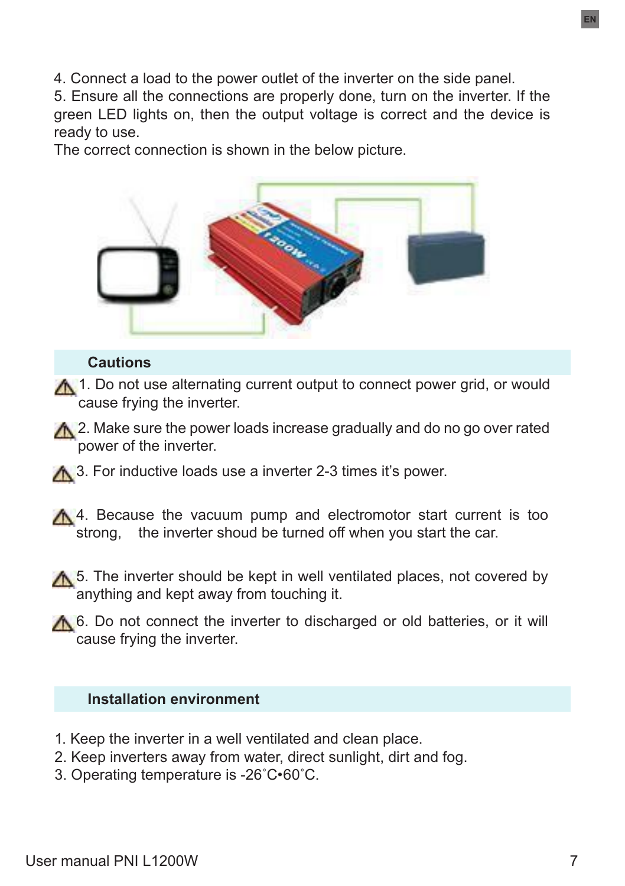4. Connect a load to the power outlet of the inverter on the side panel.

5. Ensure all the connections are properly done, turn on the inverter. If the green LED lights on, then the output voltage is correct and the device is ready to use.

The correct connection is shown in the below picture.

## Cautions

⚠ 1. Do not use alternating current output to connect power grid, or would cause frying the inverter.

⚠ 2. Make sure the power loads increase gradually and do no go over rated power of the inverter.

⚠ 3. For inductive loads use a inverter 2-3 times it's power.

⚠ 4. Because the vacuum pump and electromotor start current is too strong, the inverter shoud be turned off when you start the car.

⚠ 5. The inverter should be kept in well ventilated places, not covered by anything and kept away from touching it.

⚠ 6. Do not connect the inverter to discharged or old batteries, or it will cause frying the inverter.

## Installation environment

1. Keep the inverter in a well ventilated and clean place.
2. Keep inverters away from water, direct sunlight, dirt and fog.
3. Operating temperature is -26˚C•60˚C.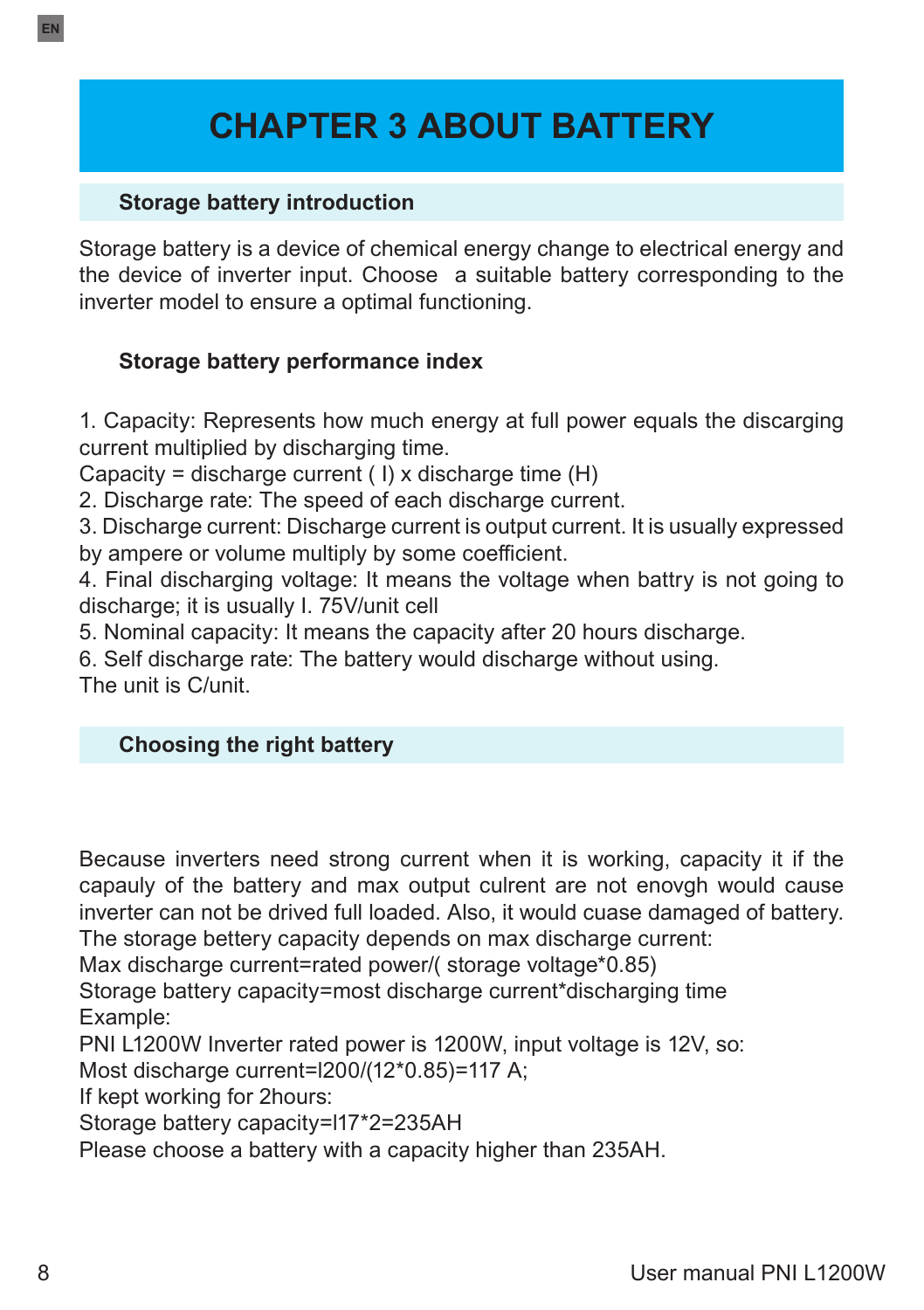# CHAPTER 3 ABOUT BATTERY

## Storage battery introduction

Storage battery is a device of chemical energy change to electrical energy and the device of inverter input. Choose a suitable battery corresponding to the inverter model to ensure a optimal functioning.

## Storage battery performance index

1. Capacity: Represents how much energy at full power equals the discarging current multiplied by discharging time.
Capacity = discharge current ( I) x discharge time (H)
2. Discharge rate: The speed of each discharge current.
3. Discharge current: Discharge current is output current. It is usually expressed by ampere or volume multiply by some coefficient.
4. Final discharging voltage: It means the voltage when battry is not going to discharge; it is usually I. 75V/unit cell
5. Nominal capacity: It means the capacity after 20 hours discharge.
6. Self discharge rate: The battery would discharge without using.
The unit is C/unit.

## Choosing the right battery

Because inverters need strong current when it is working, capacity it if the capauly of the battery and max output culrent are not enovgh would cause inverter can not be drived full loaded. Also, it would cuase damaged of battery.
The storage bettery capacity depends on max discharge current:
Max discharge current=rated power/( storage voltage*0.85)
Storage battery capacity=most discharge current*discharging time
Example:
PNI L1200W Inverter rated power is 1200W, input voltage is 12V, so:
Most discharge current=l200/(12*0.85)=117 A;
If kept working for 2hours:
Storage battery capacity=l17*2=235AH
Please choose a battery with a capacity higher than 235AH.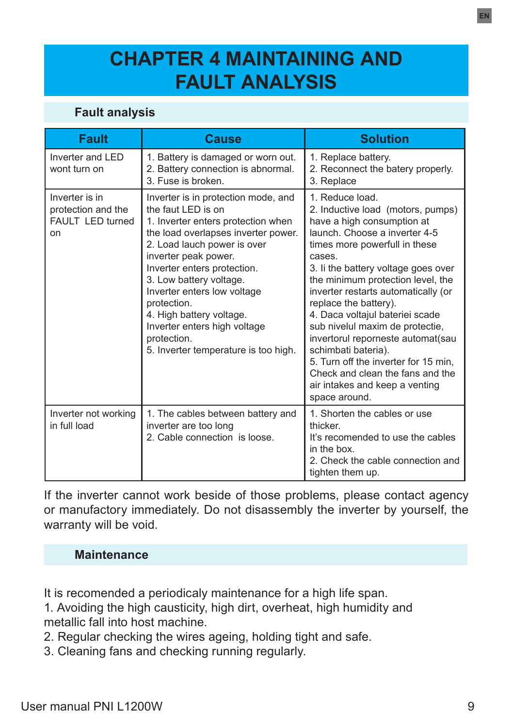# CHAPTER 4 MAINTAINING AND FAULT ANALYSIS

## Fault analysis

| Fault | Cause | Solution |
|---|---|---|
| Inverter and LED wont turn on | 1. Battery is damaged or worn out.<br>2. Battery connection is abnormal.<br>3. Fuse is broken. | 1. Replace battery.<br>2. Reconnect the batery properly.<br>3. Replace |
| Inverter is in protection and the FAULT LED turned on | Inverter is in protection mode, and the faut LED is on<br>1. Inverter enters protection when the load overlapses inverter power.<br>2. Load lauch power is over inverter peak power.<br>Inverter enters protection.<br>3. Low battery voltage.<br>Inverter enters low voltage protection.<br>4. High battery voltage.<br>Inverter enters high voltage protection.<br>5. Inverter temperature is too high. | 1. Reduce load.<br>2. Inductive load (motors, pumps) have a high consumption at launch. Choose a inverter 4-5 times more powerfull in these cases.<br>3. Ii the battery voltage goes over the minimum protection level, the inverter restarts automatically (or replace the battery).<br>4. Daca voltajul bateriei scade sub nivelul maxim de protectie, invertorul reporneste automat(sau schimbati bateria).<br>5. Turn off the inverter for 15 min, Check and clean the fans and the air intakes and keep a venting space around. |
| Inverter not working in full load | 1. The cables between battery and inverter are too long<br>2. Cable connection is loose. | 1. Shorten the cables or use thicker.<br>It's recomended to use the cables in the box.<br>2. Check the cable connection and tighten them up. |

If the inverter cannot work beside of those problems, please contact agency or manufactory immediately. Do not disassembly the inverter by yourself, the warranty will be void.

## Maintenance

It is recomended a periodicaly maintenance for a high life span.
1. Avoiding the high causticity, high dirt, overheat, high humidity and metallic fall into host machine.
2. Regular checking the wires ageing, holding tight and safe.
3. Cleaning fans and checking running regularly.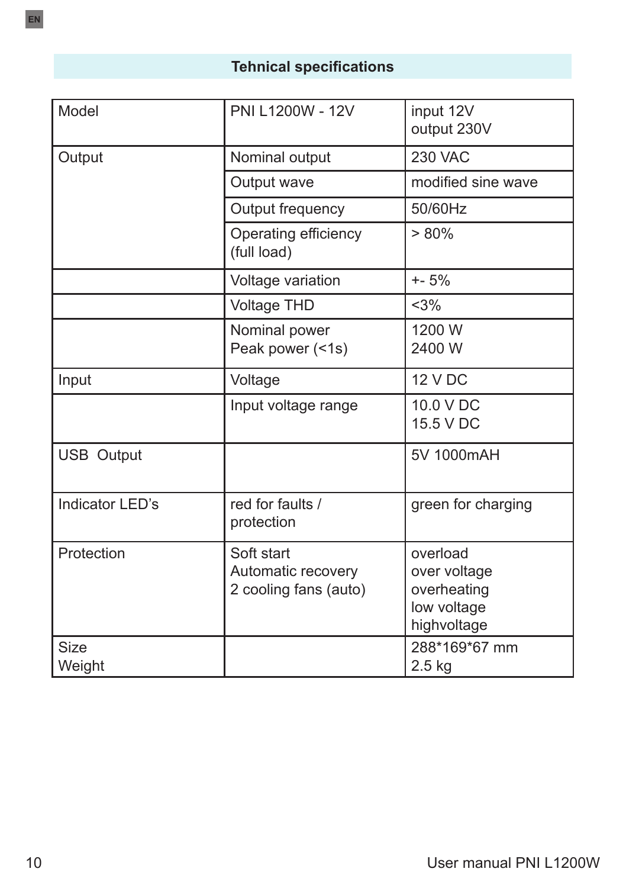## Tehnical specifications

| Model | PNI L1200W - 12V | input 12V<br>output 230V |
|---|---|---|
| Output | Nominal output | 230 VAC |
| | Output wave | modified sine wave |
| | Output frequency | 50/60Hz |
| | Operating efficiency (full load) | > 80% |
| | Voltage variation | +- 5% |
| | Voltage THD | <3% |
| | Nominal power<br>Peak power (<1s) | 1200 W<br>2400 W |
| Input | Voltage | 12 V DC |
| | Input voltage range | 10.0 V DC<br>15.5 V DC |
| USB Output | | 5V 1000mAH |
| Indicator LED's | red for faults / protection | green for charging |
| Protection | Soft start<br>Automatic recovery<br>2 cooling fans (auto) | overload<br>over voltage<br>overheating<br>low voltage<br>highvoltage |
| Size<br>Weight | | 288*169*67 mm<br>2.5 kg |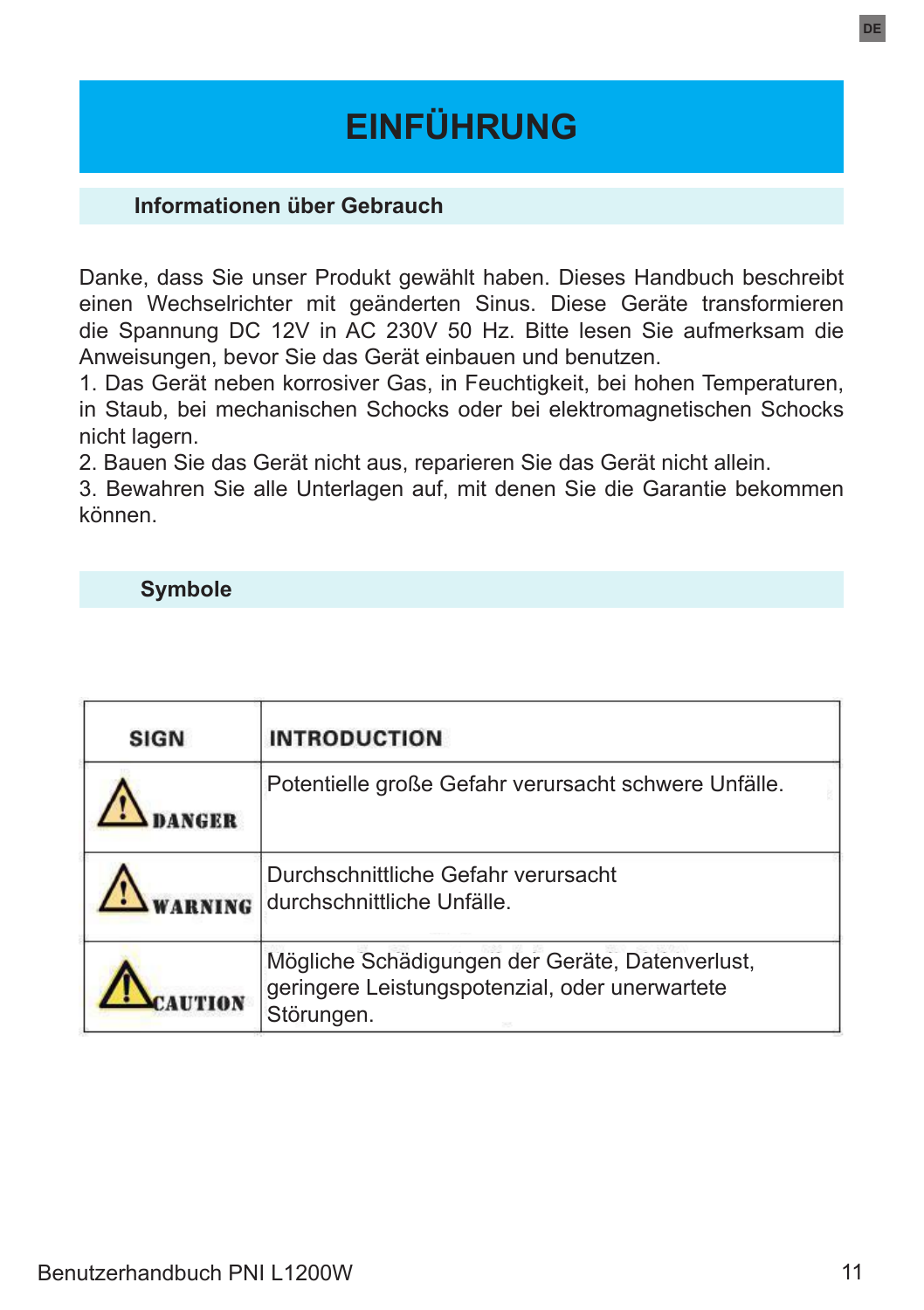# EINFÜHRUNG

## Informationen über Gebrauch

Danke, dass Sie unser Produkt gewählt haben. Dieses Handbuch beschreibt einen Wechselrichter mit geänderten Sinus. Diese Geräte transformieren die Spannung DC 12V in AC 230V 50 Hz. Bitte lesen Sie aufmerksam die Anweisungen, bevor Sie das Gerät einbauen und benutzen.

1. Das Gerät neben korrosiver Gas, in Feuchtigkeit, bei hohen Temperaturen, in Staub, bei mechanischen Schocks oder bei elektromagnetischen Schocks nicht lagern.
2. Bauen Sie das Gerät nicht aus, reparieren Sie das Gerät nicht allein.
3. Bewahren Sie alle Unterlagen auf, mit denen Sie die Garantie bekommen können.

## Symbole

| SIGN | INTRODUCTION |
| --- | --- |
| DANGER | Potentielle große Gefahr verursacht schwere Unfälle. |
| WARNING | Durchschnittliche Gefahr verursacht durchschnittliche Unfälle. |
| CAUTION | Mögliche Schädigungen der Geräte, Datenverlust, geringere Leistungspotenzial, oder unerwartete Störungen. |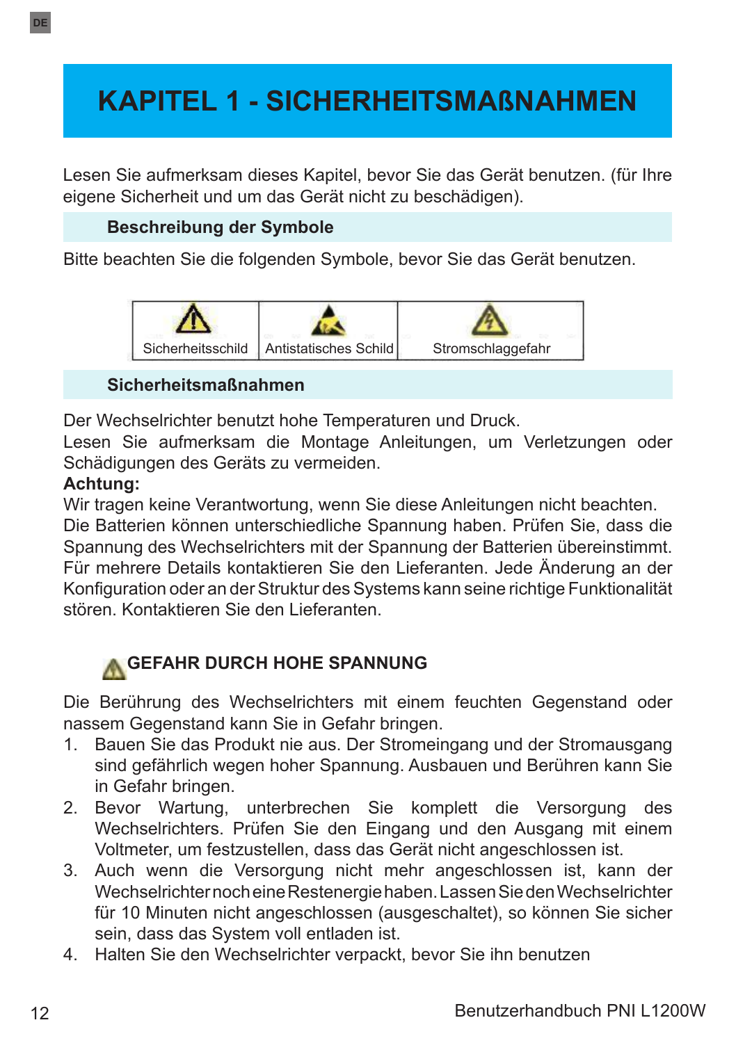# KAPITEL 1 - SICHERHEITSMAßNAHMEN

Lesen Sie aufmerksam dieses Kapitel, bevor Sie das Gerät benutzen. (für Ihre eigene Sicherheit und um das Gerät nicht zu beschädigen).

### Beschreibung der Symbole

Bitte beachten Sie die folgenden Symbole, bevor Sie das Gerät benutzen.

| Sicherheitsschild | Antistatisches Schild | Stromschlaggefahr |
|---|---|---|

### Sicherheitsmaßnahmen

Der Wechselrichter benutzt hohe Temperaturen und Druck.
Lesen Sie aufmerksam die Montage Anleitungen, um Verletzungen oder Schädigungen des Geräts zu vermeiden.

**Achtung:**

Wir tragen keine Verantwortung, wenn Sie diese Anleitungen nicht beachten.
Die Batterien können unterschiedliche Spannung haben. Prüfen Sie, dass die Spannung des Wechselrichters mit der Spannung der Batterien übereinstimmt. Für mehrere Details kontaktieren Sie den Lieferanten. Jede Änderung an der Konfiguration oder an der Struktur des Systems kann seine richtige Funktionalität stören. Kontaktieren Sie den Lieferanten.

### GEFAHR DURCH HOHE SPANNUNG

Die Berührung des Wechselrichters mit einem feuchten Gegenstand oder nassem Gegenstand kann Sie in Gefahr bringen.

1. Bauen Sie das Produkt nie aus. Der Stromeingang und der Stromausgang sind gefährlich wegen hoher Spannung. Ausbauen und Berühren kann Sie in Gefahr bringen.
2. Bevor Wartung, unterbrechen Sie komplett die Versorgung des Wechselrichters. Prüfen Sie den Eingang und den Ausgang mit einem Voltmeter, um festzustellen, dass das Gerät nicht angeschlossen ist.
3. Auch wenn die Versorgung nicht mehr angeschlossen ist, kann der Wechselrichter noch eine Restenergie haben. Lassen Sie den Wechselrichter für 10 Minuten nicht angeschlossen (ausgeschaltet), so können Sie sicher sein, dass das System voll entladen ist.
4. Halten Sie den Wechselrichter verpackt, bevor Sie ihn benutzen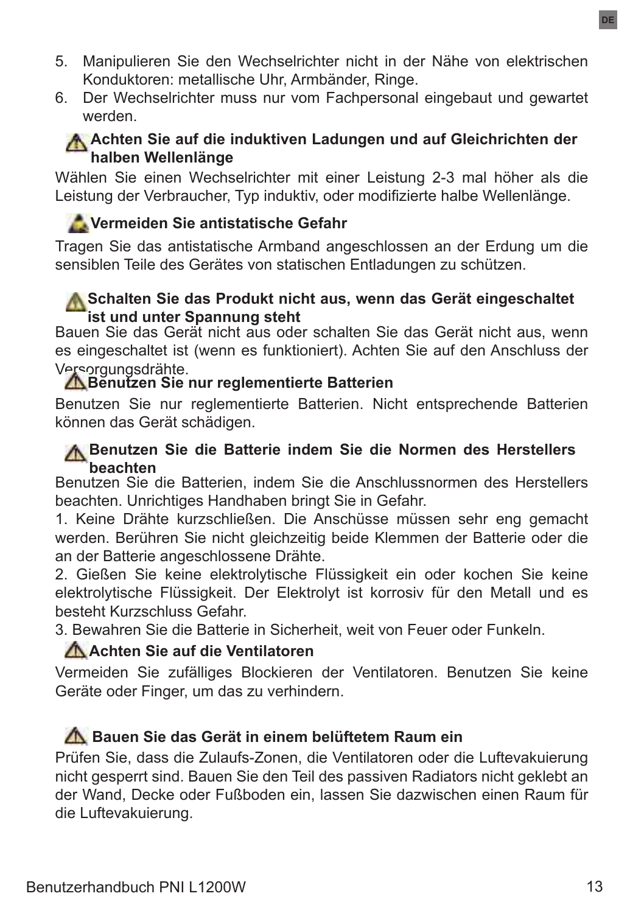5. Manipulieren Sie den Wechselrichter nicht in der Nähe von elektrischen Konduktoren: metallische Uhr, Armbänder, Ringe.
6. Der Wechselrichter muss nur vom Fachpersonal eingebaut und gewartet werden.

**Achten Sie auf die induktiven Ladungen und auf Gleichrichten der halben Wellenlänge**

Wählen Sie einen Wechselrichter mit einer Leistung 2-3 mal höher als die Leistung der Verbraucher, Typ induktiv, oder modifizierte halbe Wellenlänge.

**Vermeiden Sie antistatische Gefahr**

Tragen Sie das antistatische Armband angeschlossen an der Erdung um die sensiblen Teile des Gerätes von statischen Entladungen zu schützen.

**Schalten Sie das Produkt nicht aus, wenn das Gerät eingeschaltet ist und unter Spannung steht**

Bauen Sie das Gerät nicht aus oder schalten Sie das Gerät nicht aus, wenn es eingeschaltet ist (wenn es funktioniert). Achten Sie auf den Anschluss der Versorgungsdrähte.

**Benutzen Sie nur reglementierte Batterien**

Benutzen Sie nur reglementierte Batterien. Nicht entsprechende Batterien können das Gerät schädigen.

**Benutzen Sie die Batterie indem Sie die Normen des Herstellers beachten**

Benutzen Sie die Batterien, indem Sie die Anschlussnormen des Herstellers beachten. Unrichtiges Handhaben bringt Sie in Gefahr.

1. Keine Drähte kurzschließen. Die Anschüsse müssen sehr eng gemacht werden. Berühren Sie nicht gleichzeitig beide Klemmen der Batterie oder die an der Batterie angeschlossene Drähte.
2. Gießen Sie keine elektrolytische Flüssigkeit ein oder kochen Sie keine elektrolytische Flüssigkeit. Der Elektrolyt ist korrosiv für den Metall und es besteht Kurzschluss Gefahr.
3. Bewahren Sie die Batterie in Sicherheit, weit von Feuer oder Funkeln.

**Achten Sie auf die Ventilatoren**

Vermeiden Sie zufälliges Blockieren der Ventilatoren. Benutzen Sie keine Geräte oder Finger, um das zu verhindern.

**Bauen Sie das Gerät in einem belüftetem Raum ein**

Prüfen Sie, dass die Zulaufs-Zonen, die Ventilatoren oder die Luftevakuierung nicht gesperrt sind. Bauen Sie den Teil des passiven Radiators nicht geklebt an der Wand, Decke oder Fußboden ein, lassen Sie dazwischen einen Raum für die Luftevakuierung.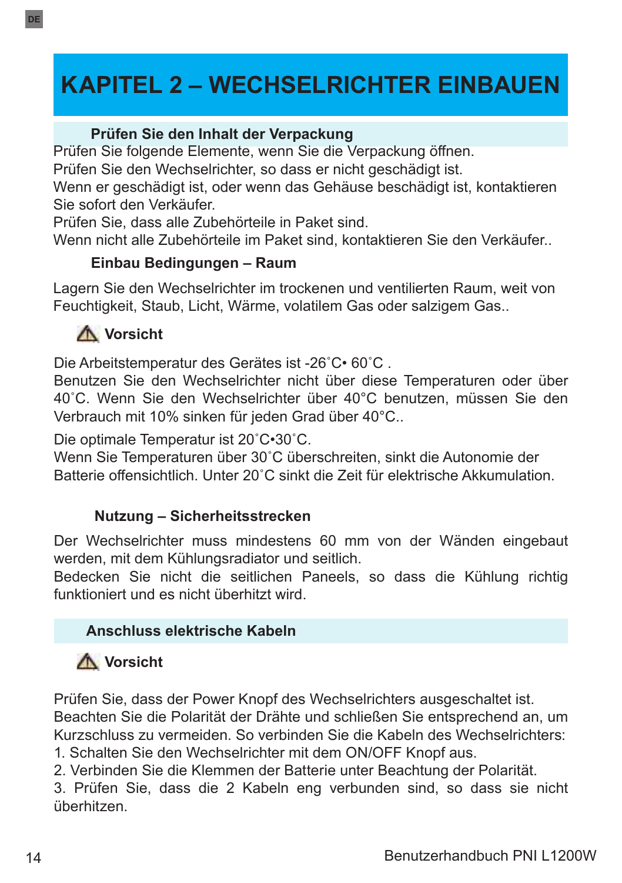# KAPITEL 2 – WECHSELRICHTER EINBAUEN

### Prüfen Sie den Inhalt der Verpackung

Prüfen Sie folgende Elemente, wenn Sie die Verpackung öffnen.
Prüfen Sie den Wechselrichter, so dass er nicht geschädigt ist.
Wenn er geschädigt ist, oder wenn das Gehäuse beschädigt ist, kontaktieren Sie sofort den Verkäufer.
Prüfen Sie, dass alle Zubehörteile in Paket sind.
Wenn nicht alle Zubehörteile im Paket sind, kontaktieren Sie den Verkäufer..

### Einbau Bedingungen – Raum

Lagern Sie den Wechselrichter im trockenen und ventilierten Raum, weit von Feuchtigkeit, Staub, Licht, Wärme, volatilem Gas oder salzigem Gas..

**⚠ Vorsicht**

Die Arbeitstemperatur des Gerätes ist -26˚C• 60˚C .
Benutzen Sie den Wechselrichter nicht über diese Temperaturen oder über 40˚C. Wenn Sie den Wechselrichter über 40°C benutzen, müssen Sie den Verbrauch mit 10% sinken für jeden Grad über 40°C..

Die optimale Temperatur ist 20˚C•30˚C.
Wenn Sie Temperaturen über 30˚C überschreiten, sinkt die Autonomie der Batterie offensichtlich. Unter 20˚C sinkt die Zeit für elektrische Akkumulation.

### Nutzung – Sicherheitsstrecken

Der Wechselrichter muss mindestens 60 mm von der Wänden eingebaut werden, mit dem Kühlungsradiator und seitlich.
Bedecken Sie nicht die seitlichen Paneels, so dass die Kühlung richtig funktioniert und es nicht überhitzt wird.

### Anschluss elektrische Kabeln

**⚠ Vorsicht**

Prüfen Sie, dass der Power Knopf des Wechselrichters ausgeschaltet ist.
Beachten Sie die Polarität der Drähte und schließen Sie entsprechend an, um Kurzschluss zu vermeiden. So verbinden Sie die Kabeln des Wechselrichters:

1. Schalten Sie den Wechselrichter mit dem ON/OFF Knopf aus.
2. Verbinden Sie die Klemmen der Batterie unter Beachtung der Polarität.
3. Prüfen Sie, dass die 2 Kabeln eng verbunden sind, so dass sie nicht überhitzen.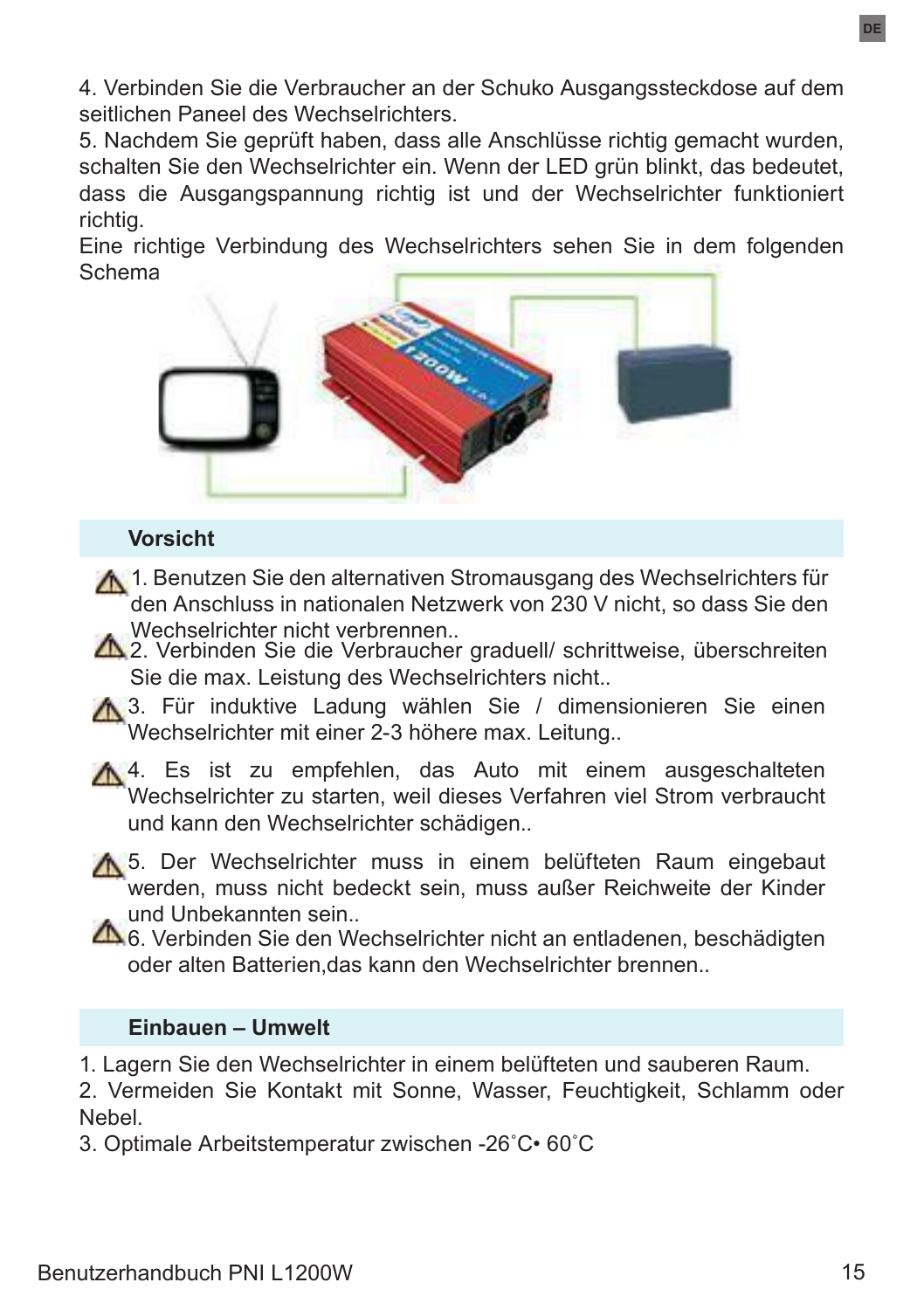4. Verbinden Sie die Verbraucher an der Schuko Ausgangssteckdose auf dem seitlichen Paneel des Wechselrichters.

5. Nachdem Sie geprüft haben, dass alle Anschlüsse richtig gemacht wurden, schalten Sie den Wechselrichter ein. Wenn der LED grün blinkt, das bedeutet, dass die Ausgangspannung richtig ist und der Wechselrichter funktioniert richtig.

Eine richtige Verbindung des Wechselrichters sehen Sie in dem folgenden Schema

## Vorsicht

⚠ 1. Benutzen Sie den alternativen Stromausgang des Wechselrichters für den Anschluss in nationalen Netzwerk von 230 V nicht, so dass Sie den Wechselrichter nicht verbrennen..

⚠ 2. Verbinden Sie die Verbraucher graduell/ schrittweise, überschreiten Sie die max. Leistung des Wechselrichters nicht..

⚠ 3. Für induktive Ladung wählen Sie / dimensionieren Sie einen Wechselrichter mit einer 2-3 höhere max. Leitung..

⚠ 4. Es ist zu empfehlen, das Auto mit einem ausgeschalteten Wechselrichter zu starten, weil dieses Verfahren viel Strom verbraucht und kann den Wechselrichter schädigen..

⚠ 5. Der Wechselrichter muss in einem belüfteten Raum eingebaut werden, muss nicht bedeckt sein, muss außer Reichweite der Kinder und Unbekannten sein..

⚠ 6. Verbinden Sie den Wechselrichter nicht an entladenen, beschädigten oder alten Batterien,das kann den Wechselrichter brennen..

## Einbauen – Umwelt

1. Lagern Sie den Wechselrichter in einem belüfteten und sauberen Raum.
2. Vermeiden Sie Kontakt mit Sonne, Wasser, Feuchtigkeit, Schlamm oder Nebel.
3. Optimale Arbeitstemperatur zwischen -26˚C• 60˚C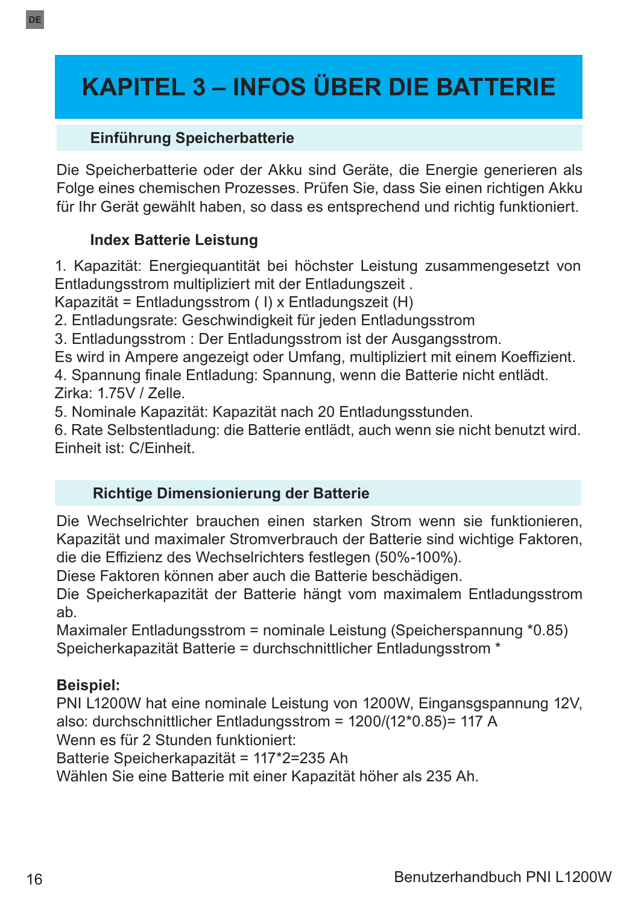# KAPITEL 3 – INFOS ÜBER DIE BATTERIE

## Einführung Speicherbatterie

Die Speicherbatterie oder der Akku sind Geräte, die Energie generieren als Folge eines chemischen Prozesses. Prüfen Sie, dass Sie einen richtigen Akku für Ihr Gerät gewählt haben, so dass es entsprechend und richtig funktioniert.

### Index Batterie Leistung

1. Kapazität: Energiequantität bei höchster Leistung zusammengesetzt von Entladungsstrom multipliziert mit der Entladungszeit .
Kapazität = Entladungsstrom ( I) x Entladungszeit (H)
2. Entladungsrate: Geschwindigkeit für jeden Entladungsstrom
3. Entladungsstrom : Der Entladungsstrom ist der Ausgangsstrom.
Es wird in Ampere angezeigt oder Umfang, multipliziert mit einem Koeffizient.
4. Spannung finale Entladung: Spannung, wenn die Batterie nicht entlädt.
Zirka: 1.75V / Zelle.
5. Nominale Kapazität: Kapazität nach 20 Entladungsstunden.
6. Rate Selbstentladung: die Batterie entlädt, auch wenn sie nicht benutzt wird.
Einheit ist: C/Einheit.

## Richtige Dimensionierung der Batterie

Die Wechselrichter brauchen einen starken Strom wenn sie funktionieren, Kapazität und maximaler Stromverbrauch der Batterie sind wichtige Faktoren, die die Effizienz des Wechselrichters festlegen (50%-100%).
Diese Faktoren können aber auch die Batterie beschädigen.
Die Speicherkapazität der Batterie hängt vom maximalem Entladungsstrom ab.
Maximaler Entladungsstrom = nominale Leistung (Speicherspannung *0.85)
Speicherkapazität Batterie = durchschnittlicher Entladungsstrom *

**Beispiel:**
PNI L1200W hat eine nominale Leistung von 1200W, Eingansgspannung 12V,
also: durchschnittlicher Entladungsstrom = 1200/(12*0.85)= 117 A
Wenn es für 2 Stunden funktioniert:
Batterie Speicherkapazität = 117*2=235 Ah
Wählen Sie eine Batterie mit einer Kapazität höher als 235 Ah.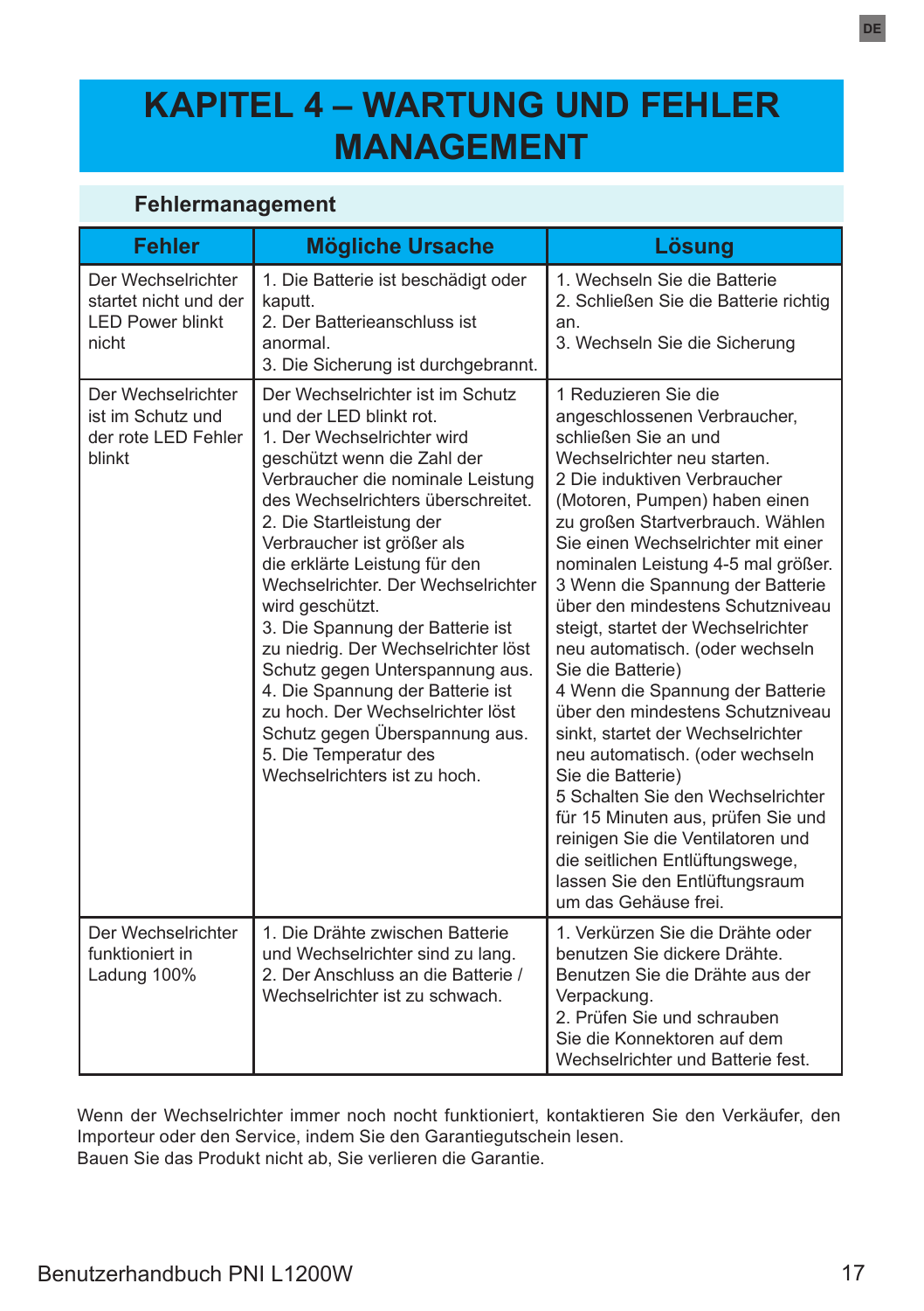# KAPITEL 4 – WARTUNG UND FEHLER MANAGEMENT

## Fehlermanagement

| Fehler | Mögliche Ursache | Lösung |
| --- | --- | --- |
| Der Wechselrichter startet nicht und der LED Power blinkt nicht | 1. Die Batterie ist beschädigt oder kaputt.<br>2. Der Batterieanschluss ist anormal.<br>3. Die Sicherung ist durchgebrannt. | 1. Wechseln Sie die Batterie<br>2. Schließen Sie die Batterie richtig an.<br>3. Wechseln Sie die Sicherung |
| Der Wechselrichter ist im Schutz und der rote LED Fehler blinkt | Der Wechselrichter ist im Schutz und der LED blinkt rot.<br>1. Der Wechselrichter wird geschützt wenn die Zahl der Verbraucher die nominale Leistung des Wechselrichters überschreitet.<br>2. Die Startleistung der Verbraucher ist größer als die erklärte Leistung für den Wechselrichter. Der Wechselrichter wird geschützt.<br>3. Die Spannung der Batterie ist zu niedrig. Der Wechselrichter löst Schutz gegen Unterspannung aus.<br>4. Die Spannung der Batterie ist zu hoch. Der Wechselrichter löst Schutz gegen Überspannung aus.<br>5. Die Temperatur des Wechselrichters ist zu hoch. | 1 Reduzieren Sie die angeschlossenen Verbraucher, schließen Sie an und Wechselrichter neu starten.<br>2 Die induktiven Verbraucher (Motoren, Pumpen) haben einen zu großen Startverbrauch. Wählen Sie einen Wechselrichter mit einer nominalen Leistung 4-5 mal größer.<br>3 Wenn die Spannung der Batterie über den mindestens Schutzniveau steigt, startet der Wechselrichter neu automatisch. (oder wechseln Sie die Batterie)<br>4 Wenn die Spannung der Batterie über den mindestens Schutzniveau sinkt, startet der Wechselrichter neu automatisch. (oder wechseln Sie die Batterie)<br>5 Schalten Sie den Wechselrichter für 15 Minuten aus, prüfen Sie und reinigen Sie die Ventilatoren und die seitlichen Entlüftungswege, lassen Sie den Entlüftungsraum um das Gehäuse frei. |
| Der Wechselrichter funktioniert in Ladung 100% | 1. Die Drähte zwischen Batterie und Wechselrichter sind zu lang.<br>2. Der Anschluss an die Batterie / Wechselrichter ist zu schwach. | 1. Verkürzen Sie die Drähte oder benutzen Sie dickere Drähte. Benutzen Sie die Drähte aus der Verpackung.<br>2. Prüfen Sie und schrauben Sie die Konnektoren auf dem Wechselrichter und Batterie fest. |

Wenn der Wechselrichter immer noch nocht funktioniert, kontaktieren Sie den Verkäufer, den Importeur oder den Service, indem Sie den Garantiegutschein lesen.
Bauen Sie das Produkt nicht ab, Sie verlieren die Garantie.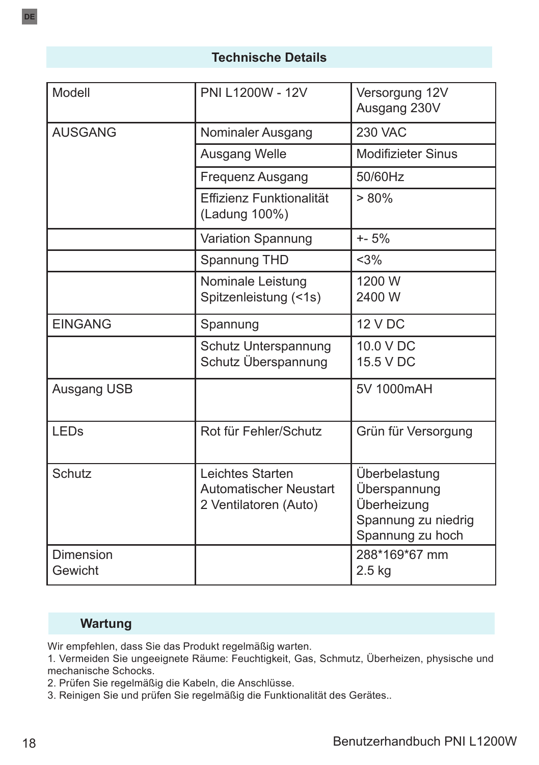## Technische Details

| Modell | PNI L1200W - 12V | Versorgung 12V<br>Ausgang 230V |
|---|---|---|
| AUSGANG | Nominaler Ausgang | 230 VAC |
| | Ausgang Welle | Modifizieter Sinus |
| | Frequenz Ausgang | 50/60Hz |
| | Effizienz Funktionalität (Ladung 100%) | > 80% |
| | Variation Spannung | +- 5% |
| | Spannung THD | <3% |
| | Nominale Leistung<br>Spitzenleistung (<1s) | 1200 W<br>2400 W |
| EINGANG | Spannung | 12 V DC |
| | Schutz Unterspannung<br>Schutz Überspannung | 10.0 V DC<br>15.5 V DC |
| Ausgang USB | | 5V 1000mAH |
| LEDs | Rot für Fehler/Schutz | Grün für Versorgung |
| Schutz | Leichtes Starten<br>Automatischer Neustart<br>2 Ventilatoren (Auto) | Überbelastung<br>Überspannung<br>Überheizung<br>Spannung zu niedrig<br>Spannung zu hoch |
| Dimension<br>Gewicht | | 288*169*67 mm<br>2.5 kg |

## Wartung

Wir empfehlen, dass Sie das Produkt regelmäßig warten.

1. Vermeiden Sie ungeeignete Räume: Feuchtigkeit, Gas, Schmutz, Überheizen, physische und mechanische Schocks.
2. Prüfen Sie regelmäßig die Kabeln, die Anschlüsse.
3. Reinigen Sie und prüfen Sie regelmäßig die Funktionalität des Gerätes..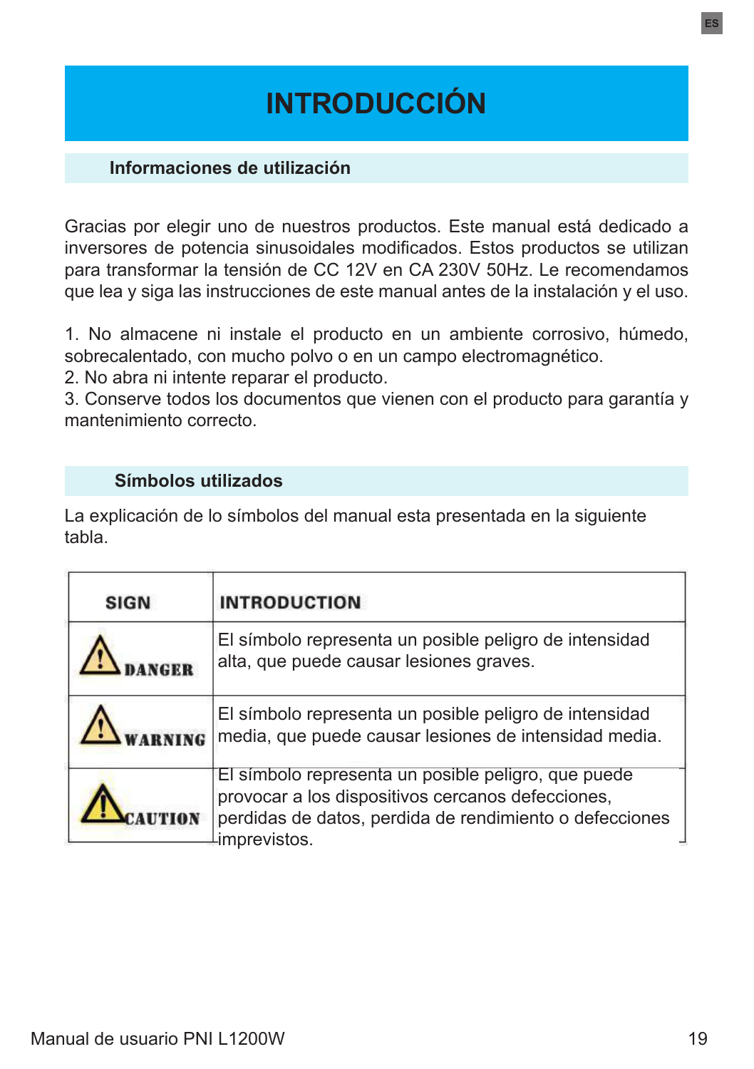# INTRODUCCIÓN

## Informaciones de utilización

Gracias por elegir uno de nuestros productos. Este manual está dedicado a inversores de potencia sinusoidales modificados. Estos productos se utilizan para transformar la tensión de CC 12V en CA 230V 50Hz. Le recomendamos que lea y siga las instrucciones de este manual antes de la instalación y el uso.

1. No almacene ni instale el producto en un ambiente corrosivo, húmedo, sobrecalentado, con mucho polvo o en un campo electromagnético.
2. No abra ni intente reparar el producto.
3. Conserve todos los documentos que vienen con el producto para garantía y mantenimiento correcto.

## Símbolos utilizados

La explicación de lo símbolos del manual esta presentada en la siguiente tabla.

| SIGN | INTRODUCTION |
|---|---|
| ⚠ DANGER | El símbolo representa un posible peligro de intensidad alta, que puede causar lesiones graves. |
| ⚠ WARNING | El símbolo representa un posible peligro de intensidad media, que puede causar lesiones de intensidad media. |
| ⚠ CAUTION | El símbolo representa un posible peligro, que puede provocar a los dispositivos cercanos defecciones, perdidas de datos, perdida de rendimiento o defecciones imprevistos. |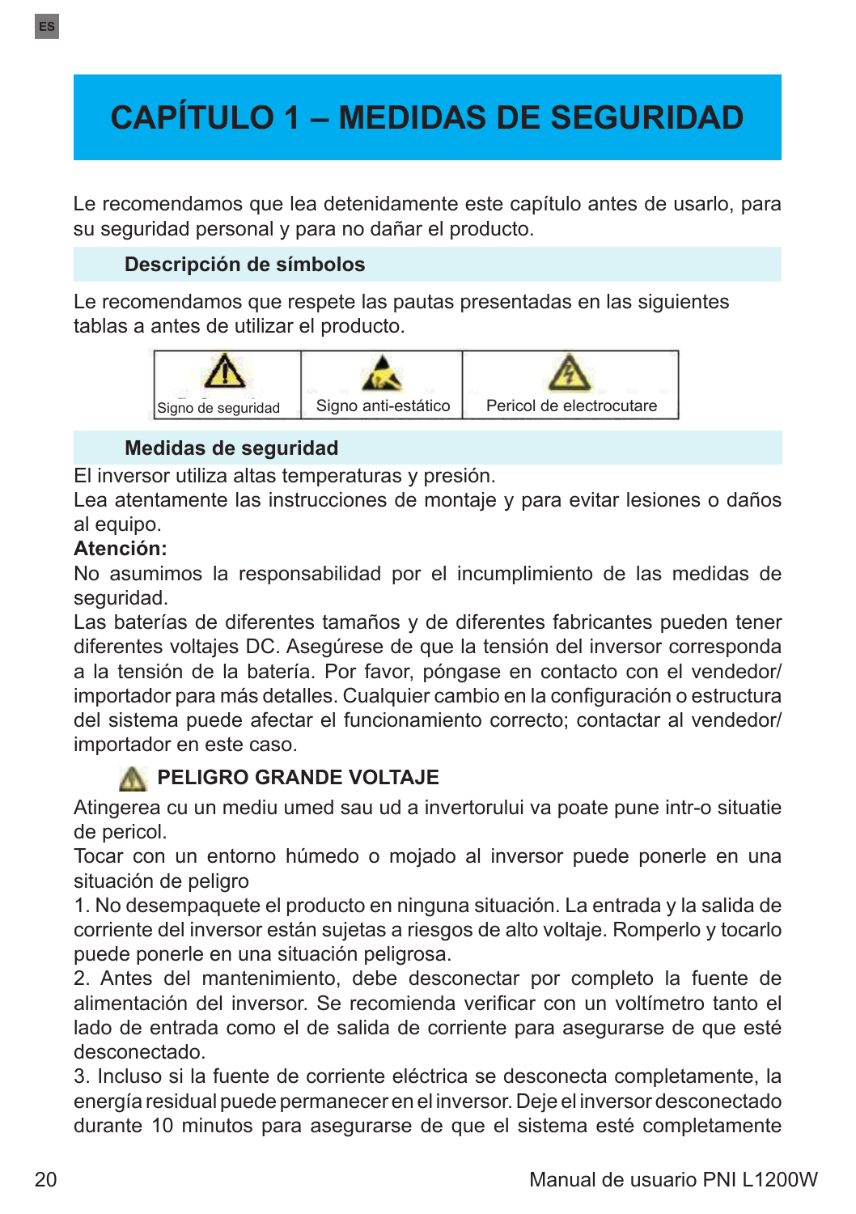# CAPÍTULO 1 – MEDIDAS DE SEGURIDAD

Le recomendamos que lea detenidamente este capítulo antes de usarlo, para su seguridad personal y para no dañar el producto.

### Descripción de símbolos

Le recomendamos que respete las pautas presentadas en las siguientes tablas a antes de utilizar el producto.

| Signo de seguridad | Signo anti-estático | Pericol de electrocutare |
|---|---|---|

### Medidas de seguridad

El inversor utiliza altas temperaturas y presión.
Lea atentamente las instrucciones de montaje y para evitar lesiones o daños al equipo.

**Atención:**

No asumimos la responsabilidad por el incumplimiento de las medidas de seguridad.
Las baterías de diferentes tamaños y de diferentes fabricantes pueden tener diferentes voltajes DC. Asegúrese de que la tensión del inversor corresponda a la tensión de la batería. Por favor, póngase en contacto con el vendedor/importador para más detalles. Cualquier cambio en la configuración o estructura del sistema puede afectar el funcionamiento correcto; contactar al vendedor/importador en este caso.

**PELIGRO GRANDE VOLTAJE**

Atingerea cu un mediu umed sau ud a invertorului va poate pune intr-o situatie de pericol.
Tocar con un entorno húmedo o mojado al inversor puede ponerle en una situación de peligro

1. No desempaquete el producto en ninguna situación. La entrada y la salida de corriente del inversor están sujetas a riesgos de alto voltaje. Romperlo y tocarlo puede ponerle en una situación peligrosa.
2. Antes del mantenimiento, debe desconectar por completo la fuente de alimentación del inversor. Se recomienda verificar con un voltímetro tanto el lado de entrada como el de salida de corriente para asegurarse de que esté desconectado.
3. Incluso si la fuente de corriente eléctrica se desconecta completamente, la energía residual puede permanecer en el inversor. Deje el inversor desconectado durante 10 minutos para asegurarse de que el sistema esté completamente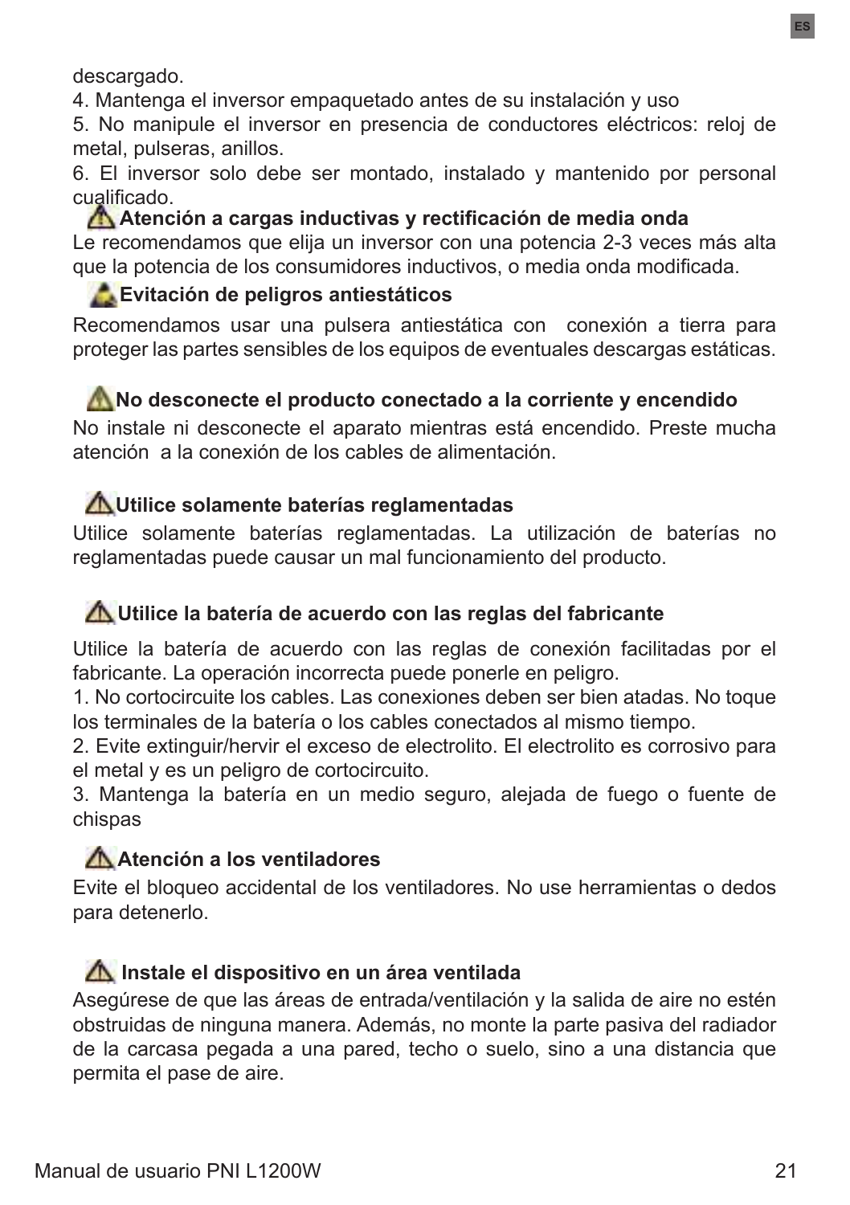descargado.

4. Mantenga el inversor empaquetado antes de su instalación y uso
5. No manipule el inversor en presencia de conductores eléctricos: reloj de metal, pulseras, anillos.
6. El inversor solo debe ser montado, instalado y mantenido por personal cualificado.

### ⚠ Atención a cargas inductivas y rectificación de media onda

Le recomendamos que elija un inversor con una potencia 2-3 veces más alta que la potencia de los consumidores inductivos, o media onda modificada.

### ⚠ Evitación de peligros antiestáticos

Recomendamos usar una pulsera antiestática con conexión a tierra para proteger las partes sensibles de los equipos de eventuales descargas estáticas.

### ⚠ No desconecte el producto conectado a la corriente y encendido

No instale ni desconecte el aparato mientras está encendido. Preste mucha atención a la conexión de los cables de alimentación.

### ⚠ Utilice solamente baterías reglamentadas

Utilice solamente baterías reglamentadas. La utilización de baterías no reglamentadas puede causar un mal funcionamiento del producto.

### ⚠ Utilice la batería de acuerdo con las reglas del fabricante

Utilice la batería de acuerdo con las reglas de conexión facilitadas por el fabricante. La operación incorrecta puede ponerle en peligro.

1. No cortocircuite los cables. Las conexiones deben ser bien atadas. No toque los terminales de la batería o los cables conectados al mismo tiempo.
2. Evite extinguir/hervir el exceso de electrolito. El electrolito es corrosivo para el metal y es un peligro de cortocircuito.
3. Mantenga la batería en un medio seguro, alejada de fuego o fuente de chispas

### ⚠ Atención a los ventiladores

Evite el bloqueo accidental de los ventiladores. No use herramientas o dedos para detenerlo.

### ⚠ Instale el dispositivo en un área ventilada

Asegúrese de que las áreas de entrada/ventilación y la salida de aire no estén obstruidas de ninguna manera. Además, no monte la parte pasiva del radiador de la carcasa pegada a una pared, techo o suelo, sino a una distancia que permita el pase de aire.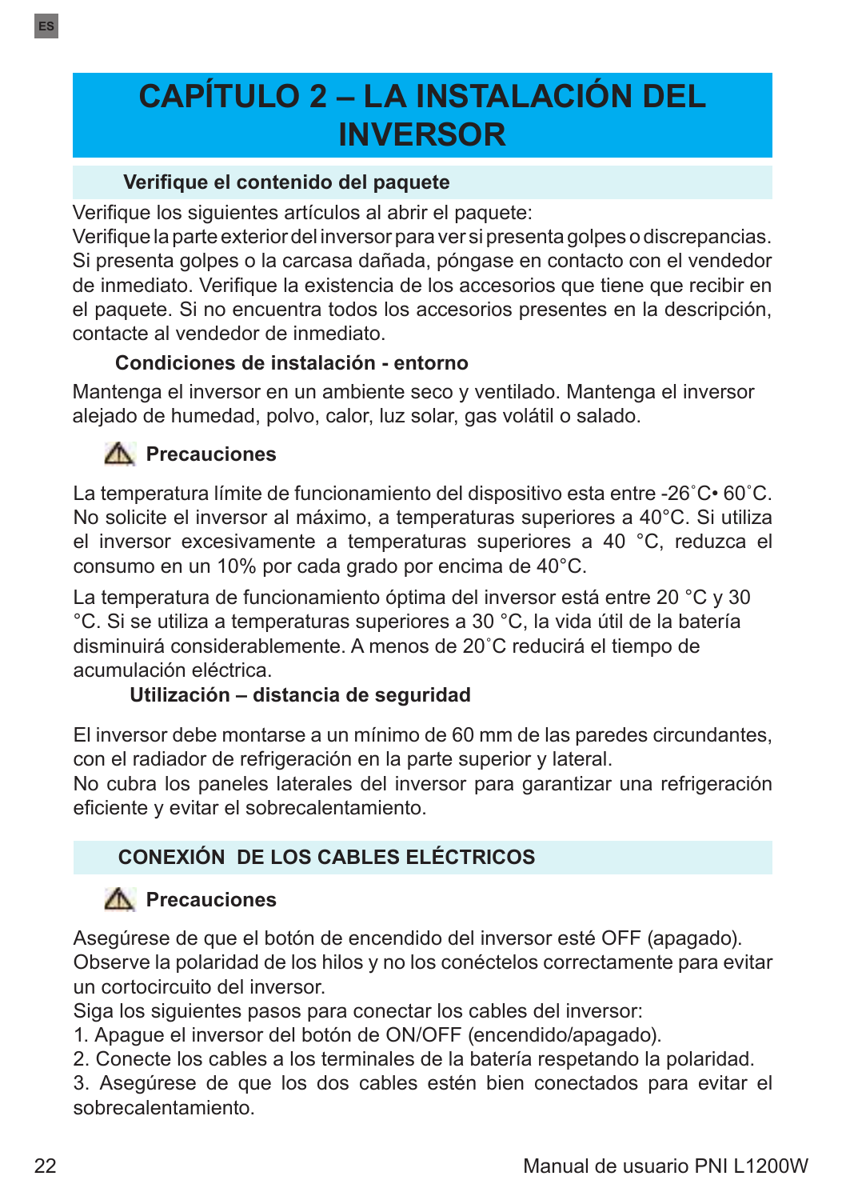# CAPÍTULO 2 – LA INSTALACIÓN DEL INVERSOR

## Verifique el contenido del paquete

Verifique los siguientes artículos al abrir el paquete:
Verifique la parte exterior del inversor para ver si presenta golpes o discrepancias. Si presenta golpes o la carcasa dañada, póngase en contacto con el vendedor de inmediato. Verifique la existencia de los accesorios que tiene que recibir en el paquete. Si no encuentra todos los accesorios presentes en la descripción, contacte al vendedor de inmediato.

### Condiciones de instalación - entorno

Mantenga el inversor en un ambiente seco y ventilado. Mantenga el inversor alejado de humedad, polvo, calor, luz solar, gas volátil o salado.

### ⚠ Precauciones

La temperatura límite de funcionamiento del dispositivo esta entre -26˚C• 60˚C. No solicite el inversor al máximo, a temperaturas superiores a 40°C. Si utiliza el inversor excesivamente a temperaturas superiores a 40 °C, reduzca el consumo en un 10% por cada grado por encima de 40°C.

La temperatura de funcionamiento óptima del inversor está entre 20 °C y 30 °C. Si se utiliza a temperaturas superiores a 30 °C, la vida útil de la batería disminuirá considerablemente. A menos de 20˚C reducirá el tiempo de acumulación eléctrica.

### Utilización – distancia de seguridad

El inversor debe montarse a un mínimo de 60 mm de las paredes circundantes, con el radiador de refrigeración en la parte superior y lateral.
No cubra los paneles laterales del inversor para garantizar una refrigeración eficiente y evitar el sobrecalentamiento.

## CONEXIÓN DE LOS CABLES ELÉCTRICOS

### ⚠ Precauciones

Asegúrese de que el botón de encendido del inversor esté OFF (apagado).
Observe la polaridad de los hilos y no los conéctelos correctamente para evitar un cortocircuito del inversor.
Siga los siguientes pasos para conectar los cables del inversor:

1. Apague el inversor del botón de ON/OFF (encendido/apagado).
2. Conecte los cables a los terminales de la batería respetando la polaridad.
3. Asegúrese de que los dos cables estén bien conectados para evitar el sobrecalentamiento.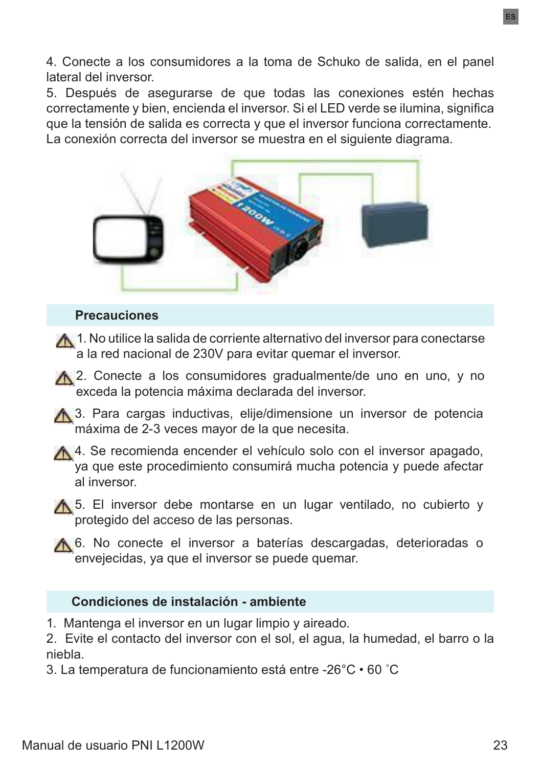4. Conecte a los consumidores a la toma de Schuko de salida, en el panel lateral del inversor.
5. Después de asegurarse de que todas las conexiones estén hechas correctamente y bien, encienda el inversor. Si el LED verde se ilumina, significa que la tensión de salida es correcta y que el inversor funciona correctamente.
La conexión correcta del inversor se muestra en el siguiente diagrama.

## Precauciones

1. No utilice la salida de corriente alternativo del inversor para conectarse a la red nacional de 230V para evitar quemar el inversor.

2. Conecte a los consumidores gradualmente/de uno en uno, y no exceda la potencia máxima declarada del inversor.

3. Para cargas inductivas, elije/dimensione un inversor de potencia máxima de 2-3 veces mayor de la que necesita.

4. Se recomienda encender el vehículo solo con el inversor apagado, ya que este procedimiento consumirá mucha potencia y puede afectar al inversor.

5. El inversor debe montarse en un lugar ventilado, no cubierto y protegido del acceso de las personas.

6. No conecte el inversor a baterías descargadas, deterioradas o envejecidas, ya que el inversor se puede quemar.

## Condiciones de instalación - ambiente

1. Mantenga el inversor en un lugar limpio y aireado.
2. Evite el contacto del inversor con el sol, el agua, la humedad, el barro o la niebla.
3. La temperatura de funcionamiento está entre -26°C • 60 °C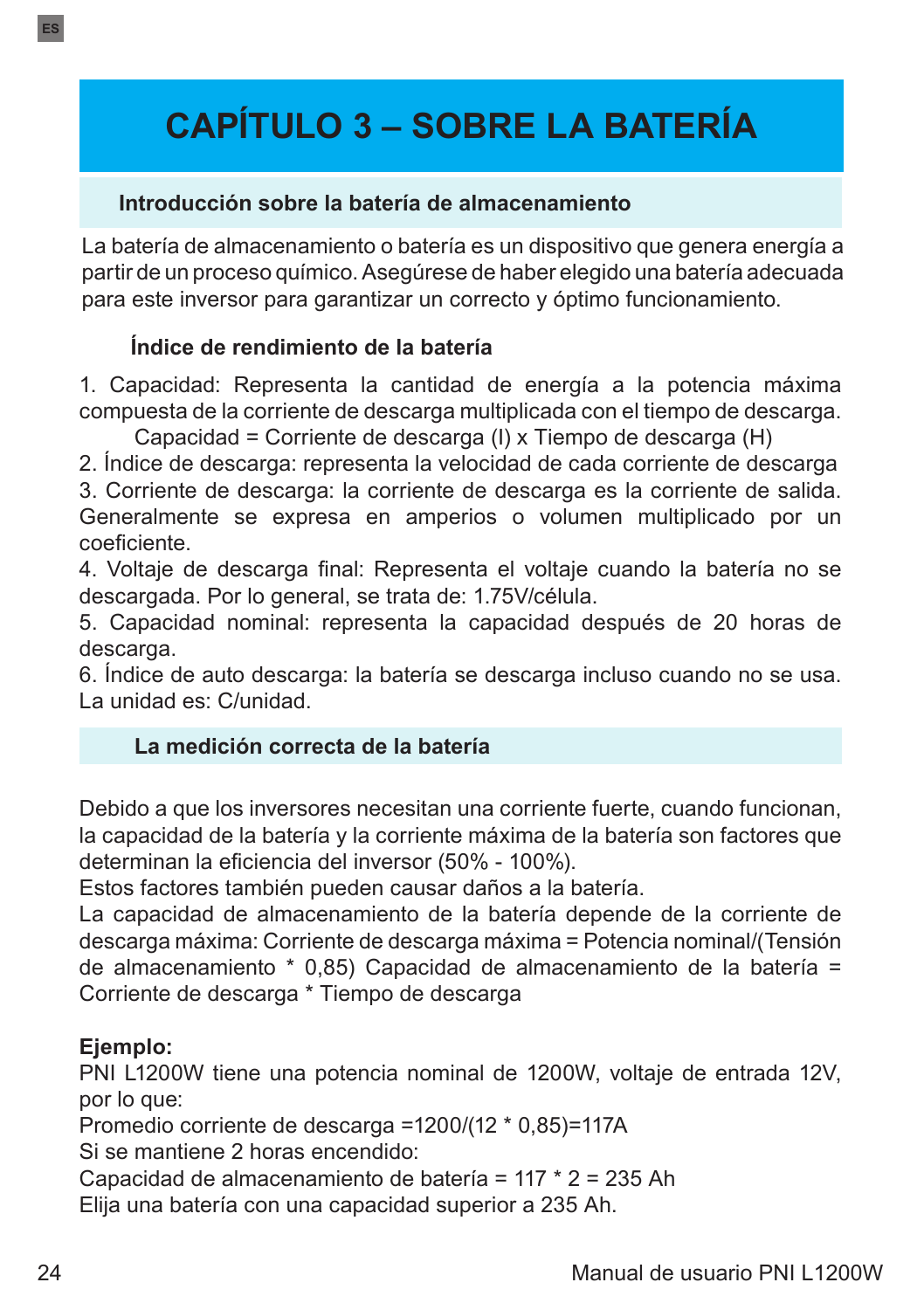# CAPÍTULO 3 – SOBRE LA BATERÍA

## Introducción sobre la batería de almacenamiento

La batería de almacenamiento o batería es un dispositivo que genera energía a partir de un proceso químico. Asegúrese de haber elegido una batería adecuada para este inversor para garantizar un correcto y óptimo funcionamiento.

### Índice de rendimiento de la batería

1. Capacidad: Representa la cantidad de energía a la potencia máxima compuesta de la corriente de descarga multiplicada con el tiempo de descarga.
   Capacidad = Corriente de descarga (I) x Tiempo de descarga (H)
2. Índice de descarga: representa la velocidad de cada corriente de descarga
3. Corriente de descarga: la corriente de descarga es la corriente de salida. Generalmente se expresa en amperios o volumen multiplicado por un coeficiente.
4. Voltaje de descarga final: Representa el voltaje cuando la batería no se descargada. Por lo general, se trata de: 1.75V/célula.
5. Capacidad nominal: representa la capacidad después de 20 horas de descarga.
6. Índice de auto descarga: la batería se descarga incluso cuando no se usa. La unidad es: C/unidad.

## La medición correcta de la batería

Debido a que los inversores necesitan una corriente fuerte, cuando funcionan, la capacidad de la batería y la corriente máxima de la batería son factores que determinan la eficiencia del inversor (50% - 100%).
Estos factores también pueden causar daños a la batería.
La capacidad de almacenamiento de la batería depende de la corriente de descarga máxima: Corriente de descarga máxima = Potencia nominal/(Tensión de almacenamiento * 0,85) Capacidad de almacenamiento de la batería = Corriente de descarga * Tiempo de descarga

**Ejemplo:**
PNI L1200W tiene una potencia nominal de 1200W, voltaje de entrada 12V, por lo que:
Promedio corriente de descarga =1200/(12 * 0,85)=117A
Si se mantiene 2 horas encendido:
Capacidad de almacenamiento de batería = 117 * 2 = 235 Ah
Elija una batería con una capacidad superior a 235 Ah.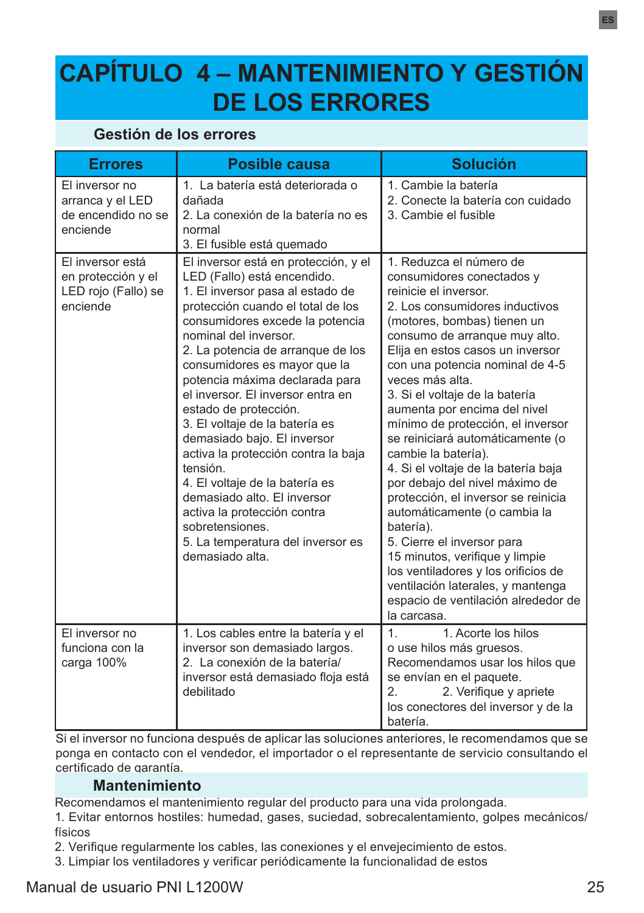# CAPÍTULO 4 – MANTENIMIENTO Y GESTIÓN DE LOS ERRORES

## Gestión de los errores

| Errores | Posible causa | Solución |
|---|---|---|
| El inversor no arranca y el LED de encendido no se enciende | 1. La batería está deteriorada o dañada<br>2. La conexión de la batería no es normal<br>3. El fusible está quemado | 1. Cambie la batería<br>2. Conecte la batería con cuidado<br>3. Cambie el fusible |
| El inversor está en protección y el LED rojo (Fallo) se enciende | El inversor está en protección, y el LED (Fallo) está encendido.<br>1. El inversor pasa al estado de protección cuando el total de los consumidores excede la potencia nominal del inversor.<br>2. La potencia de arranque de los consumidores es mayor que la potencia máxima declarada para el inversor. El inversor entra en estado de protección.<br>3. El voltaje de la batería es demasiado bajo. El inversor activa la protección contra la baja tensión.<br>4. El voltaje de la batería es demasiado alto. El inversor activa la protección contra sobretensiones.<br>5. La temperatura del inversor es demasiado alta. | 1. Reduzca el número de consumidores conectados y reinicie el inversor.<br>2. Los consumidores inductivos (motores, bombas) tienen un consumo de arranque muy alto. Elija en estos casos un inversor con una potencia nominal de 4-5 veces más alta.<br>3. Si el voltaje de la batería aumenta por encima del nivel mínimo de protección, el inversor se reiniciará automáticamente (o cambie la batería).<br>4. Si el voltaje de la batería baja por debajo del nivel máximo de protección, el inversor se reinicia automáticamente (o cambia la batería).<br>5. Cierre el inversor para 15 minutos, verifique y limpie los ventiladores y los orificios de ventilación laterales, y mantenga espacio de ventilación alrededor de la carcasa. |
| El inversor no funciona con la carga 100% | 1. Los cables entre la batería y el inversor son demasiado largos.<br>2. La conexión de la batería/ inversor está demasiado floja está debilitado | 1. 1. Acorte los hilos o use hilos más gruesos. Recomendamos usar los hilos que se envían en el paquete.<br>2. 2. Verifique y apriete los conectores del inversor y de la batería. |

Si el inversor no funciona después de aplicar las soluciones anteriores, le recomendamos que se ponga en contacto con el vendedor, el importador o el representante de servicio consultando el certificado de garantía.

## Mantenimiento

Recomendamos el mantenimiento regular del producto para una vida prolongada.

1. Evitar entornos hostiles: humedad, gases, suciedad, sobrecalentamiento, golpes mecánicos/ físicos
2. Verifique regularmente los cables, las conexiones y el envejecimiento de estos.
3. Limpiar los ventiladores y verificar periódicamente la funcionalidad de estos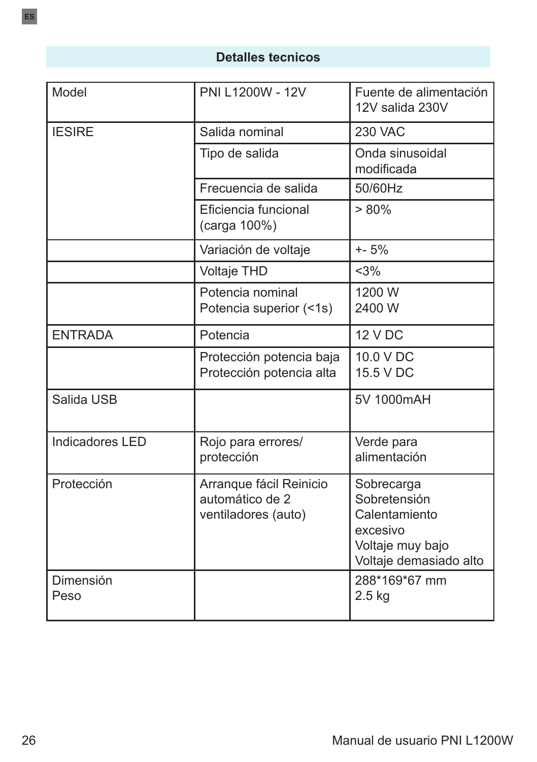## Detalles tecnicos

| Model | PNI L1200W - 12V | Fuente de alimentación 12V salida 230V |
|---|---|---|
| IESIRE | Salida nominal | 230 VAC |
| | Tipo de salida | Onda sinusoidal modificada |
| | Frecuencia de salida | 50/60Hz |
| | Eficiencia funcional (carga 100%) | > 80% |
| | Variación de voltaje | +- 5% |
| | Voltaje THD | <3% |
| | Potencia nominal<br>Potencia superior (<1s) | 1200 W<br>2400 W |
| ENTRADA | Potencia | 12 V DC |
| | Protección potencia baja<br>Protección potencia alta | 10.0 V DC<br>15.5 V DC |
| Salida USB | | 5V 1000mAH |
| Indicadores LED | Rojo para errores/ protección | Verde para alimentación |
| Protección | Arranque fácil Reinicio automático de 2 ventiladores (auto) | Sobrecarga<br>Sobretensión<br>Calentamiento excesivo<br>Voltaje muy bajo<br>Voltaje demasiado alto |
| Dimensión<br>Peso | | 288*169*67 mm<br>2.5 kg |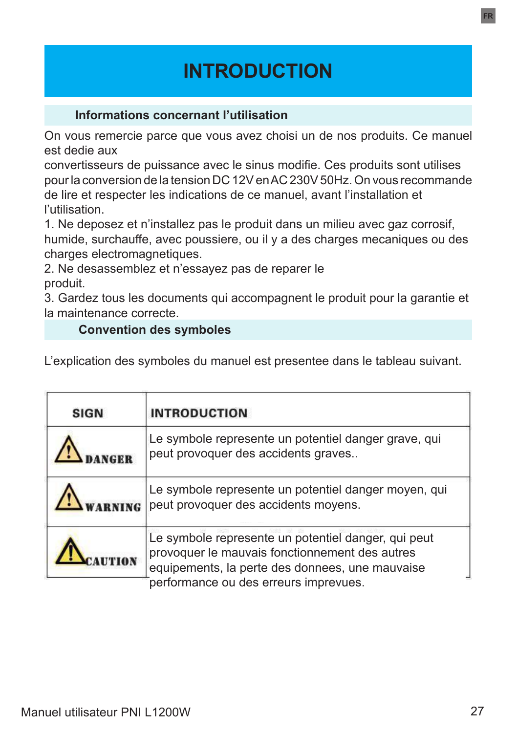# INTRODUCTION

## Informations concernant l'utilisation

On vous remercie parce que vous avez choisi un de nos produits. Ce manuel est dedie aux convertisseurs de puissance avec le sinus modifie. Ces produits sont utilises pour la conversion de la tension DC 12V en AC 230V 50Hz. On vous recommande de lire et respecter les indications de ce manuel, avant l'installation et l'utilisation.

1. Ne deposez et n'installez pas le produit dans un milieu avec gaz corrosif, humide, surchauffe, avec poussiere, ou il y a des charges mecaniques ou des charges electromagnetiques.
2. Ne desassemblez et n'essayez pas de reparer le produit.
3. Gardez tous les documents qui accompagnent le produit pour la garantie et la maintenance correcte.

## Convention des symboles

L'explication des symboles du manuel est presentee dans le tableau suivant.

| SIGN | INTRODUCTION |
|---|---|
| ⚠ DANGER | Le symbole represente un potentiel danger grave, qui peut provoquer des accidents graves.. |
| ⚠ WARNING | Le symbole represente un potentiel danger moyen, qui peut provoquer des accidents moyens. |
| ⚠ CAUTION | Le symbole represente un potentiel danger, qui peut provoquer le mauvais fonctionnement des autres equipements, la perte des donnees, une mauvaise performance ou des erreurs imprevues. |

Manuel utilisateur PNI L1200W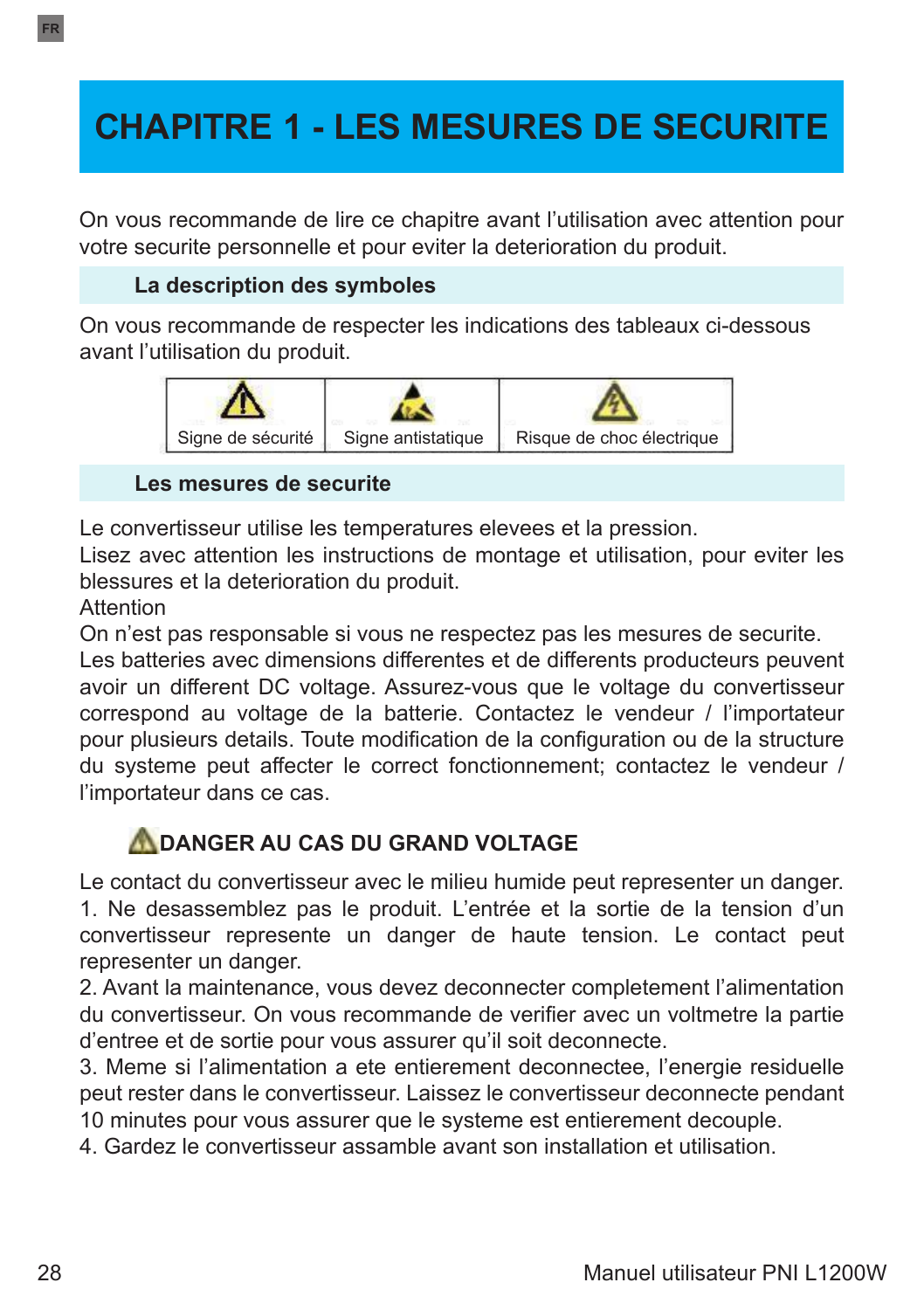# CHAPITRE 1 - LES MESURES DE SECURITE

On vous recommande de lire ce chapitre avant l'utilisation avec attention pour votre securite personnelle et pour eviter la deterioration du produit.

## La description des symboles

On vous recommande de respecter les indications des tableaux ci-dessous avant l'utilisation du produit.

| ⚠ | | ⚠ |
|---|---|---|
| Signe de sécurité | Signe antistatique | Risque de choc électrique |

## Les mesures de securite

Le convertisseur utilise les temperatures elevees et la pression.
Lisez avec attention les instructions de montage et utilisation, pour eviter les blessures et la deterioration du produit.
Attention
On n'est pas responsable si vous ne respectez pas les mesures de securite.
Les batteries avec dimensions differentes et de differents producteurs peuvent avoir un different DC voltage. Assurez-vous que le voltage du convertisseur correspond au voltage de la batterie. Contactez le vendeur / l'importateur pour plusieurs details. Toute modification de la configuration ou de la structure du systeme peut affecter le correct fonctionnement; contactez le vendeur / l'importateur dans ce cas.

### ⚠DANGER AU CAS DU GRAND VOLTAGE

Le contact du convertisseur avec le milieu humide peut representer un danger.
1. Ne desassemblez pas le produit. L'entrée et la sortie de la tension d'un convertisseur represente un danger de haute tension. Le contact peut representer un danger.
2. Avant la maintenance, vous devez deconnecter completement l'alimentation du convertisseur. On vous recommande de verifier avec un voltmetre la partie d'entree et de sortie pour vous assurer qu'il soit deconnecte.
3. Meme si l'alimentation a ete entierement deconnectee, l'energie residuelle peut rester dans le convertisseur. Laissez le convertisseur deconnecte pendant 10 minutes pour vous assurer que le systeme est entierement decouple.
4. Gardez le convertisseur assamble avant son installation et utilisation.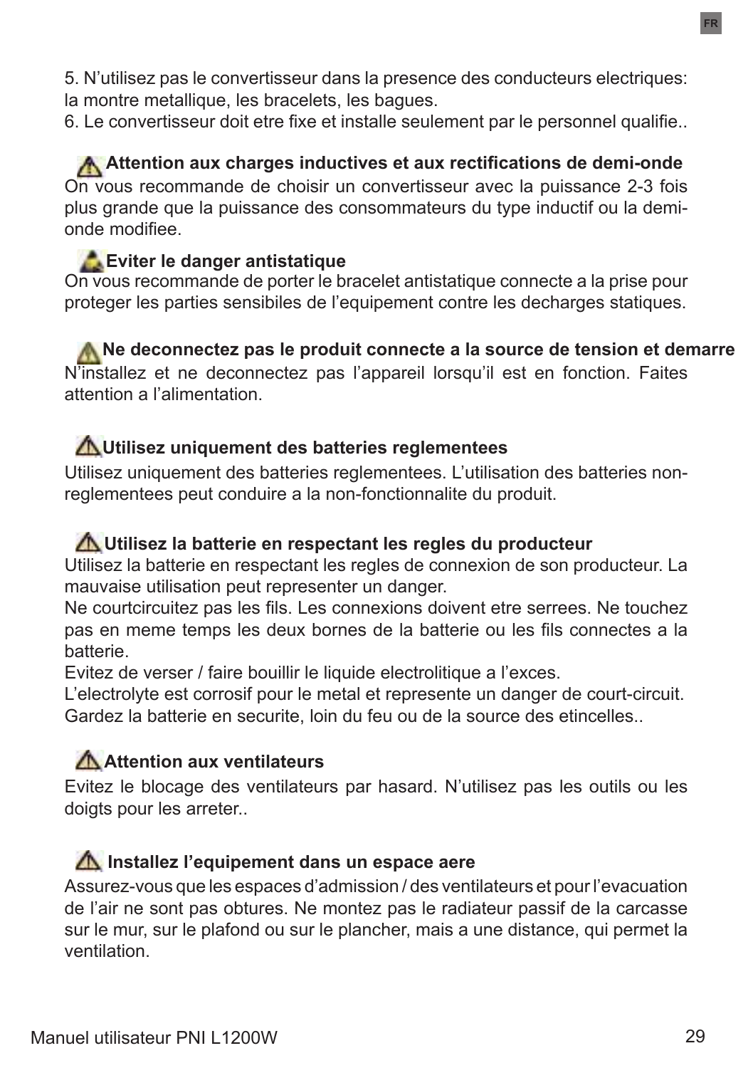5. N'utilisez pas le convertisseur dans la presence des conducteurs electriques: la montre metallique, les bracelets, les bagues.
6. Le convertisseur doit etre fixe et installe seulement par le personnel qualifie..

### ⚠ Attention aux charges inductives et aux rectifications de demi-onde

On vous recommande de choisir un convertisseur avec la puissance 2-3 fois plus grande que la puissance des consommateurs du type inductif ou la demi-onde modifiee.

### ⚠ Eviter le danger antistatique

On vous recommande de porter le bracelet antistatique connecte a la prise pour proteger les parties sensibiles de l'equipement contre les decharges statiques.

### ⚠ Ne deconnectez pas le produit connecte a la source de tension et demarre

N'installez et ne deconnectez pas l'appareil lorsqu'il est en fonction. Faites attention a l'alimentation.

### ⚠ Utilisez uniquement des batteries reglementees

Utilisez uniquement des batteries reglementees. L'utilisation des batteries non-reglementees peut conduire a la non-fonctionnalite du produit.

### ⚠ Utilisez la batterie en respectant les regles du producteur

Utilisez la batterie en respectant les regles de connexion de son producteur. La mauvaise utilisation peut representer un danger.
Ne courtcircuitez pas les fils. Les connexions doivent etre serrees. Ne touchez pas en meme temps les deux bornes de la batterie ou les fils connectes a la batterie.
Evitez de verser / faire bouillir le liquide electrolitique a l'exces.
L'electrolyte est corrosif pour le metal et represente un danger de court-circuit.
Gardez la batterie en securite, loin du feu ou de la source des etincelles..

### ⚠ Attention aux ventilateurs

Evitez le blocage des ventilateurs par hasard. N'utilisez pas les outils ou les doigts pour les arreter..

### ⚠ Installez l'equipement dans un espace aere

Assurez-vous que les espaces d'admission / des ventilateurs et pour l'evacuation de l'air ne sont pas obtures. Ne montez pas le radiateur passif de la carcasse sur le mur, sur le plafond ou sur le plancher, mais a une distance, qui permet la ventilation.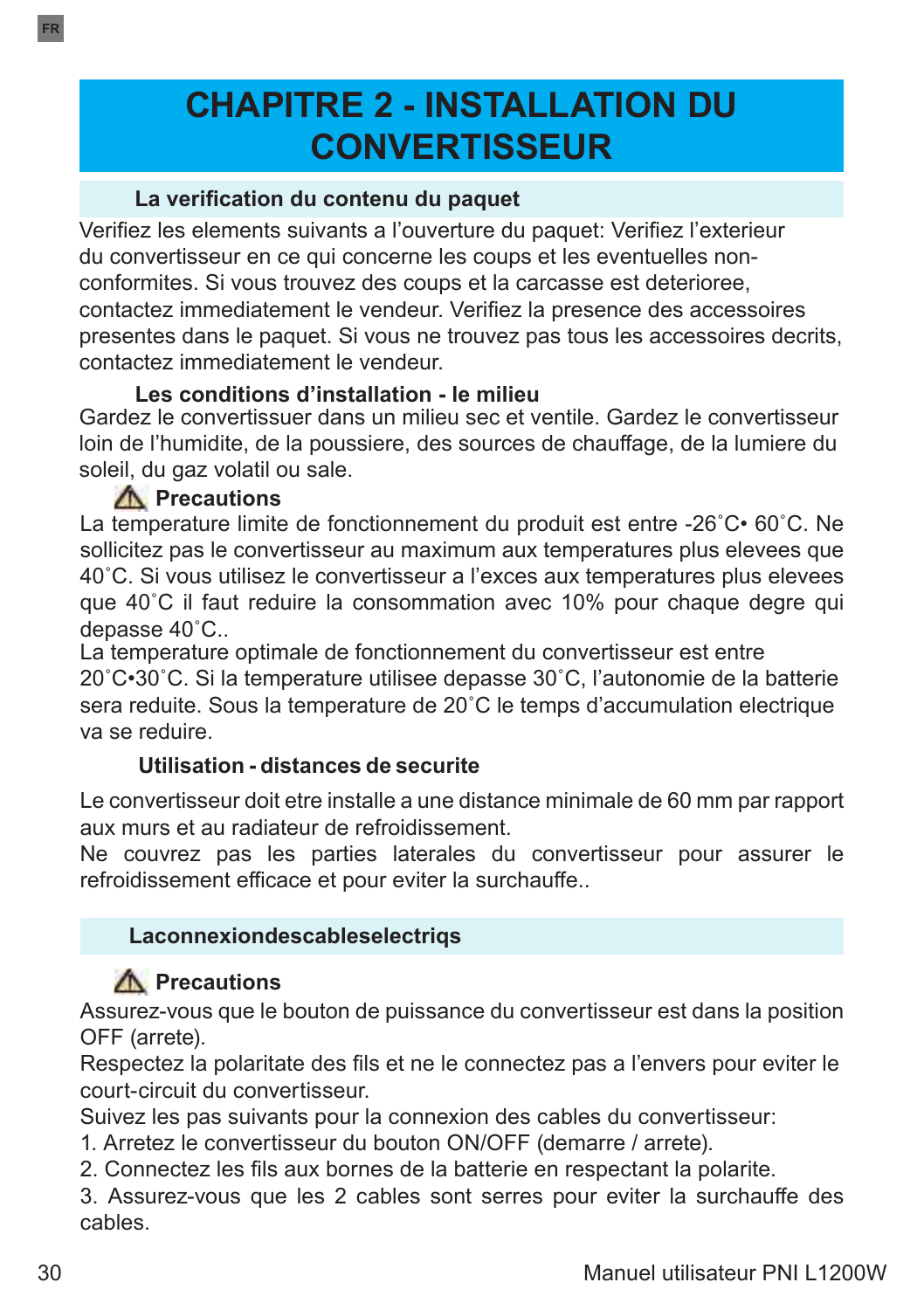# CHAPITRE 2 - INSTALLATION DU CONVERTISSEUR

## La verification du contenu du paquet

Verifiez les elements suivants a l'ouverture du paquet: Verifiez l'exterieur du convertisseur en ce qui concerne les coups et les eventuelles non-conformites. Si vous trouvez des coups et la carcasse est deterioree, contactez immediatement le vendeur. Verifiez la presence des accessoires presentes dans le paquet. Si vous ne trouvez pas tous les accessoires decrits, contactez immediatement le vendeur.

### Les conditions d'installation - le milieu

Gardez le convertissuer dans un milieu sec et ventile. Gardez le convertisseur loin de l'humidite, de la poussiere, des sources de chauffage, de la lumiere du soleil, du gaz volatil ou sale.

### ⚠ Precautions

La temperature limite de fonctionnement du produit est entre -26˚C• 60˚C. Ne sollicitez pas le convertisseur au maximum aux temperatures plus elevees que 40˚C. Si vous utilisez le convertisseur a l'exces aux temperatures plus elevees que 40˚C il faut reduire la consommation avec 10% pour chaque degre qui depasse 40˚C..

La temperature optimale de fonctionnement du convertisseur est entre 20˚C•30˚C. Si la temperature utilisee depasse 30˚C, l'autonomie de la batterie sera reduite. Sous la temperature de 20˚C le temps d'accumulation electrique va se reduire.

### Utilisation - distances de securite

Le convertisseur doit etre installe a une distance minimale de 60 mm par rapport aux murs et au radiateur de refroidissement.

Ne couvrez pas les parties laterales du convertisseur pour assurer le refroidissement efficace et pour eviter la surchauffe..

## Laconnexiondescableselectriqs

### ⚠ Precautions

Assurez-vous que le bouton de puissance du convertisseur est dans la position OFF (arrete).

Respectez la polaritate des fils et ne le connectez pas a l'envers pour eviter le court-circuit du convertisseur.

Suivez les pas suivants pour la connexion des cables du convertisseur:

1. Arretez le convertisseur du bouton ON/OFF (demarre / arrete).
2. Connectez les fils aux bornes de la batterie en respectant la polarite.
3. Assurez-vous que les 2 cables sont serres pour eviter la surchauffe des cables.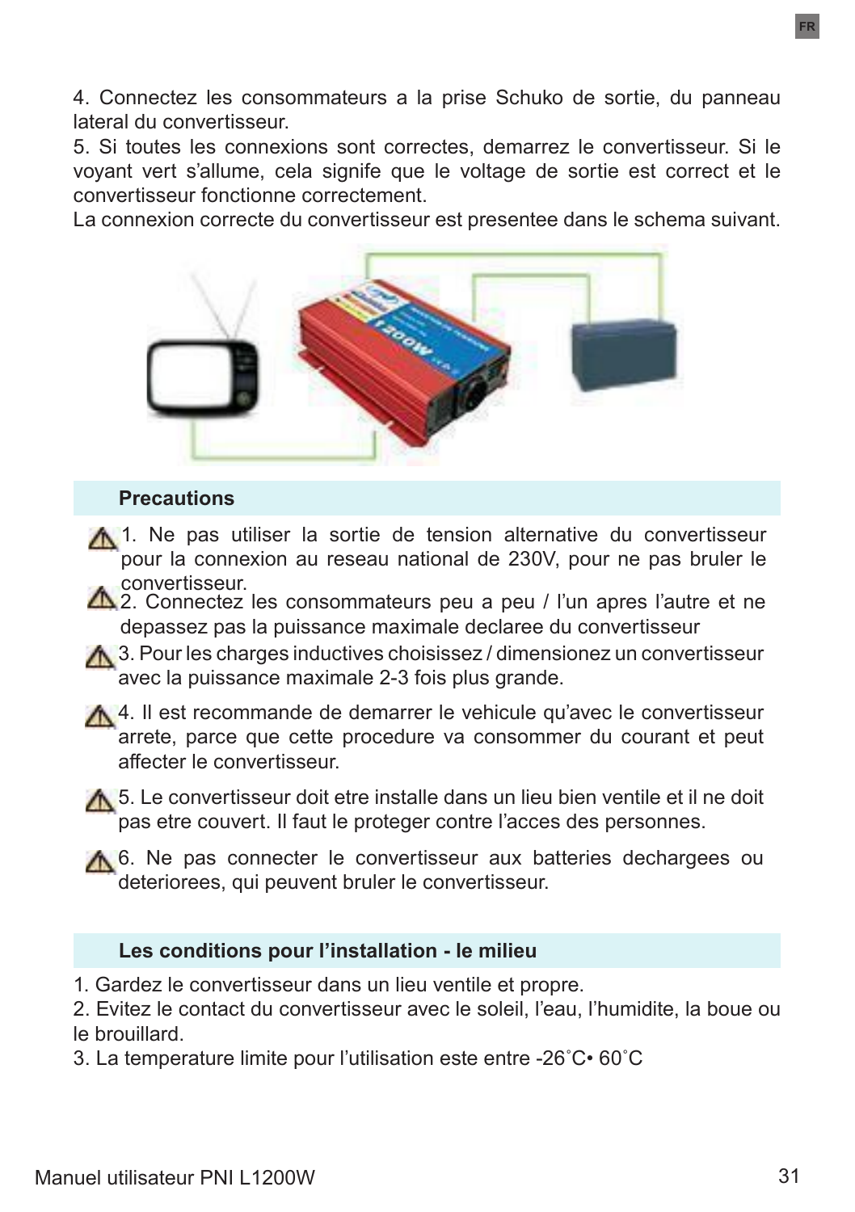4. Connectez les consommateurs a la prise Schuko de sortie, du panneau lateral du convertisseur.
5. Si toutes les connexions sont correctes, demarrez le convertisseur. Si le voyant vert s'allume, cela signife que le voltage de sortie est correct et le convertisseur fonctionne correctement.
La connexion correcte du convertisseur est presentee dans le schema suivant.

## Precautions

1. Ne pas utiliser la sortie de tension alternative du convertisseur pour la connexion au reseau national de 230V, pour ne pas bruler le convertisseur.
2. Connectez les consommateurs peu a peu / l'un apres l'autre et ne depassez pas la puissance maximale declaree du convertisseur
3. Pour les charges inductives choisissez / dimensionez un convertisseur avec la puissance maximale 2-3 fois plus grande.
4. Il est recommande de demarrer le vehicule qu'avec le convertisseur arrete, parce que cette procedure va consommer du courant et peut affecter le convertisseur.
5. Le convertisseur doit etre installe dans un lieu bien ventile et il ne doit pas etre couvert. Il faut le proteger contre l'acces des personnes.
6. Ne pas connecter le convertisseur aux batteries dechargees ou deteriorees, qui peuvent bruler le convertisseur.

## Les conditions pour l'installation - le milieu

1. Gardez le convertisseur dans un lieu ventile et propre.
2. Evitez le contact du convertisseur avec le soleil, l'eau, l'humidite, la boue ou le brouillard.
3. La temperature limite pour l'utilisation este entre -26˚C• 60˚C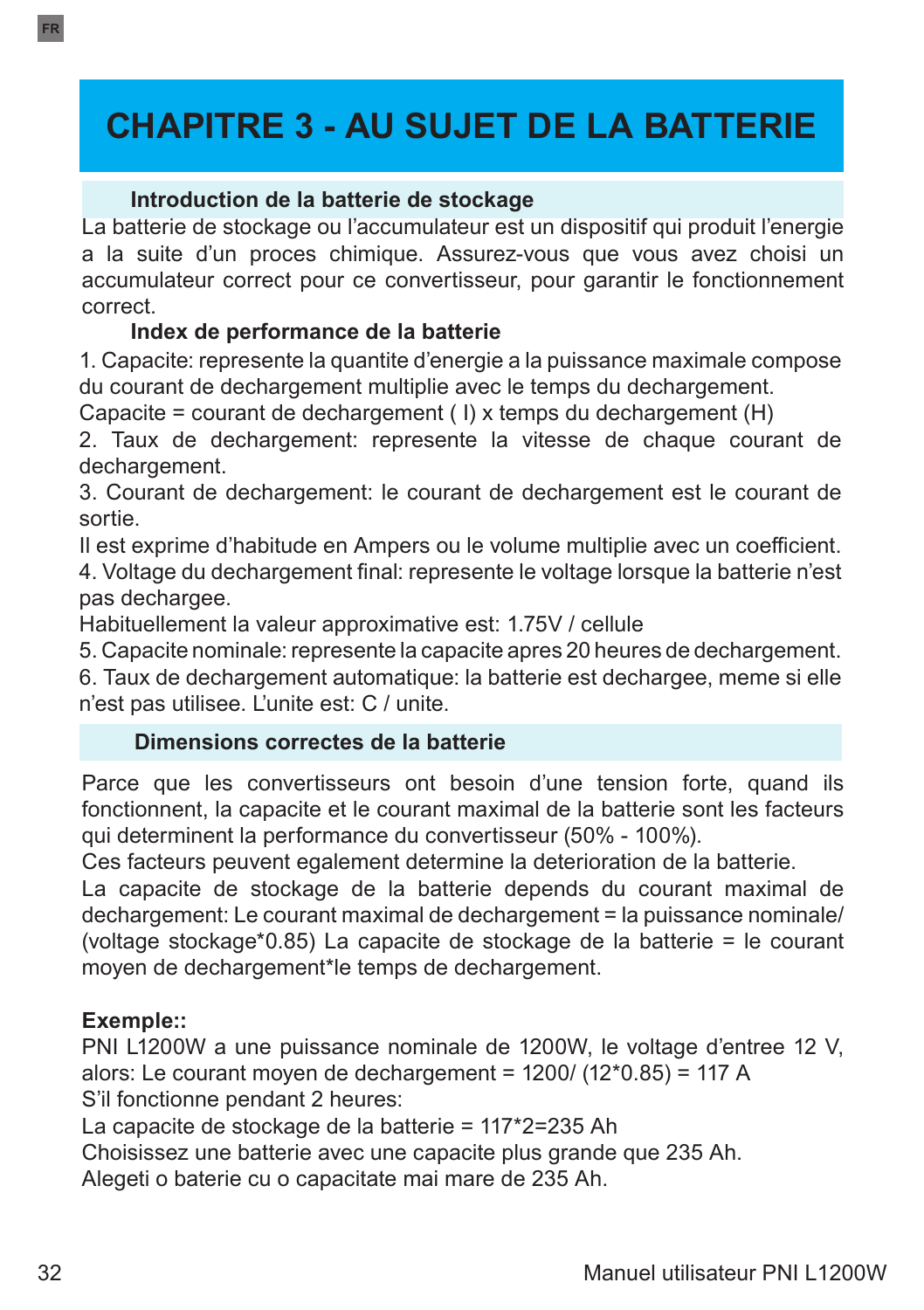# CHAPITRE 3 - AU SUJET DE LA BATTERIE

### Introduction de la batterie de stockage

La batterie de stockage ou l'accumulateur est un dispositif qui produit l'energie a la suite d'un proces chimique. Assurez-vous que vous avez choisi un accumulateur correct pour ce convertisseur, pour garantir le fonctionnement correct.

### Index de performance de la batterie

1. Capacite: represente la quantite d'energie a la puissance maximale compose du courant de dechargement multiplie avec le temps du dechargement.
Capacite = courant de dechargement ( I) x temps du dechargement (H)
2. Taux de dechargement: represente la vitesse de chaque courant de dechargement.
3. Courant de dechargement: le courant de dechargement est le courant de sortie.
Il est exprime d'habitude en Ampers ou le volume multiplie avec un coefficient.
4. Voltage du dechargement final: represente le voltage lorsque la batterie n'est pas dechargee.
Habituellement la valeur approximative est: 1.75V / cellule
5. Capacite nominale: represente la capacite apres 20 heures de dechargement.
6. Taux de dechargement automatique: la batterie est dechargee, meme si elle n'est pas utilisee. L'unite est: C / unite.

### Dimensions correctes de la batterie

Parce que les convertisseurs ont besoin d'une tension forte, quand ils fonctionnent, la capacite et le courant maximal de la batterie sont les facteurs qui determinent la performance du convertisseur (50% - 100%).
Ces facteurs peuvent egalement determine la deterioration de la batterie.
La capacite de stockage de la batterie depends du courant maximal de dechargement: Le courant maximal de dechargement = la puissance nominale/ (voltage stockage*0.85) La capacite de stockage de la batterie = le courant moyen de dechargement*le temps de dechargement.

**Exemple::**
PNI L1200W a une puissance nominale de 1200W, le voltage d'entree 12 V, alors: Le courant moyen de dechargement = 1200/ (12*0.85) = 117 A
S'il fonctionne pendant 2 heures:
La capacite de stockage de la batterie = 117*2=235 Ah
Choisissez une batterie avec une capacite plus grande que 235 Ah.
Alegeti o baterie cu o capacitate mai mare de 235 Ah.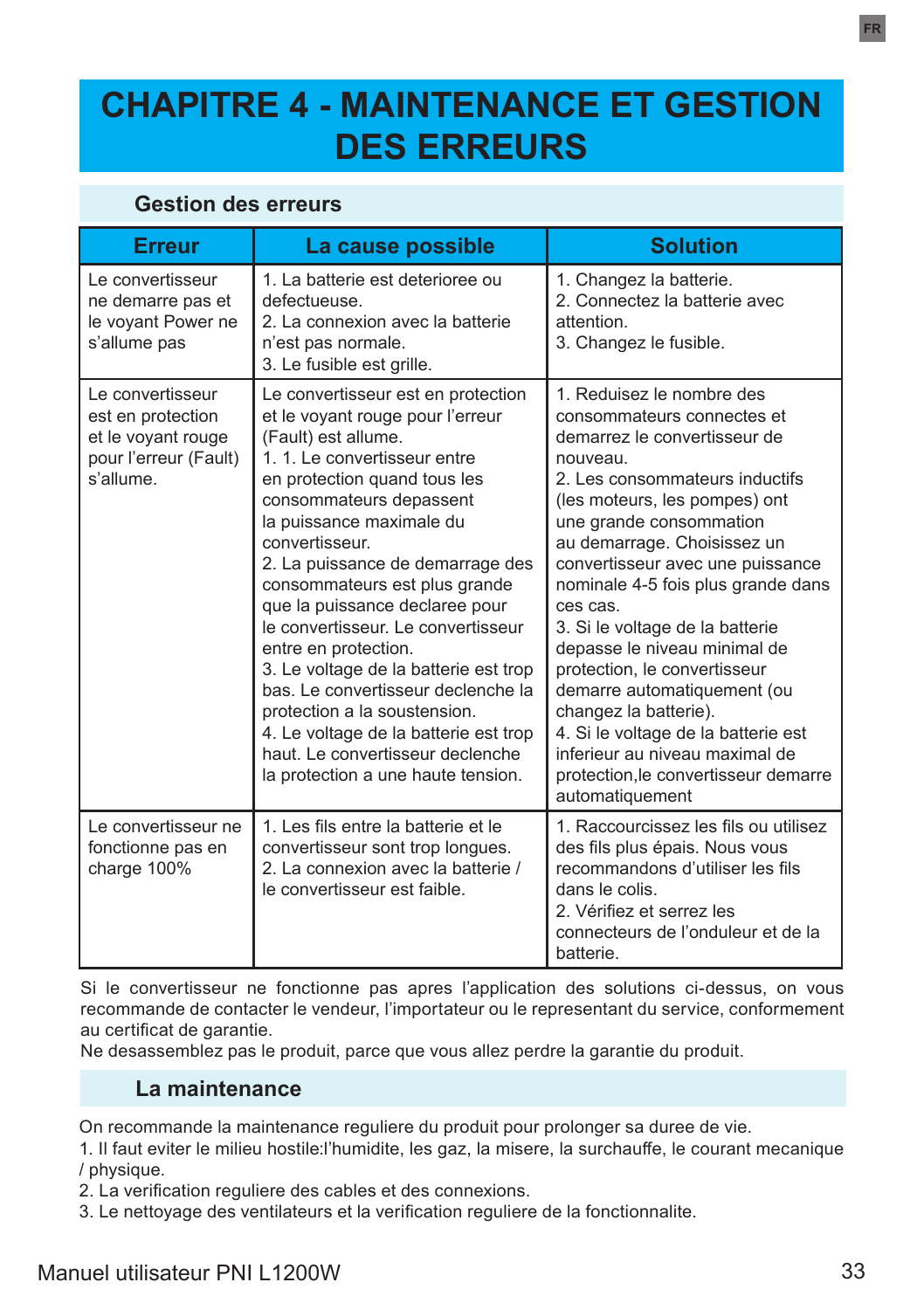# CHAPITRE 4 - MAINTENANCE ET GESTION DES ERREURS

## Gestion des erreurs

| Erreur | La cause possible | Solution |
|---|---|---|
| Le convertisseur ne demarre pas et le voyant Power ne s'allume pas | 1. La batterie est deterioree ou defectueuse.<br>2. La connexion avec la batterie n'est pas normale.<br>3. Le fusible est grille. | 1. Changez la batterie.<br>2. Connectez la batterie avec attention.<br>3. Changez le fusible. |
| Le convertisseur est en protection et le voyant rouge pour l'erreur (Fault) s'allume. | Le convertisseur est en protection et le voyant rouge pour l'erreur (Fault) est allume.<br>1. 1. Le convertisseur entre en protection quand tous les consommateurs depassent la puissance maximale du convertisseur.<br>2. La puissance de demarrage des consommateurs est plus grande que la puissance declaree pour le convertisseur. Le convertisseur entre en protection.<br>3. Le voltage de la batterie est trop bas. Le convertisseur declenche la protection a la soustension.<br>4. Le voltage de la batterie est trop haut. Le convertisseur declenche la protection a une haute tension. | 1. Reduisez le nombre des consommateurs connectes et demarrez le convertisseur de nouveau.<br>2. Les consommateurs inductifs (les moteurs, les pompes) ont une grande consommation au demarrage. Choisissez un convertisseur avec une puissance nominale 4-5 fois plus grande dans ces cas.<br>3. Si le voltage de la batterie depasse le niveau minimal de protection, le convertisseur demarre automatiquement (ou changez la batterie).<br>4. Si le voltage de la batterie est inferieur au niveau maximal de protection,le convertisseur demarre automatiquement |
| Le convertisseur ne fonctionne pas en charge 100% | 1. Les fils entre la batterie et le convertisseur sont trop longues.<br>2. La connexion avec la batterie / le convertisseur est faible. | 1. Raccourcissez les fils ou utilisez des fils plus épais. Nous vous recommandons d'utiliser les fils dans le colis.<br>2. Vérifiez et serrez les connecteurs de l'onduleur et de la batterie. |

Si le convertisseur ne fonctionne pas apres l'application des solutions ci-dessus, on vous recommande de contacter le vendeur, l'importateur ou le representant du service, conformement au certificat de garantie.
Ne desassemblez pas le produit, parce que vous allez perdre la garantie du produit.

## La maintenance

On recommande la maintenance reguliere du produit pour prolonger sa duree de vie.
1. Il faut eviter le milieu hostile:l'humidite, les gaz, la misere, la surchauffe, le courant mecanique / physique.
2. La verification reguliere des cables et des connexions.
3. Le nettoyage des ventilateurs et la verification reguliere de la fonctionnalite.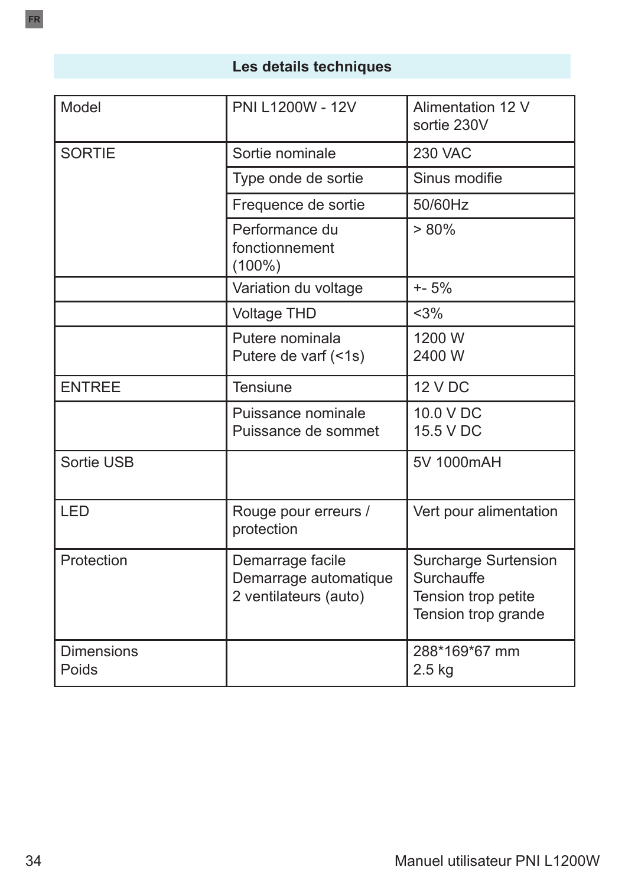## Les details techniques

| Model | PNI L1200W - 12V | Alimentation 12 V<br>sortie 230V |
|---|---|---|
| SORTIE | Sortie nominale | 230 VAC |
| | Type onde de sortie | Sinus modifie |
| | Frequence de sortie | 50/60Hz |
| | Performance du fonctionnement (100%) | > 80% |
| | Variation du voltage | +- 5% |
| | Voltage THD | <3% |
| | Putere nominala<br>Putere de varf (<1s) | 1200 W<br>2400 W |
| ENTREE | Tensiune | 12 V DC |
| | Puissance nominale<br>Puissance de sommet | 10.0 V DC<br>15.5 V DC |
| Sortie USB | | 5V 1000mAH |
| LED | Rouge pour erreurs / protection | Vert pour alimentation |
| Protection | Demarrage facile<br>Demarrage automatique<br>2 ventilateurs (auto) | Surcharge Surtension<br>Surchauffe<br>Tension trop petite<br>Tension trop grande |
| Dimensions<br>Poids | | 288*169*67 mm<br>2.5 kg |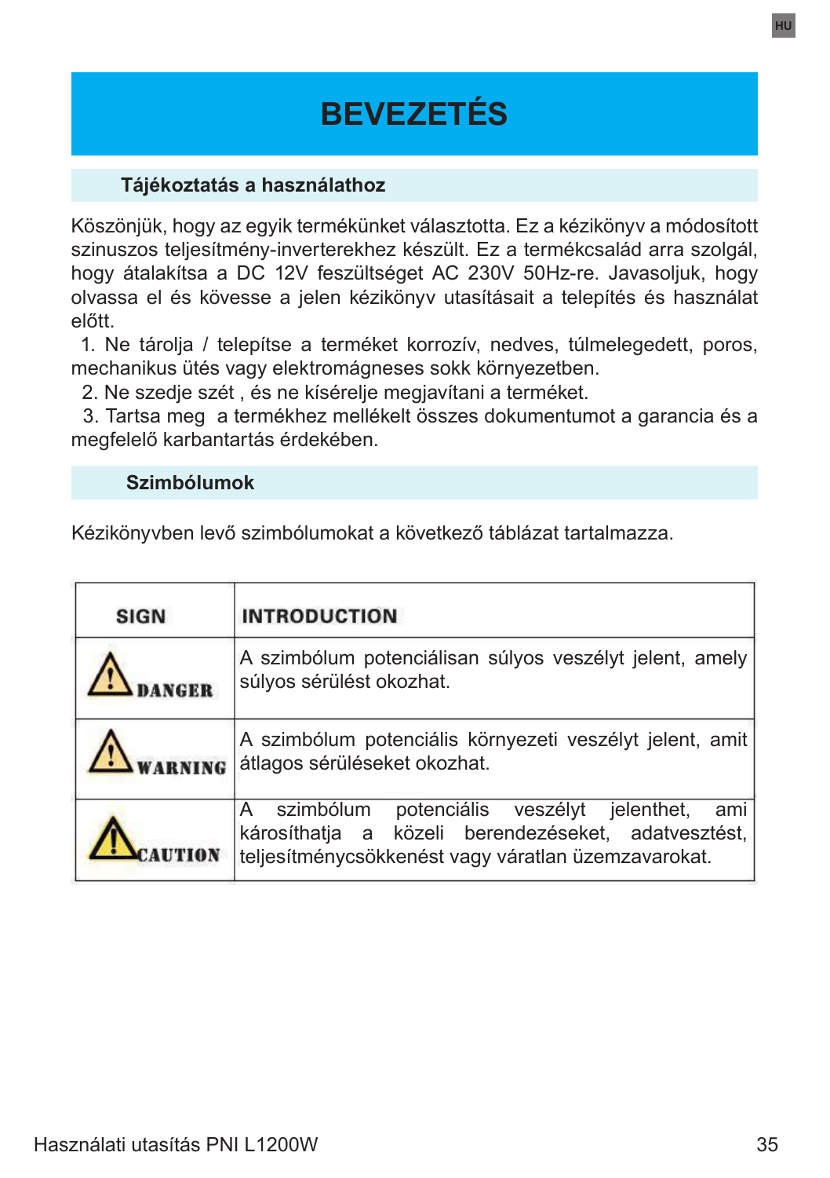# BEVEZETÉS

## Tájékoztatás a használathoz

Köszönjük, hogy az egyik termékünket választotta. Ez a kézikönyv a módosított szinuszos teljesítmény-inverterekhez készült. Ez a termékcsalád arra szolgál, hogy átalakítsa a DC 12V feszültséget AC 230V 50Hz-re. Javasoljuk, hogy olvassa el és kövesse a jelen kézikönyv utasításait a telepítés és használat előtt.

1. Ne tárolja / telepítse a terméket korrozív, nedves, túlmelegedett, poros, mechanikus ütés vagy elektromágneses sokk környezetben.
2. Ne szedje szét , és ne kísérelje megjavítani a terméket.
3. Tartsa meg a termékhez mellékelt összes dokumentumot a garancia és a megfelelő karbantartás érdekében.

## Szimbólumok

Kézikönyvben levő szimbólumokat a következő táblázat tartalmazza.

| SIGN | INTRODUCTION |
| --- | --- |
| ⚠ DANGER | A szimbólum potenciálisan súlyos veszélyt jelent, amely súlyos sérülést okozhat. |
| ⚠ WARNING | A szimbólum potenciális környezeti veszélyt jelent, amit átlagos sérüléseket okozhat. |
| ⚠ CAUTION | A szimbólum potenciális veszélyt jelenthet, ami károsíthatja a közeli berendezéseket, adatvesztést, teljesítménycsökkenést vagy váratlan üzemzavarokat. |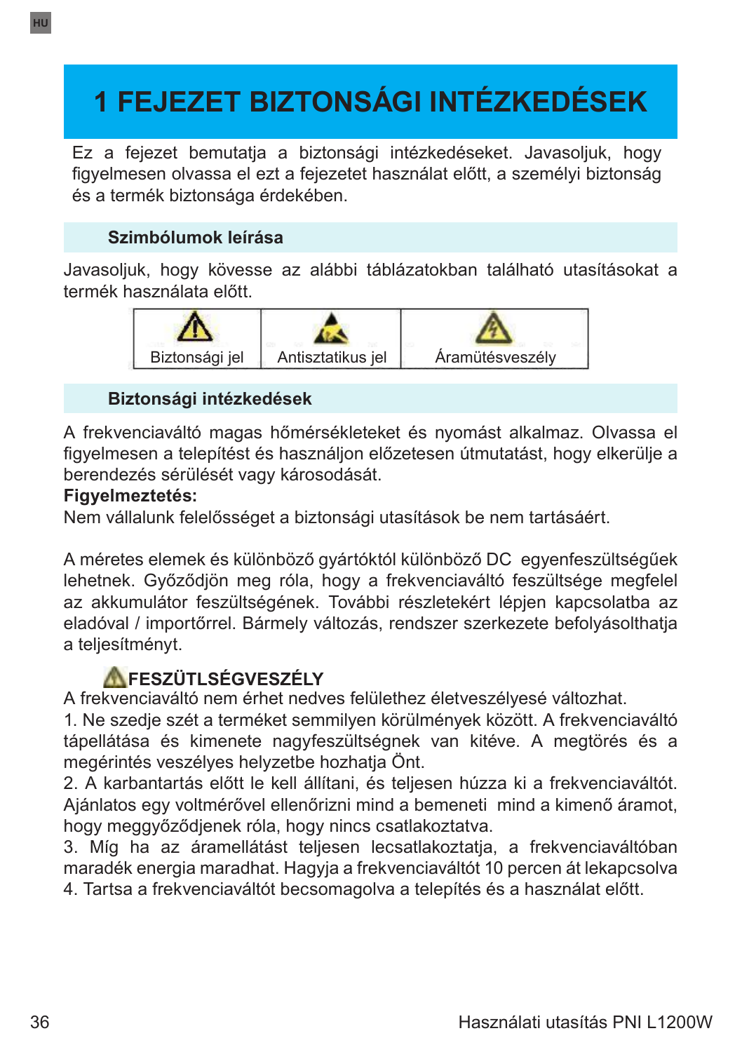# 1 FEJEZET BIZTONSÁGI INTÉZKEDÉSEK

Ez a fejezet bemutatja a biztonsági intézkedéseket. Javasoljuk, hogy figyelmesen olvassa el ezt a fejezetet használat előtt, a személyi biztonság és a termék biztonsága érdekében.

## Szimbólumok leírása

Javasoljuk, hogy kövesse az alábbi táblázatokban található utasításokat a termék használata előtt.

| ⚠ | ⚠ | ⚠ |
|---|---|---|
| Biztonsági jel | Antisztatikus jel | Áramütésveszély |

## Biztonsági intézkedések

A frekvenciaváltó magas hőmérsékleteket és nyomást alkalmaz. Olvassa el figyelmesen a telepítést és használjon előzetesen útmutatást, hogy elkerülje a berendezés sérülését vagy károsodását.

**Figyelmeztetés:**

Nem vállalunk felelősséget a biztonsági utasítások be nem tartásáért.

A méretes elemek és különböző gyártóktól különböző DC egyenfeszültségűek lehetnek. Győződjön meg róla, hogy a frekvenciaváltó feszültsége megfelel az akkumulátor feszültségének. További részletekért lépjen kapcsolatba az eladóval / importőrrel. Bármely változás, rendszer szerkezete befolyásolthatja a teljesítményt.

⚠**FESZÜTLSÉGVESZÉLY**

A frekvenciaváltó nem érhet nedves felülethez életveszélyesé változhat.

1. Ne szedje szét a terméket semmilyen körülmények között. A frekvenciaváltó tápellátása és kimenete nagyfeszültségnek van kitéve. A megtörés és a megérintés veszélyes helyzetbe hozhatja Önt.
2. A karbantartás előtt le kell állítani, és teljesen húzza ki a frekvenciaváltót. Ajánlatos egy voltmérővel ellenőrizni mind a bemeneti mind a kimenő áramot, hogy meggyőződjenek róla, hogy nincs csatlakoztatva.
3. Míg ha az áramellátást teljesen lecsatlakoztatja, a frekvenciaváltóban maradék energia maradhat. Hagyja a frekvenciaváltót 10 percen át lekapcsolva
4. Tartsa a frekvenciaváltót becsomagolva a telepítés és a használat előtt.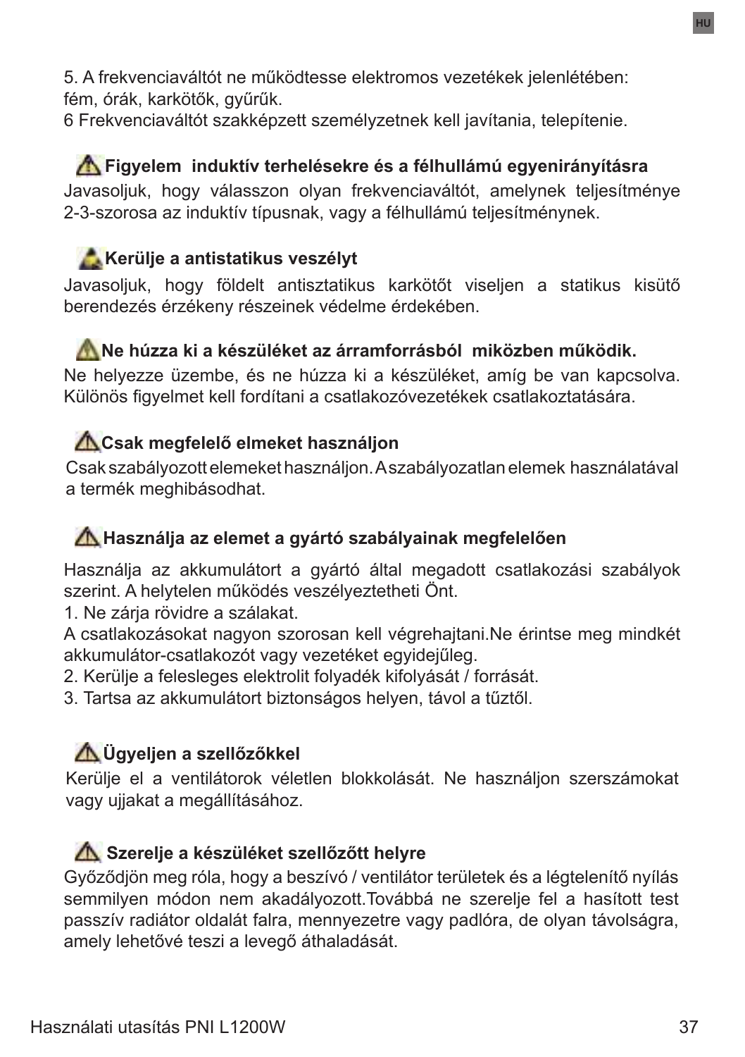5. A frekvenciaváltót ne működtesse elektromos vezetékek jelenlétében: fém, órák, karkötők, gyűrűk.
6 Frekvenciaváltót szakképzett személyzetnek kell javítania, telepítenie.

### ⚠ Figyelem induktív terhelésekre és a félhullámú egyenirányításra

Javasoljuk, hogy válasszon olyan frekvenciaváltót, amelynek teljesítménye 2-3-szorosa az induktív típusnak, vagy a félhullámú teljesítménynek.

### Kerülje a antistatikus veszélyt

Javasoljuk, hogy földelt antisztatikus karkötőt viseljen a statikus kisütő berendezés érzékeny részeinek védelme érdekében.

### ⚠ Ne húzza ki a készüléket az árramforrásból miközben működik.

Ne helyezze üzembe, és ne húzza ki a készüléket, amíg be van kapcsolva. Különös figyelmet kell fordítani a csatlakozóvezetékek csatlakoztatására.

### ⚠ Csak megfelelő elmeket használjon

Csak szabályozott elemeket használjon. A szabályozatlan elemek használatával a termék meghibásodhat.

### ⚠ Használja az elemet a gyártó szabályainak megfelelően

Használja az akkumulátort a gyártó által megadott csatlakozási szabályok szerint. A helytelen működés veszélyeztetheti Önt.
1. Ne zárja rövidre a szálakat.
A csatlakozásokat nagyon szorosan kell végrehajtani.Ne érintse meg mindkét akkumulátor-csatlakozót vagy vezetéket egyidejűleg.
2. Kerülje a felesleges elektrolit folyadék kifolyását / forrását.
3. Tartsa az akkumulátort biztonságos helyen, távol a tűztől.

### ⚠ Ügyeljen a szellőzőkkel

Kerülje el a ventilátorok véletlen blokkolását. Ne használjon szerszámokat vagy ujjakat a megállításához.

### ⚠ Szerelje a készüléket szellőzött helyre

Győződjön meg róla, hogy a beszívó / ventilátor területek és a légtelenítő nyílás semmilyen módon nem akadályozott.Továbbá ne szerelje fel a hasított test passzív radiátor oldalát falra, mennyezetre vagy padlóra, de olyan távolságra, amely lehetővé teszi a levegő áthaladását.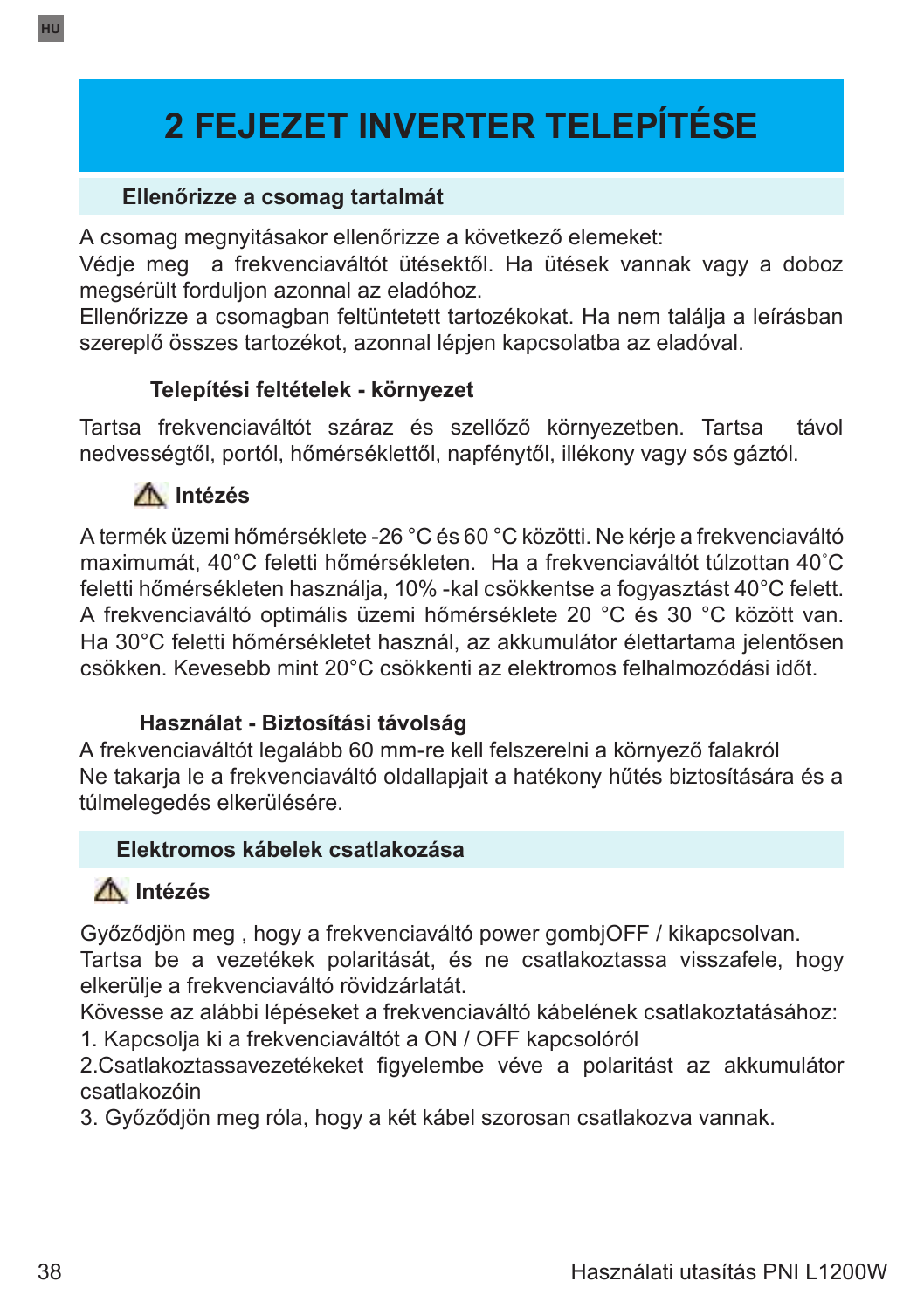# 2 FEJEZET INVERTER TELEPÍTÉSE

## Ellenőrizze a csomag tartalmát

A csomag megnyitásakor ellenőrizze a következő elemeket:
Védje meg a frekvenciaváltót ütésektől. Ha ütések vannak vagy a doboz megsérült forduljon azonnal az eladóhoz.
Ellenőrizze a csomagban feltüntetett tartozékokat. Ha nem találja a leírásban szereplő összes tartozékot, azonnal lépjen kapcsolatba az eladóval.

### Telepítési feltételek - környezet

Tartsa frekvenciaváltót száraz és szellőző környezetben. Tartsa távol nedvességtől, portól, hőmérséklettől, napfénytől, illékony vagy sós gáztól.

**⚠ Intézés**

A termék üzemi hőmérséklete -26 °C és 60 °C közötti. Ne kérje a frekvenciaváltó maximumát, 40°C feletti hőmérsékleten. Ha a frekvenciaváltót túlzottan 40˚C feletti hőmérsékleten használja, 10% -kal csökkentse a fogyasztást 40°C felett.
A frekvenciaváltó optimális üzemi hőmérséklete 20 °C és 30 °C között van. Ha 30°C feletti hőmérsékletet használ, az akkumulátor élettartama jelentősen csökken. Kevesebb mint 20°C csökkenti az elektromos felhalmozódási időt.

### Használat - Biztosítási távolság

A frekvenciaváltót legalább 60 mm-re kell felszerelni a környező falakról
Ne takarja le a frekvenciaváltó oldallapjait a hatékony hűtés biztosítására és a túlmelegedés elkerülésére.

## Elektromos kábelek csatlakozása

**⚠ Intézés**

Győződjön meg , hogy a frekvenciaváltó power gombjOFF / kikapcsolvan.
Tartsa be a vezetékek polaritását, és ne csatlakoztassa visszafele, hogy elkerülje a frekvenciaváltó rövidzárlatát.
Kövesse az alábbi lépéseket a frekvenciaváltó kábelének csatlakoztatásához:
1. Kapcsolja ki a frekvenciaváltót a ON / OFF kapcsolóról
2.Csatlakoztassavezetékeket figyelembe véve a polaritást az akkumulátor csatlakozóin
3. Győződjön meg róla, hogy a két kábel szorosan csatlakozva vannak.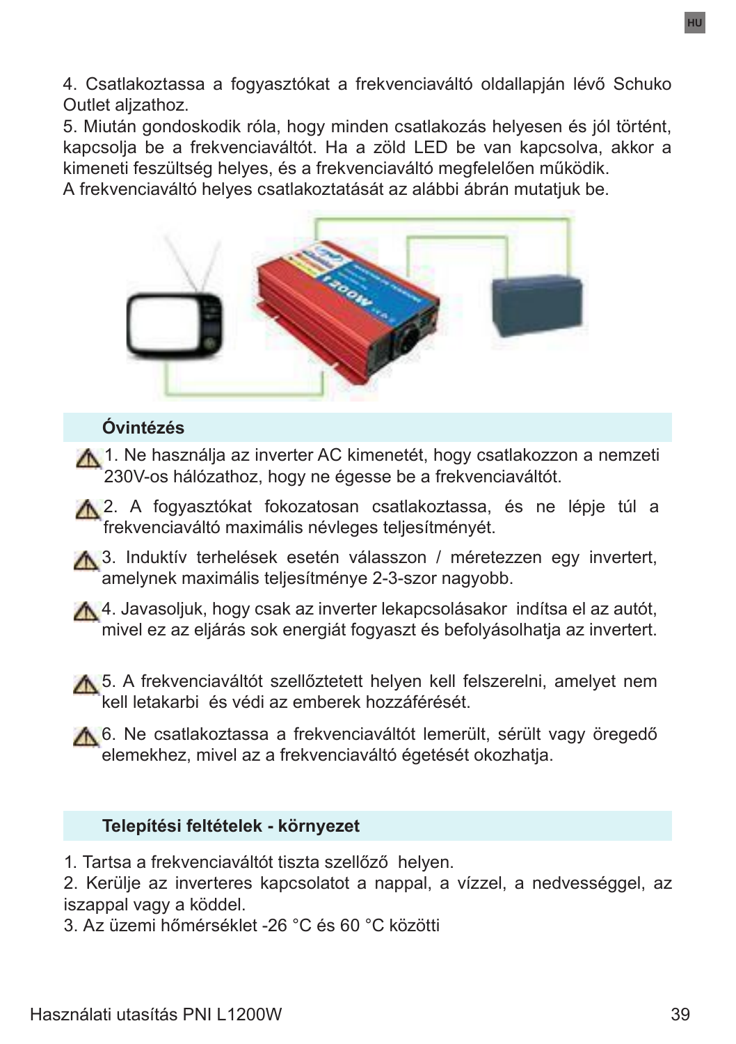4. Csatlakoztassa a fogyasztókat a frekvenciaváltó oldallapján lévő Schuko Outlet aljzathoz.
5. Miután gondoskodik róla, hogy minden csatlakozás helyesen és jól történt, kapcsolja be a frekvenciaváltót. Ha a zöld LED be van kapcsolva, akkor a kimeneti feszültség helyes, és a frekvenciaváltó megfelelően működik.
A frekvenciaváltó helyes csatlakoztatását az alábbi ábrán mutatjuk be.

## Óvintézés

1. Ne használja az inverter AC kimenetét, hogy csatlakozzon a nemzeti 230V-os hálózathoz, hogy ne égesse be a frekvenciaváltót.
2. A fogyasztókat fokozatosan csatlakoztassa, és ne lépje túl a frekvenciaváltó maximális névleges teljesítményét.
3. Induktív terhelések esetén válasszon / méretezzen egy invertert, amelynek maximális teljesítménye 2-3-szor nagyobb.
4. Javasoljuk, hogy csak az inverter lekapcsolásakor indítsa el az autót, mivel ez az eljárás sok energiát fogyaszt és befolyásolhatja az invertert.
5. A frekvenciaváltót szellőztetett helyen kell felszerelni, amelyet nem kell letakarbi és védi az emberek hozzáférését.
6. Ne csatlakoztassa a frekvenciaváltót lemerült, sérült vagy öregedő elemekhez, mivel az a frekvenciaváltó égetését okozhatja.

## Telepítési feltételek - környezet

1. Tartsa a frekvenciaváltót tiszta szellőző helyen.
2. Kerülje az inverteres kapcsolatot a nappal, a vízzel, a nedvességgel, az iszappal vagy a köddel.
3. Az üzemi hőmérséklet -26 °C és 60 °C közötti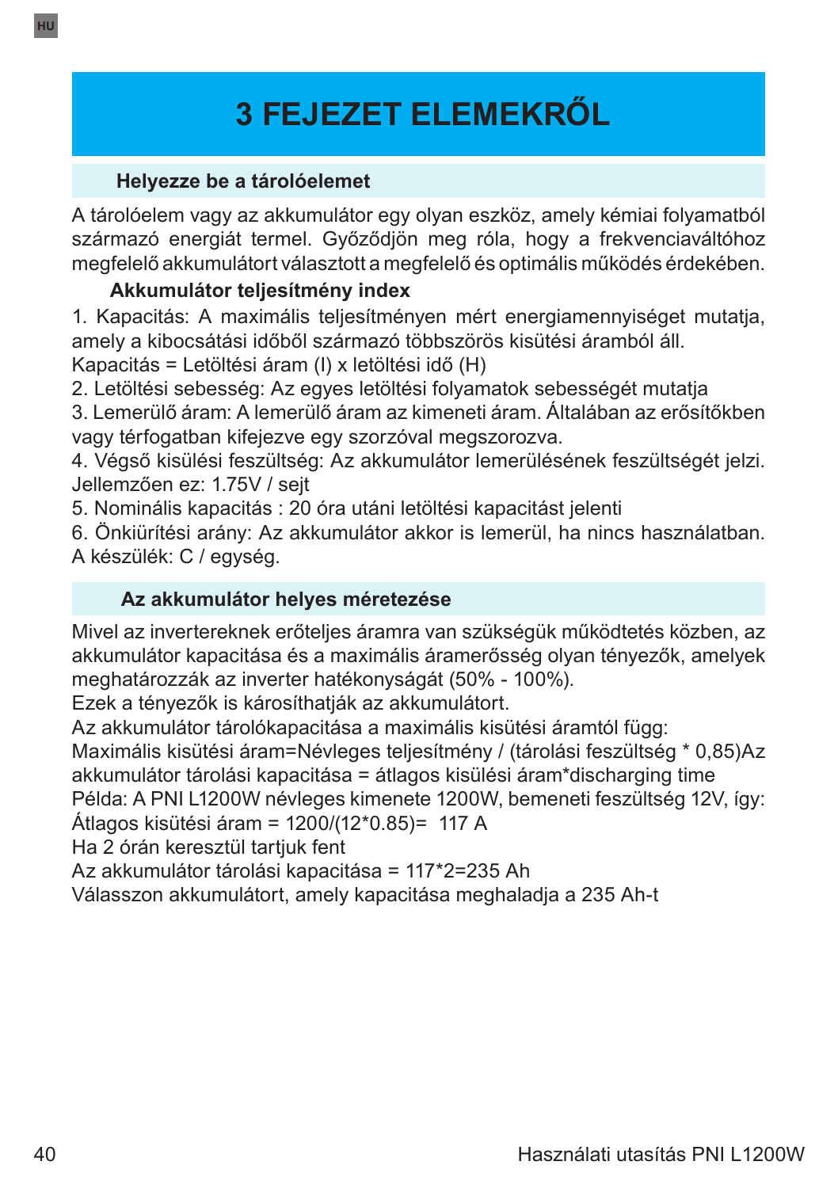# 3 FEJEZET ELEMEKRŐL

## Helyezze be a tárolóelemet

A tárolóelem vagy az akkumulátor egy olyan eszköz, amely kémiai folyamatból származó energiát termel. Győződjön meg róla, hogy a frekvenciaváltóhoz megfelelő akkumulátort választott a megfelelő és optimális működés érdekében.

### Akkumulátor teljesítmény index

1. Kapacitás: A maximális teljesítményen mért energiamennyiséget mutatja, amely a kibocsátási időből származó többszörös kisütési áramból áll.
Kapacitás = Letöltési áram (I) x letöltési idő (H)
2. Letöltési sebesség: Az egyes letöltési folyamatok sebességét mutatja
3. Lemerülő áram: A lemerülő áram az kimeneti áram. Általában az erősítőkben vagy térfogatban kifejezve egy szorzóval megszorozva.
4. Végső kisülési feszültség: Az akkumulátor lemerülésének feszültségét jelzi. Jellemzően ez: 1.75V / sejt
5. Nominális kapacitás : 20 óra utáni letöltési kapacitást jelenti
6. Önkiürítési arány: Az akkumulátor akkor is lemerül, ha nincs használatban. A készülék: C / egység.

## Az akkumulátor helyes méretezése

Mivel az invertereknek erőteljes áramra van szükségük működtetés közben, az akkumulátor kapacitása és a maximális áramerősség olyan tényezők, amelyek meghatározzák az inverter hatékonyságát (50% - 100%).
Ezek a tényezők is károsíthatják az akkumulátort.
Az akkumulátor tárolókapacitása a maximális kisütési áramtól függ:
Maximális kisütési áram=Névleges teljesítmény / (tárolási feszültség * 0,85)Az akkumulátor tárolási kapacitása = átlagos kisülési áram*discharging time
Példa: A PNI L1200W névleges kimenete 1200W, bemeneti feszültség 12V, így:
Átlagos kisütési áram = 1200/(12*0.85)= 117 A
Ha 2 órán keresztül tartjuk fent
Az akkumulátor tárolási kapacitása = 117*2=235 Ah
Válasszon akkumulátort, amely kapacitása meghaladja a 235 Ah-t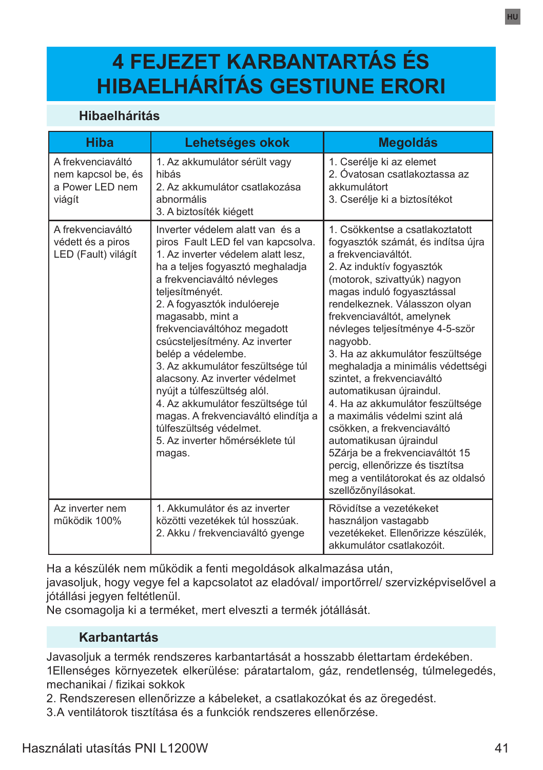# 4 FEJEZET KARBANTARTÁS ÉS HIBAELHÁRÍTÁS GESTIUNE ERORI

## Hibaelhárítás

| Hiba | Lehetséges okok | Megoldás |
|---|---|---|
| A frekvenciaváltó nem kapcsol be, és a Power LED nem viágít | 1. Az akkumulátor sérült vagy hibás<br>2. Az akkumulátor csatlakozása abnormális<br>3. A biztosíték kiégett | 1. Cserélje ki az elemet<br>2. Óvatosan csatlakoztassa az akkumulátort<br>3. Cserélje ki a biztosítékot |
| A frekvenciaváltó védett és a piros LED (Fault) világít | Inverter védelem alatt van és a piros Fault LED fel van kapcsolva.<br>1. Az inverter védelem alatt lesz, ha a teljes fogyasztó meghaladja a frekvenciaváltó névleges teljesítményét.<br>2. A fogyasztók indulóereje magasabb, mint a frekvenciaváltóhoz megadott csúcsteljesítmény. Az inverter belép a védelembe.<br>3. Az akkumulátor feszültsége túl alacsony. Az inverter védelmet nyújt a túlfeszültség alól.<br>4. Az akkumulátor feszültsége túl magas. A frekvenciaváltó elindítja a túlfeszültség védelmet.<br>5. Az inverter hőmérséklete túl magas. | 1. Csökkentse a csatlakoztatott fogyasztók számát, és indítsa újra a frekvenciaváltót.<br>2. Az induktív fogyasztók (motorok, szivattyúk) nagyon magas induló fogyasztással rendelkeznek. Válasszon olyan frekvenciaváltót, amelynek névleges teljesítménye 4-5-ször nagyobb.<br>3. Ha az akkumulátor feszültsége meghaladja a minimális védettségi szintet, a frekvenciaváltó automatikusan újraindul.<br>4. Ha az akkumulátor feszültsége a maximális védelmi szint alá csökken, a frekvenciaváltó automatikusan újraindul<br>5Zárja be a frekvenciaváltót 15 percig, ellenőrizze és tisztítsa meg a ventilátorokat és az oldalsó szellőzőnyílásokat. |
| Az inverter nem működik 100% | 1. Akkumulátor és az inverter közötti vezetékek túl hosszúak.<br>2. Akku / frekvenciaváltó gyenge | Rövidítse a vezetékeket használjon vastagabb vezetékeket. Ellenőrizze készülék, akkumulátor csatlakozóit. |

Ha a készülék nem működik a fenti megoldások alkalmazása után, javasoljuk, hogy vegye fel a kapcsolatot az eladóval/ importőrrel/ szervizképviselővel a jótállási jegyen feltétlenül.
Ne csomagolja ki a terméket, mert elveszti a termék jótállását.

## Karbantartás

Javasoljuk a termék rendszeres karbantartását a hosszabb élettartam érdekében.
1Ellenséges környezetek elkerülése: páratartalom, gáz, rendetlenség, túlmelegedés, mechanikai / fizikai sokkok
2. Rendszeresen ellenőrizze a kábeleket, a csatlakozókat és az öregedést.
3.A ventilátorok tisztítása és a funkciók rendszeres ellenőrzése.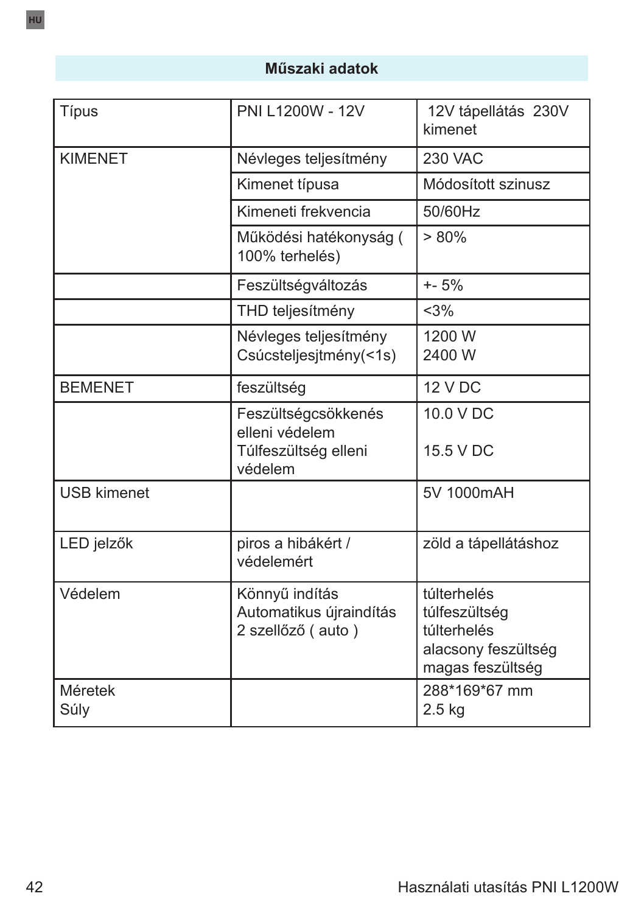## Műszaki adatok

| Típus | PNI L1200W - 12V | 12V tápellátás 230V kimenet |
|---|---|---|
| KIMENET | Névleges teljesítmény | 230 VAC |
| | Kimenet típusa | Módosított szinusz |
| | Kimeneti frekvencia | 50/60Hz |
| | Működési hatékonyság ( 100% terhelés) | > 80% |
| | Feszültségváltozás | +- 5% |
| | THD teljesítmény | <3% |
| | Névleges teljesítmény<br>Csúcsteljesjtmény(<1s) | 1200 W<br>2400 W |
| BEMENET | feszültség | 12 V DC |
| | Feszültségcsökkenés elleni védelem<br>Túlfeszültség elleni védelem | 10.0 V DC<br>15.5 V DC |
| USB kimenet | | 5V 1000mAH |
| LED jelzők | piros a hibákért / védelemért | zöld a tápellátáshoz |
| Védelem | Könnyű indítás<br>Automatikus újraindítás<br>2 szellőző ( auto ) | túlterhelés<br>túlfeszültség<br>túlterhelés<br>alacsony feszültség<br>magas feszültség |
| Méretek<br>Súly | | 288*169*67 mm<br>2.5 kg |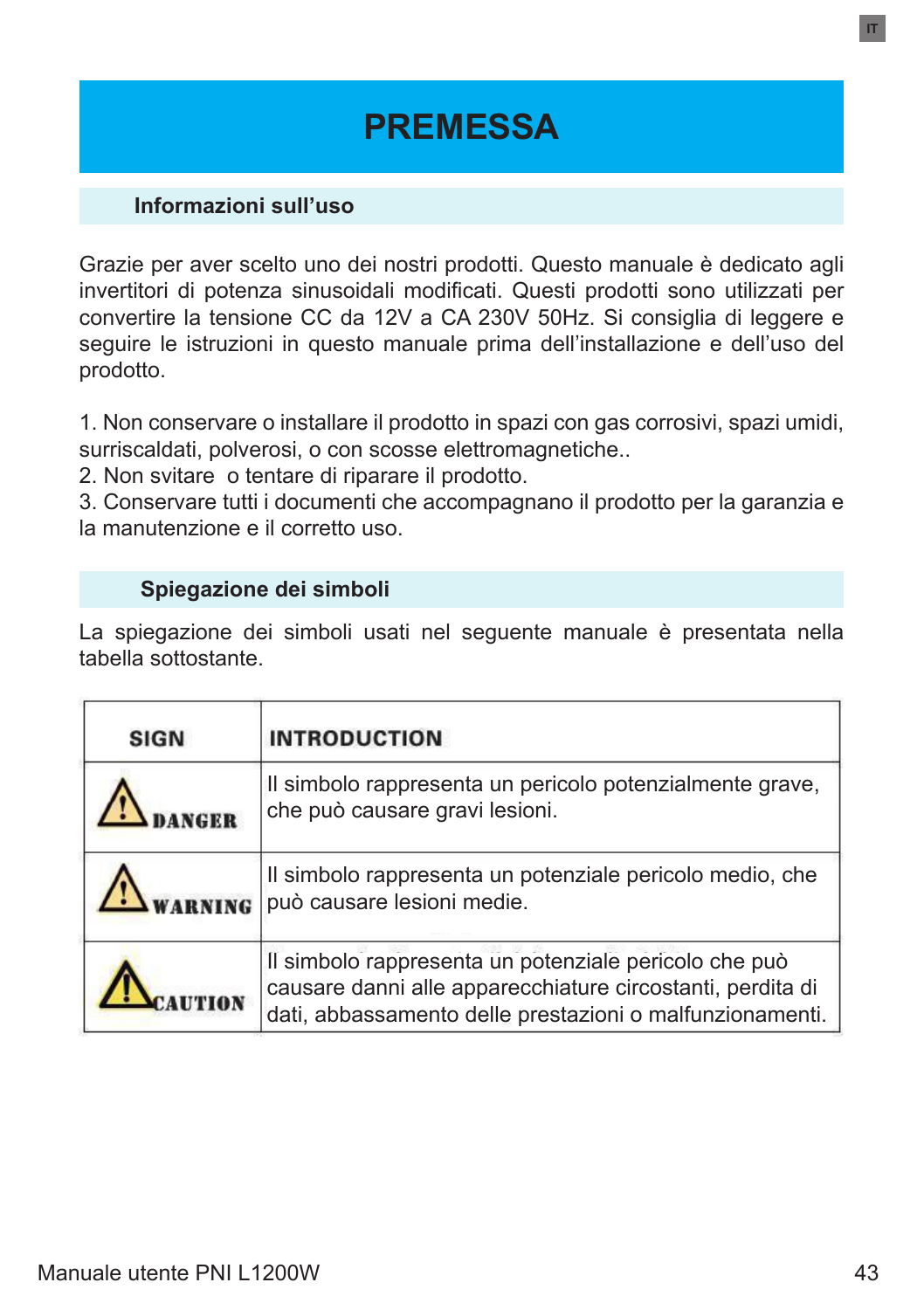# PREMESSA

## Informazioni sull'uso

Grazie per aver scelto uno dei nostri prodotti. Questo manuale è dedicato agli invertitori di potenza sinusoidali modificati. Questi prodotti sono utilizzati per convertire la tensione CC da 12V a CA 230V 50Hz. Si consiglia di leggere e seguire le istruzioni in questo manuale prima dell'installazione e dell'uso del prodotto.

1. Non conservare o installare il prodotto in spazi con gas corrosivi, spazi umidi, surriscaldati, polverosi, o con scosse elettromagnetiche..
2. Non svitare o tentare di riparare il prodotto.
3. Conservare tutti i documenti che accompagnano il prodotto per la garanzia e la manutenzione e il corretto uso.

## Spiegazione dei simboli

La spiegazione dei simboli usati nel seguente manuale è presentata nella tabella sottostante.

| SIGN | INTRODUCTION |
|---|---|
| ⚠ DANGER | Il simbolo rappresenta un pericolo potenzialmente grave, che può causare gravi lesioni. |
| ⚠ WARNING | Il simbolo rappresenta un potenziale pericolo medio, che può causare lesioni medie. |
| ⚠ CAUTION | Il simbolo rappresenta un potenziale pericolo che può causare danni alle apparecchiature circostanti, perdita di dati, abbassamento delle prestazioni o malfunzionamenti. |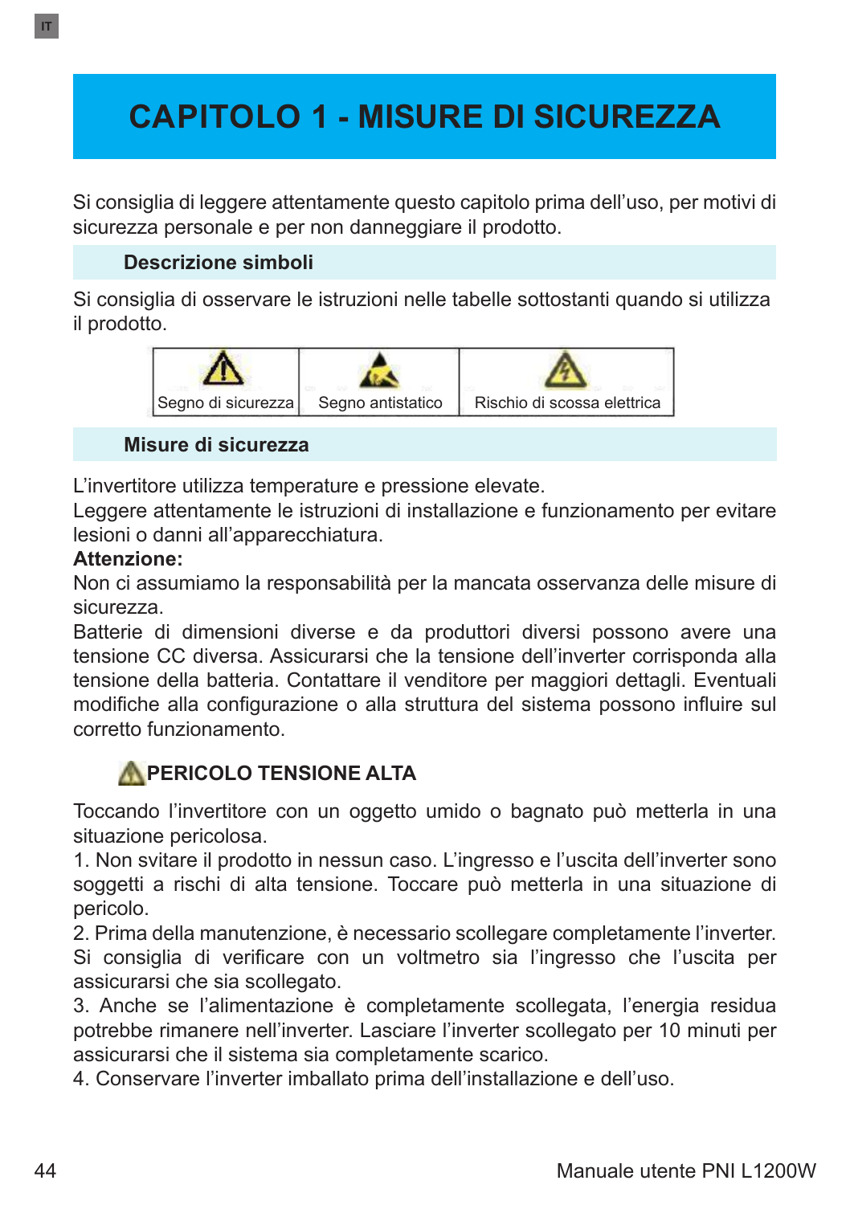# CAPITOLO 1 - MISURE DI SICUREZZA

Si consiglia di leggere attentamente questo capitolo prima dell'uso, per motivi di sicurezza personale e per non danneggiare il prodotto.

## Descrizione simboli

Si consiglia di osservare le istruzioni nelle tabelle sottostanti quando si utilizza il prodotto.

| Segno di sicurezza | Segno antistatico | Rischio di scossa elettrica |
|---|---|---|

## Misure di sicurezza

L'invertitore utilizza temperature e pressione elevate.
Leggere attentamente le istruzioni di installazione e funzionamento per evitare lesioni o danni all'apparecchiatura.

**Attenzione:**

Non ci assumiamo la responsabilità per la mancata osservanza delle misure di sicurezza.
Batterie di dimensioni diverse e da produttori diversi possono avere una tensione CC diversa. Assicurarsi che la tensione dell'inverter corrisponda alla tensione della batteria. Contattare il venditore per maggiori dettagli. Eventuali modifiche alla configurazione o alla struttura del sistema possono influire sul corretto funzionamento.

### PERICOLO TENSIONE ALTA

Toccando l'invertitore con un oggetto umido o bagnato può metterla in una situazione pericolosa.
1. Non svitare il prodotto in nessun caso. L'ingresso e l'uscita dell'inverter sono soggetti a rischi di alta tensione. Toccare può metterla in una situazione di pericolo.
2. Prima della manutenzione, è necessario scollegare completamente l'inverter. Si consiglia di verificare con un voltmetro sia l'ingresso che l'uscita per assicurarsi che sia scollegato.
3. Anche se l'alimentazione è completamente scollegata, l'energia residua potrebbe rimanere nell'inverter. Lasciare l'inverter scollegato per 10 minuti per assicurarsi che il sistema sia completamente scarico.
4. Conservare l'inverter imballato prima dell'installazione e dell'uso.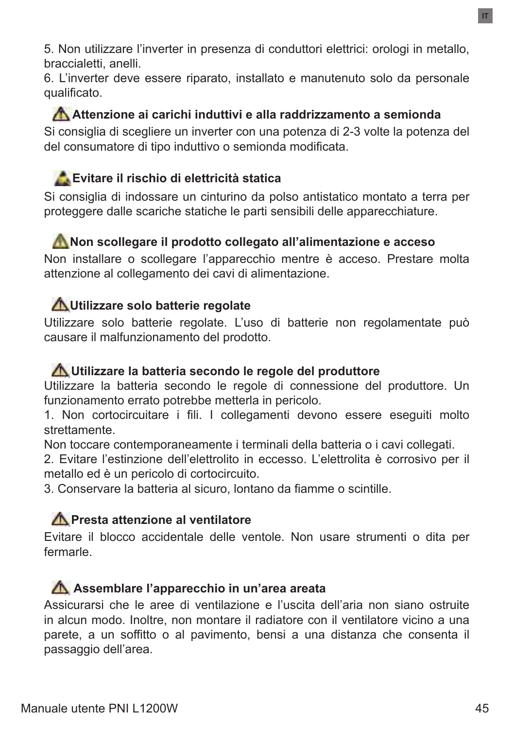5. Non utilizzare l'inverter in presenza di conduttori elettrici: orologi in metallo, braccialetti, anelli.
6. L'inverter deve essere riparato, installato e manutenuto solo da personale qualificato.

### ⚠ Attenzione ai carichi induttivi e alla raddrizzamento a semionda

Si consiglia di scegliere un inverter con una potenza di 2-3 volte la potenza del del consumatore di tipo induttivo o semionda modificata.

### Evitare il rischio di elettricità statica

Si consiglia di indossare un cinturino da polso antistatico montato a terra per proteggere dalle scariche statiche le parti sensibili delle apparecchiature.

### ⚠ Non scollegare il prodotto collegato all'alimentazione e acceso

Non installare o scollegare l'apparecchio mentre è acceso. Prestare molta attenzione al collegamento dei cavi di alimentazione.

### ⚠ Utilizzare solo batterie regolate

Utilizzare solo batterie regolate. L'uso di batterie non regolamentate può causare il malfunzionamento del prodotto.

### ⚠ Utilizzare la batteria secondo le regole del produttore

Utilizzare la batteria secondo le regole di connessione del produttore. Un funzionamento errato potrebbe metterla in pericolo.
1. Non cortocircuitare i fili. I collegamenti devono essere eseguiti molto strettamente.
Non toccare contemporaneamente i terminali della batteria o i cavi collegati.
2. Evitare l'estinzione dell'elettrolito in eccesso. L'elettrolita è corrosivo per il metallo ed è un pericolo di cortocircuito.
3. Conservare la batteria al sicuro, lontano da fiamme o scintille.

### ⚠ Presta attenzione al ventilatore

Evitare il blocco accidentale delle ventole. Non usare strumenti o dita per fermarle.

### ⚠ Assemblare l'apparecchio in un'area areata

Assicurarsi che le aree di ventilazione e l'uscita dell'aria non siano ostruite in alcun modo. Inoltre, non montare il radiatore con il ventilatore vicino a una parete, a un soffitto o al pavimento, bensi a una distanza che consenta il passaggio dell'area.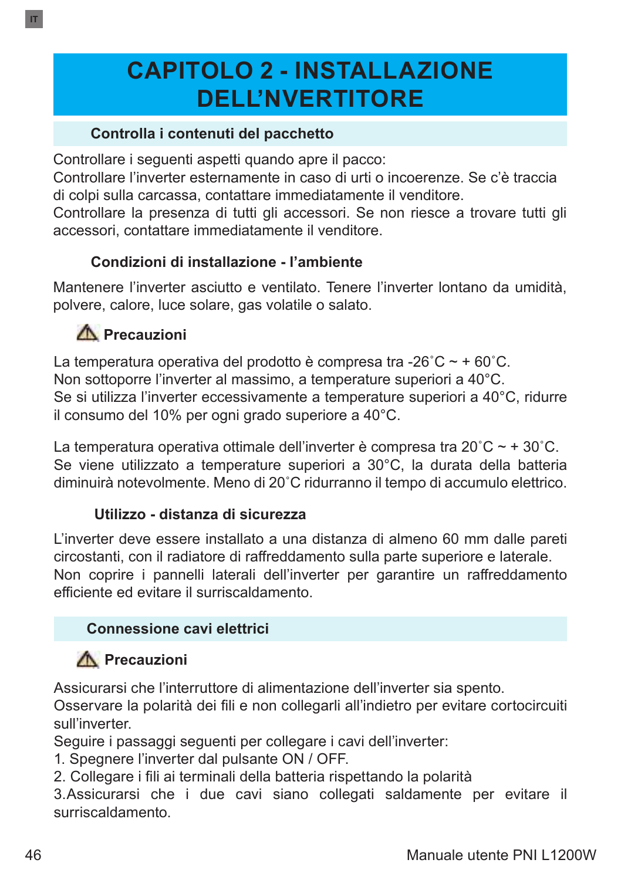# CAPITOLO 2 - INSTALLAZIONE DELL'NVERTITORE

## Controlla i contenuti del pacchetto

Controllare i seguenti aspetti quando apre il pacco:
Controllare l'inverter esternamente in caso di urti o incoerenze. Se c'è traccia di colpi sulla carcassa, contattare immediatamente il venditore.
Controllare la presenza di tutti gli accessori. Se non riesce a trovare tutti gli accessori, contattare immediatamente il venditore.

### Condizioni di installazione - l'ambiente

Mantenere l'inverter asciutto e ventilato. Tenere l'inverter lontano da umidità, polvere, calore, luce solare, gas volatile o salato.

### ⚠ Precauzioni

La temperatura operativa del prodotto è compresa tra -26˚C ~ + 60˚C.
Non sottoporre l'inverter al massimo, a temperature superiori a 40°C.
Se si utilizza l'inverter eccessivamente a temperature superiori a 40°C, ridurre il consumo del 10% per ogni grado superiore a 40°C.

La temperatura operativa ottimale dell'inverter è compresa tra 20˚C ~ + 30˚C.
Se viene utilizzato a temperature superiori a 30°C, la durata della batteria diminuirà notevolmente. Meno di 20˚C ridurranno il tempo di accumulo elettrico.

### Utilizzo - distanza di sicurezza

L'inverter deve essere installato a una distanza di almeno 60 mm dalle pareti circostanti, con il radiatore di raffreddamento sulla parte superiore e laterale.
Non coprire i pannelli laterali dell'inverter per garantire un raffreddamento efficiente ed evitare il surriscaldamento.

## Connessione cavi elettrici

### ⚠ Precauzioni

Assicurarsi che l'interruttore di alimentazione dell'inverter sia spento.
Osservare la polarità dei fili e non collegarli all'indietro per evitare cortocircuiti sull'inverter.
Seguire i passaggi seguenti per collegare i cavi dell'inverter:
1. Spegnere l'inverter dal pulsante ON / OFF.
2. Collegare i fili ai terminali della batteria rispettando la polarità
3. Assicurarsi che i due cavi siano collegati saldamente per evitare il surriscaldamento.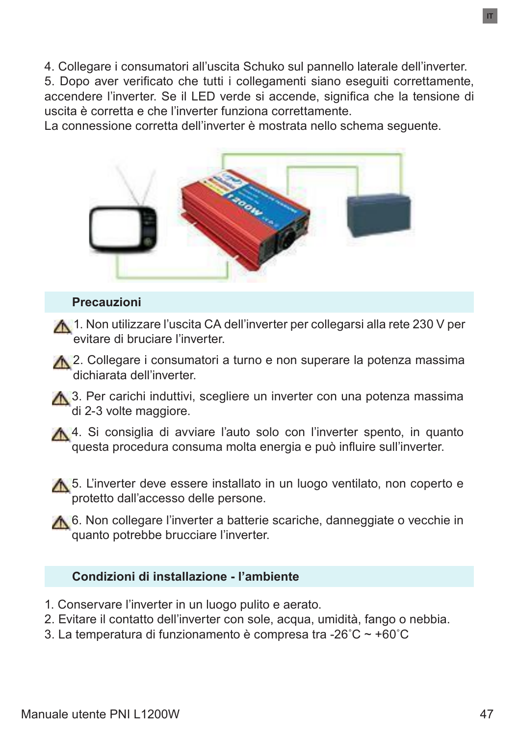4. Collegare i consumatori all'uscita Schuko sul pannello laterale dell'inverter.

5. Dopo aver verificato che tutti i collegamenti siano eseguiti correttamente, accendere l'inverter. Se il LED verde si accende, significa che la tensione di uscita è corretta e che l'inverter funziona correttamente.

La connessione corretta dell'inverter è mostrata nello schema seguente.

## Precauzioni

1. Non utilizzare l'uscita CA dell'inverter per collegarsi alla rete 230 V per evitare di bruciare l'inverter.
2. Collegare i consumatori a turno e non superare la potenza massima dichiarata dell'inverter.
3. Per carichi induttivi, scegliere un inverter con una potenza massima di 2-3 volte maggiore.
4. Si consiglia di avviare l'auto solo con l'inverter spento, in quanto questa procedura consuma molta energia e può influire sull'inverter.
5. L'inverter deve essere installato in un luogo ventilato, non coperto e protetto dall'accesso delle persone.
6. Non collegare l'inverter a batterie scariche, danneggiate o vecchie in quanto potrebbe brucciare l'inverter.

## Condizioni di installazione - l'ambiente

1. Conservare l'inverter in un luogo pulito e aerato.
2. Evitare il contatto dell'inverter con sole, acqua, umidità, fango o nebbia.
3. La temperatura di funzionamento è compresa tra -26˚C ~ +60˚C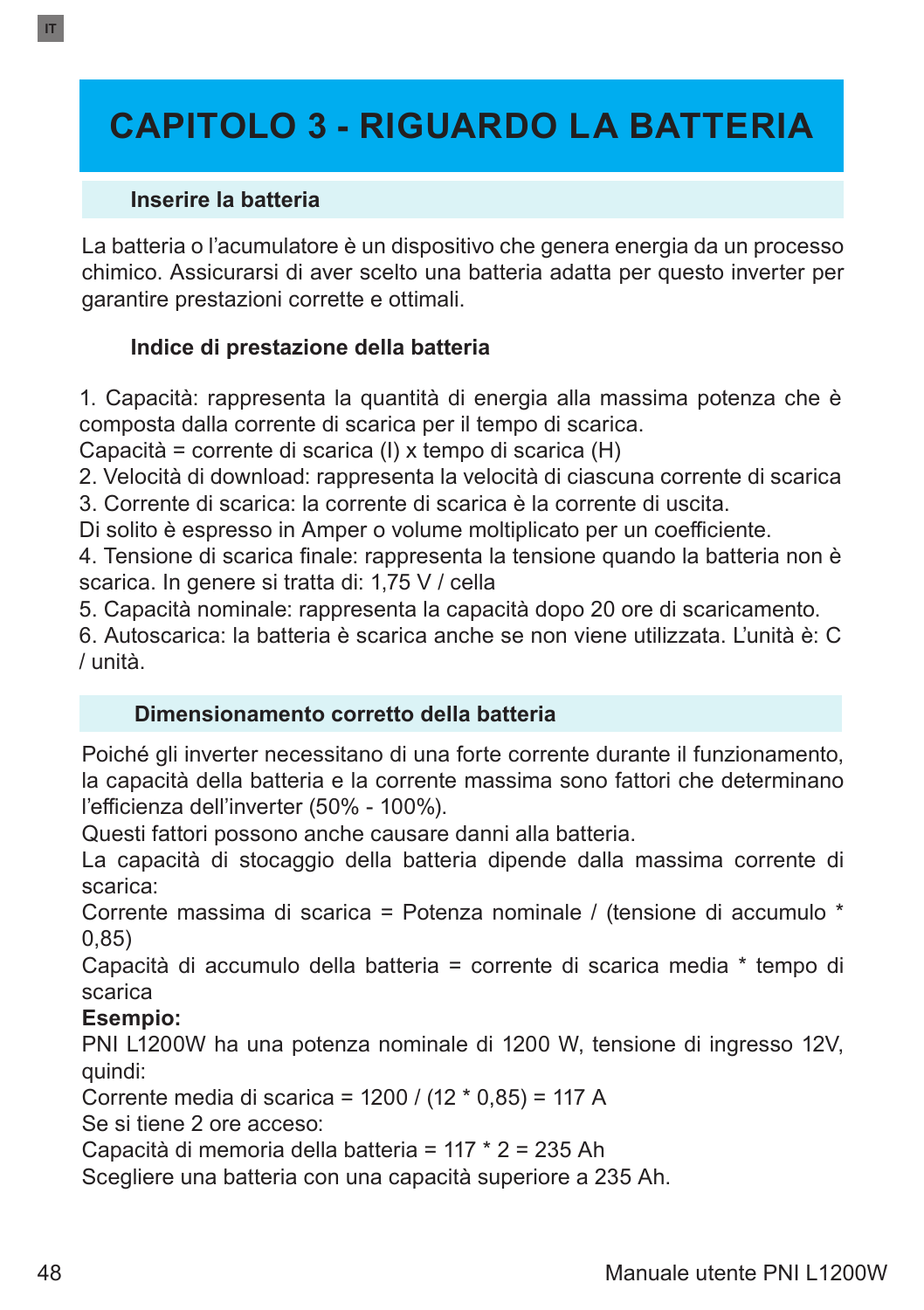# CAPITOLO 3 - RIGUARDO LA BATTERIA

## Inserire la batteria

La batteria o l'acumulatore è un dispositivo che genera energia da un processo chimico. Assicurarsi di aver scelto una batteria adatta per questo inverter per garantire prestazioni corrette e ottimali.

### Indice di prestazione della batteria

1. Capacità: rappresenta la quantità di energia alla massima potenza che è composta dalla corrente di scarica per il tempo di scarica.
Capacità = corrente di scarica (I) x tempo di scarica (H)
2. Velocità di download: rappresenta la velocità di ciascuna corrente di scarica
3. Corrente di scarica: la corrente di scarica è la corrente di uscita.
Di solito è espresso in Amper o volume moltiplicato per un coefficiente.
4. Tensione di scarica finale: rappresenta la tensione quando la batteria non è scarica. In genere si tratta di: 1,75 V / cella
5. Capacità nominale: rappresenta la capacità dopo 20 ore di scaricamento.
6. Autoscarica: la batteria è scarica anche se non viene utilizzata. L'unità è: C / unità.

## Dimensionamento corretto della batteria

Poiché gli inverter necessitano di una forte corrente durante il funzionamento, la capacità della batteria e la corrente massima sono fattori che determinano l'efficienza dell'inverter (50% - 100%).
Questi fattori possono anche causare danni alla batteria.
La capacità di stoccaggio della batteria dipende dalla massima corrente di scarica:
Corrente massima di scarica = Potenza nominale / (tensione di accumulo * 0,85)
Capacità di accumulo della batteria = corrente di scarica media * tempo di scarica
**Esempio:**
PNI L1200W ha una potenza nominale di 1200 W, tensione di ingresso 12V, quindi:
Corrente media di scarica = 1200 / (12 * 0,85) = 117 A
Se si tiene 2 ore acceso:
Capacità di memoria della batteria = 117 * 2 = 235 Ah
Scegliere una batteria con una capacità superiore a 235 Ah.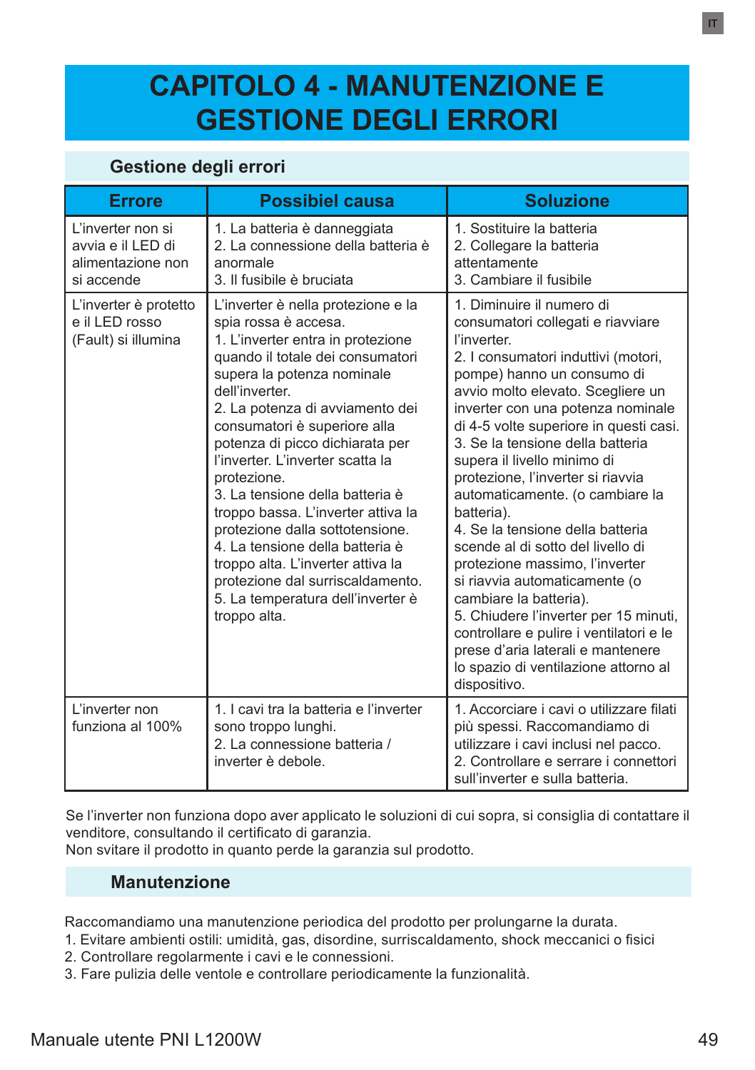# CAPITOLO 4 - MANUTENZIONE E GESTIONE DEGLI ERRORI

## Gestione degli errori

| Errore | Possibiel causa | Soluzione |
|---|---|---|
| L'inverter non si avvia e il LED di alimentazione non si accende | 1. La batteria è danneggiata<br>2. La connessione della batteria è anormale<br>3. Il fusibile è bruciata | 1. Sostituire la batteria<br>2. Collegare la batteria attentamente<br>3. Cambiare il fusibile |
| L'inverter è protetto e il LED rosso (Fault) si illumina | L'inverter è nella protezione e la spia rossa è accesa.<br>1. L'inverter entra in protezione quando il totale dei consumatori supera la potenza nominale dell'inverter.<br>2. La potenza di avviamento dei consumatori è superiore alla potenza di picco dichiarata per l'inverter. L'inverter scatta la protezione.<br>3. La tensione della batteria è troppo bassa. L'inverter attiva la protezione dalla sottotensione.<br>4. La tensione della batteria è troppo alta. L'inverter attiva la protezione dal surriscaldamento.<br>5. La temperatura dell'inverter è troppo alta. | 1. Diminuire il numero di consumatori collegati e riavviare l'inverter.<br>2. I consumatori induttivi (motori, pompe) hanno un consumo di avvio molto elevato. Scegliere un inverter con una potenza nominale di 4-5 volte superiore in questi casi.<br>3. Se la tensione della batteria supera il livello minimo di protezione, l'inverter si riavvia automaticamente. (o cambiare la batteria).<br>4. Se la tensione della batteria scende al di sotto del livello di protezione massimo, l'inverter si riavvia automaticamente (o cambiare la batteria).<br>5. Chiudere l'inverter per 15 minuti, controllare e pulire i ventilatori e le prese d'aria laterali e mantenere lo spazio di ventilazione attorno al dispositivo. |
| L'inverter non funziona al 100% | 1. I cavi tra la batteria e l'inverter sono troppo lunghi.<br>2. La connessione batteria / inverter è debole. | 1. Accorciare i cavi o utilizzare filati più spessi. Raccomandiamo di utilizzare i cavi inclusi nel pacco.<br>2. Controllare e serrare i connettori sull'inverter e sulla batteria. |

Se l'inverter non funziona dopo aver applicato le soluzioni di cui sopra, si consiglia di contattare il venditore, consultando il certificato di garanzia.
Non svitare il prodotto in quanto perde la garanzia sul prodotto.

## Manutenzione

Raccomandiamo una manutenzione periodica del prodotto per prolungarne la durata.
1. Evitare ambienti ostili: umidità, gas, disordine, surriscaldamento, shock meccanici o fisici
2. Controllare regolarmente i cavi e le connessioni.
3. Fare pulizia delle ventole e controllare periodicamente la funzionalità.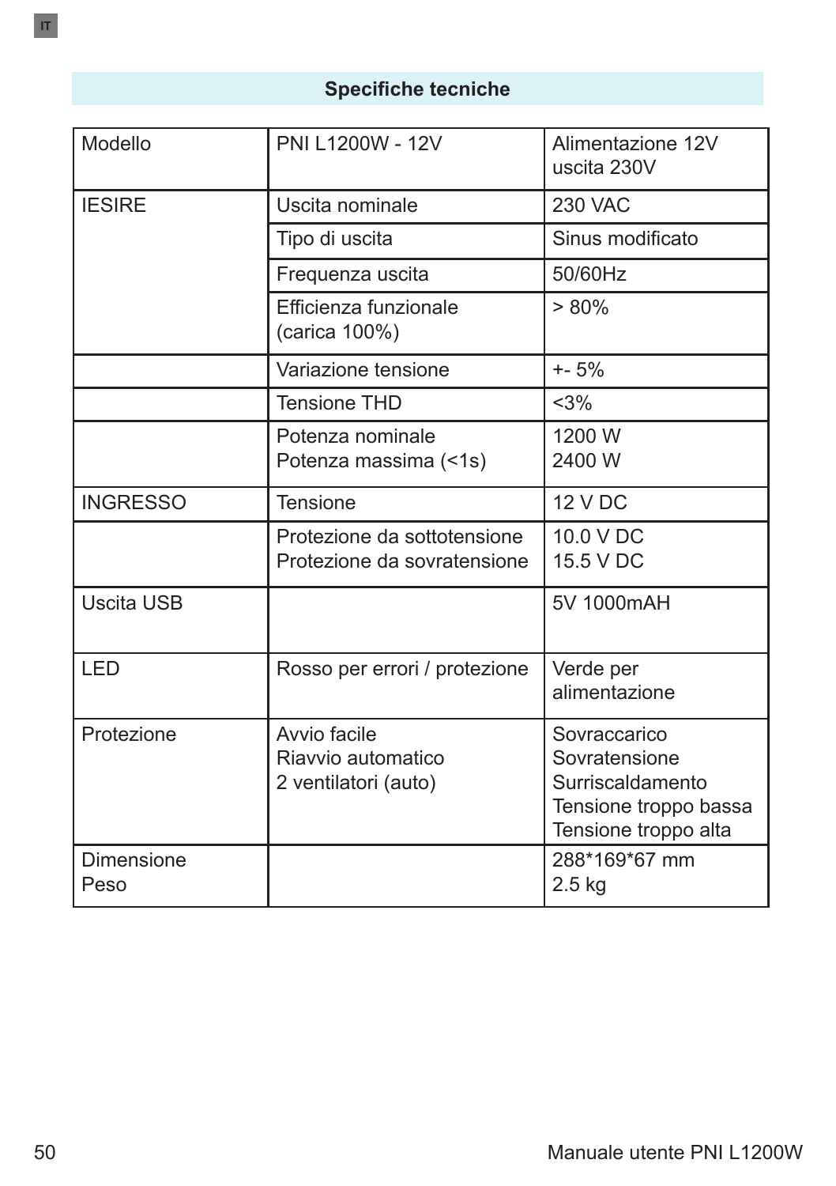## Specifiche tecniche

| Modello | PNI L1200W - 12V | Alimentazione 12V uscita 230V |
|---|---|---|
| IESIRE | Uscita nominale | 230 VAC |
| | Tipo di uscita | Sinus modificato |
| | Frequenza uscita | 50/60Hz |
| | Efficienza funzionale (carica 100%) | > 80% |
| | Variazione tensione | +- 5% |
| | Tensione THD | <3% |
| | Potenza nominale<br>Potenza massima (<1s) | 1200 W<br>2400 W |
| INGRESSO | Tensione | 12 V DC |
| | Protezione da sottotensione<br>Protezione da sovratensione | 10.0 V DC<br>15.5 V DC |
| Uscita USB | | 5V 1000mAH |
| LED | Rosso per errori / protezione | Verde per alimentazione |
| Protezione | Avvio facile<br>Riavvio automatico<br>2 ventilatori (auto) | Sovraccarico<br>Sovratensione<br>Surriscaldamento<br>Tensione troppo bassa<br>Tensione troppo alta |
| Dimensione<br>Peso | | 288*169*67 mm<br>2.5 kg |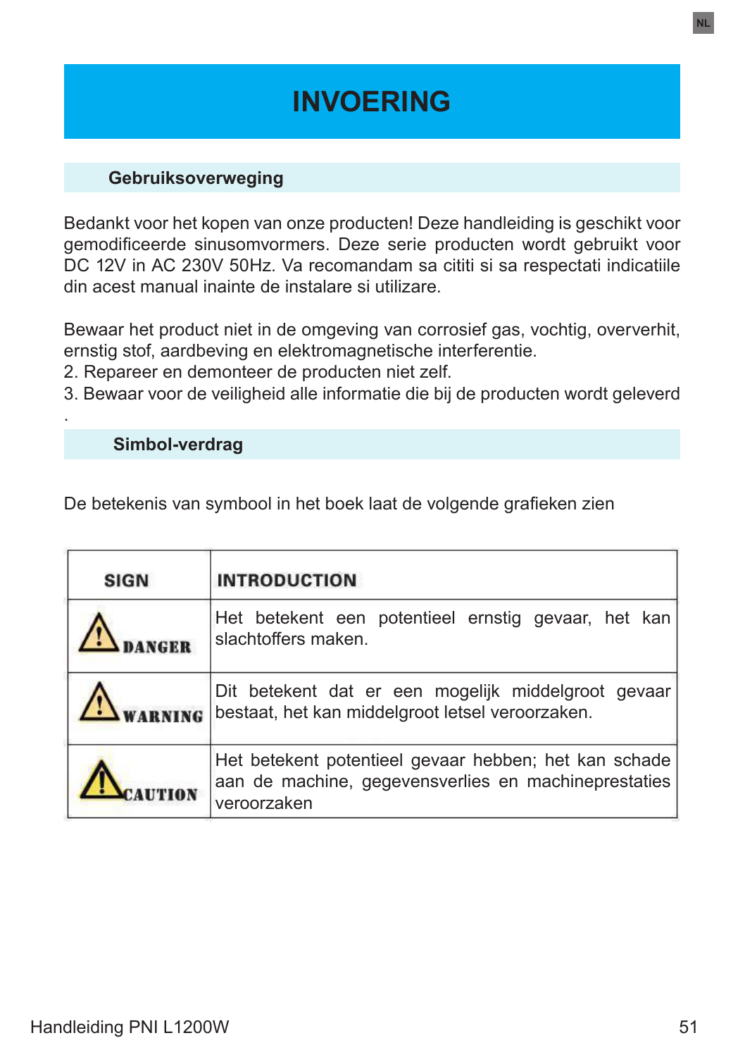# INVOERING

## Gebruiksoverweging

Bedankt voor het kopen van onze producten! Deze handleiding is geschikt voor gemodificeerde sinusomvormers. Deze serie producten wordt gebruikt voor DC 12V in AC 230V 50Hz. Va recomandam sa cititi si sa respectati indicatiile din acest manual inainte de instalare si utilizare.

Bewaar het product niet in de omgeving van corrosief gas, vochtig, oververhit, ernstig stof, aardbeving en elektromagnetische interferentie.
2. Repareer en demonteer de producten niet zelf.
3. Bewaar voor de veiligheid alle informatie die bij de producten wordt geleverd
.

## Simbol-verdrag

De betekenis van symbool in het boek laat de volgende grafieken zien

| SIGN | INTRODUCTION |
|---|---|
| ⚠ DANGER | Het betekent een potentieel ernstig gevaar, het kan slachtoffers maken. |
| ⚠ WARNING | Dit betekent dat er een mogelijk middelgroot gevaar bestaat, het kan middelgroot letsel veroorzaken. |
| ⚠ CAUTION | Het betekent potentieel gevaar hebben; het kan schade aan de machine, gegevensverlies en machineprestaties veroorzaken |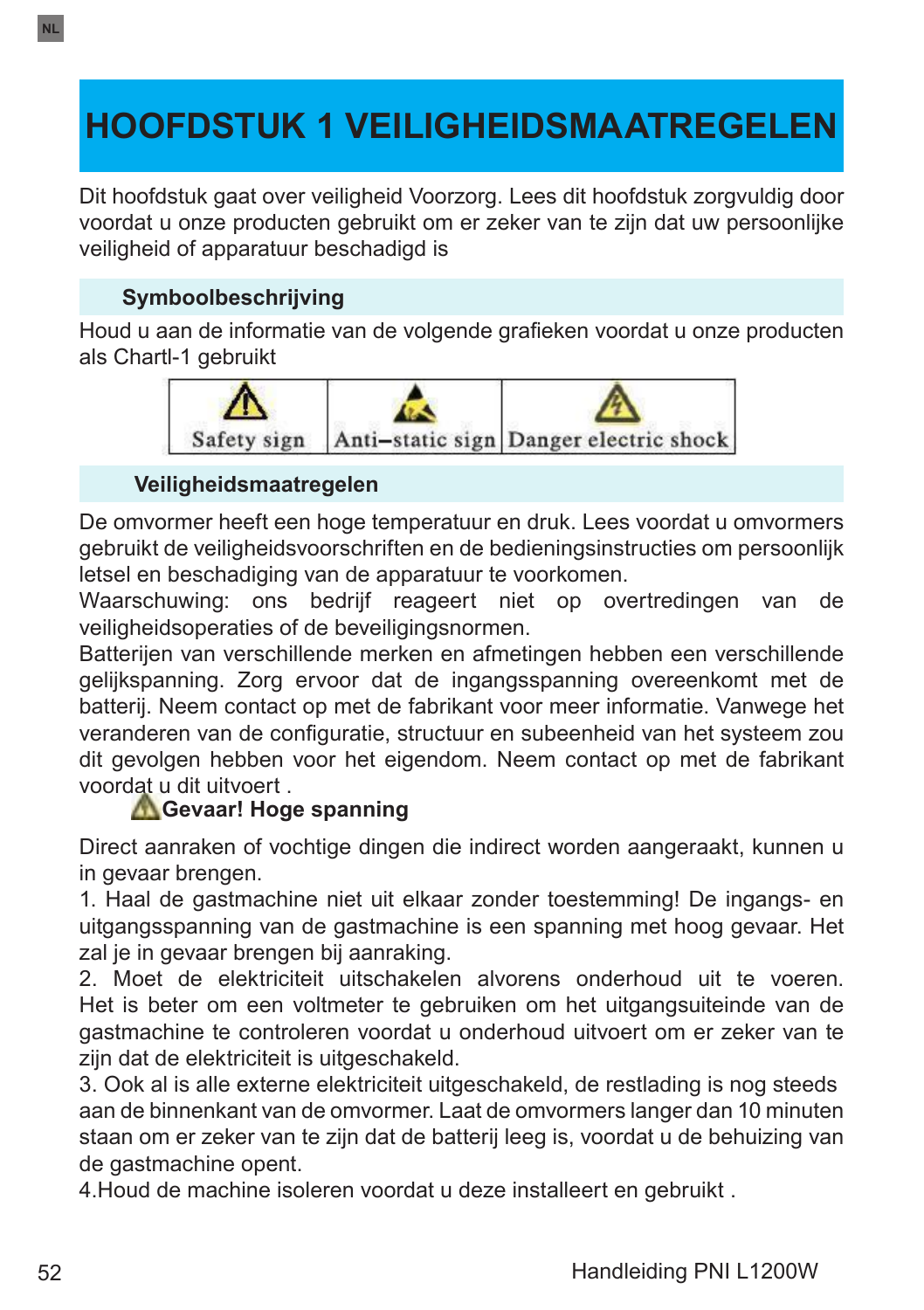# HOOFDSTUK 1 VEILIGHEIDSMAATREGELEN

Dit hoofdstuk gaat over veiligheid Voorzorg. Lees dit hoofdstuk zorgvuldig door voordat u onze producten gebruikt om er zeker van te zijn dat uw persoonlijke veiligheid of apparatuur beschadigd is

## Symboolbeschrijving

Houd u aan de informatie van de volgende grafieken voordat u onze producten als Chartl-1 gebruikt

| Safety sign | Anti–static sign | Danger electric shock |
|---|---|---|

## Veiligheidsmaatregelen

De omvormer heeft een hoge temperatuur en druk. Lees voordat u omvormers gebruikt de veiligheidsvoorschriften en de bedieningsinstructies om persoonlijk letsel en beschadiging van de apparatuur te voorkomen.
Waarschuwing: ons bedrijf reageert niet op overtredingen van de veiligheidsoperaties of de beveiligingsnormen.
Batterijen van verschillende merken en afmetingen hebben een verschillende gelijkspanning. Zorg ervoor dat de ingangsspanning overeenkomt met de batterij. Neem contact op met de fabrikant voor meer informatie. Vanwege het veranderen van de configuratie, structuur en subeenheid van het systeem zou dit gevolgen hebben voor het eigendom. Neem contact op met de fabrikant voordat u dit uitvoert .

**Gevaar! Hoge spanning**

Direct aanraken of vochtige dingen die indirect worden aangeraakt, kunnen u in gevaar brengen.
1. Haal de gastmachine niet uit elkaar zonder toestemming! De ingangs- en uitgangsspanning van de gastmachine is een spanning met hoog gevaar. Het zal je in gevaar brengen bij aanraking.
2. Moet de elektriciteit uitschakelen alvorens onderhoud uit te voeren. Het is beter om een voltmeter te gebruiken om het uitgangsuiteinde van de gastmachine te controleren voordat u onderhoud uitvoert om er zeker van te zijn dat de elektriciteit is uitgeschakeld.
3. Ook al is alle externe elektriciteit uitgeschakeld, de restlading is nog steeds aan de binnenkant van de omvormer. Laat de omvormers langer dan 10 minuten staan om er zeker van te zijn dat de batterij leeg is, voordat u de behuizing van de gastmachine opent.
4.Houd de machine isoleren voordat u deze installeert en gebruikt .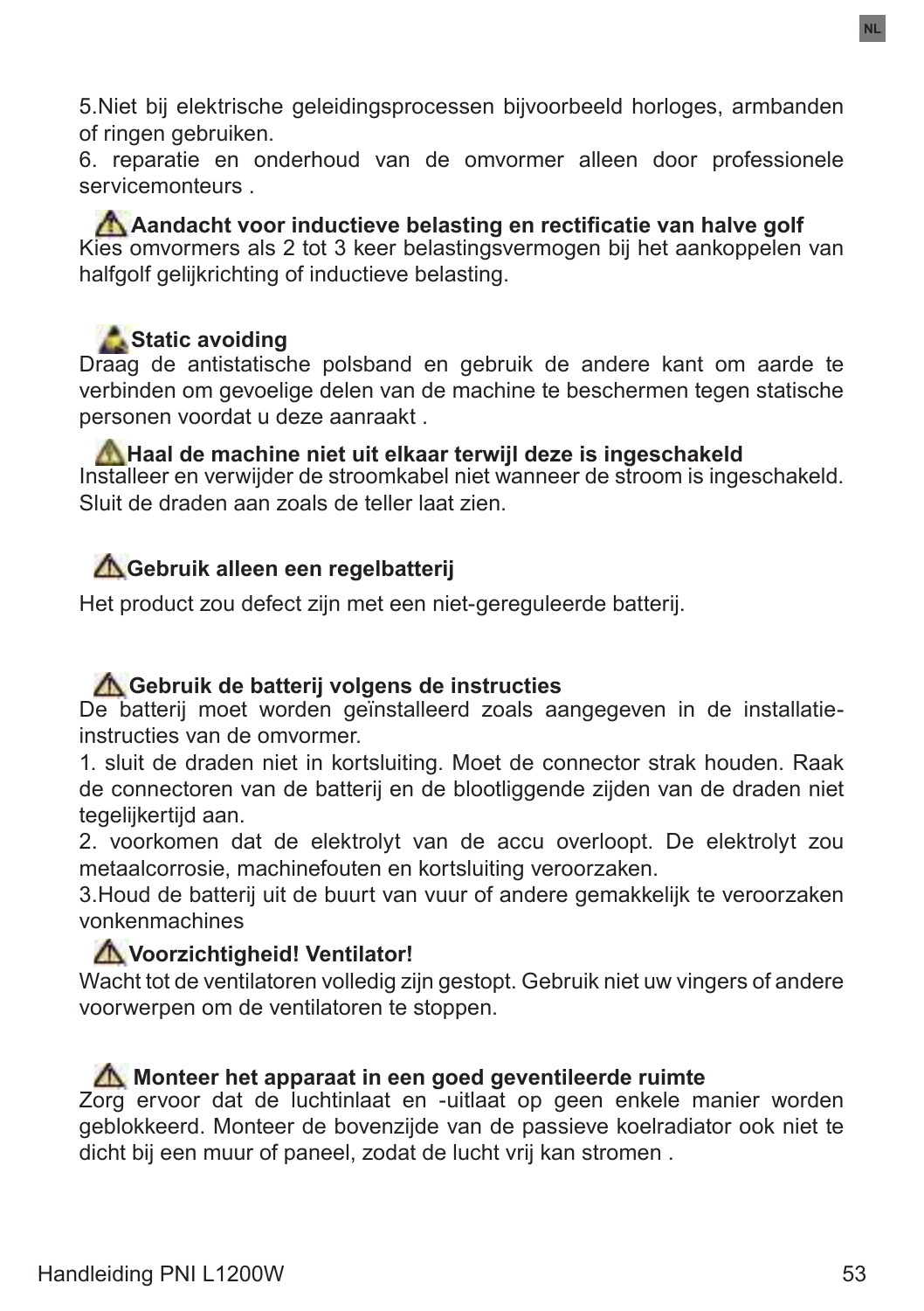5.Niet bij elektrische geleidingsprocessen bijvoorbeeld horloges, armbanden of ringen gebruiken.

6. reparatie en onderhoud van de omvormer alleen door professionele servicemonteurs .

**⚠ Aandacht voor inductieve belasting en rectificatie van halve golf**

Kies omvormers als 2 tot 3 keer belastingsvermogen bij het aankoppelen van halfgolf gelijkrichting of inductieve belasting.

**⚠ Static avoiding**

Draag de antistatische polsband en gebruik de andere kant om aarde te verbinden om gevoelige delen van de machine te beschermen tegen statische personen voordat u deze aanraakt .

**⚠ Haal de machine niet uit elkaar terwijl deze is ingeschakeld**

Installeer en verwijder de stroomkabel niet wanneer de stroom is ingeschakeld. Sluit de draden aan zoals de teller laat zien.

**⚠ Gebruik alleen een regelbatterij**

Het product zou defect zijn met een niet-gereguleerde batterij.

**⚠ Gebruik de batterij volgens de instructies**

De batterij moet worden geïnstalleerd zoals aangegeven in de installatie-instructies van de omvormer.

1. sluit de draden niet in kortsluiting. Moet de connector strak houden. Raak de connectoren van de batterij en de blootliggende zijden van de draden niet tegelijkertijd aan.

2. voorkomen dat de elektrolyt van de accu overloopt. De elektrolyt zou metaalcorrosie, machinefouten en kortsluiting veroorzaken.

3.Houd de batterij uit de buurt van vuur of andere gemakkelijk te veroorzaken vonkenmachines

**⚠ Voorzichtigheid! Ventilator!**

Wacht tot de ventilatoren volledig zijn gestopt. Gebruik niet uw vingers of andere voorwerpen om de ventilatoren te stoppen.

**⚠ Monteer het apparaat in een goed geventileerde ruimte**

Zorg ervoor dat de luchtinlaat en -uitlaat op geen enkele manier worden geblokkeerd. Monteer de bovenzijde van de passieve koelradiator ook niet te dicht bij een muur of paneel, zodat de lucht vrij kan stromen .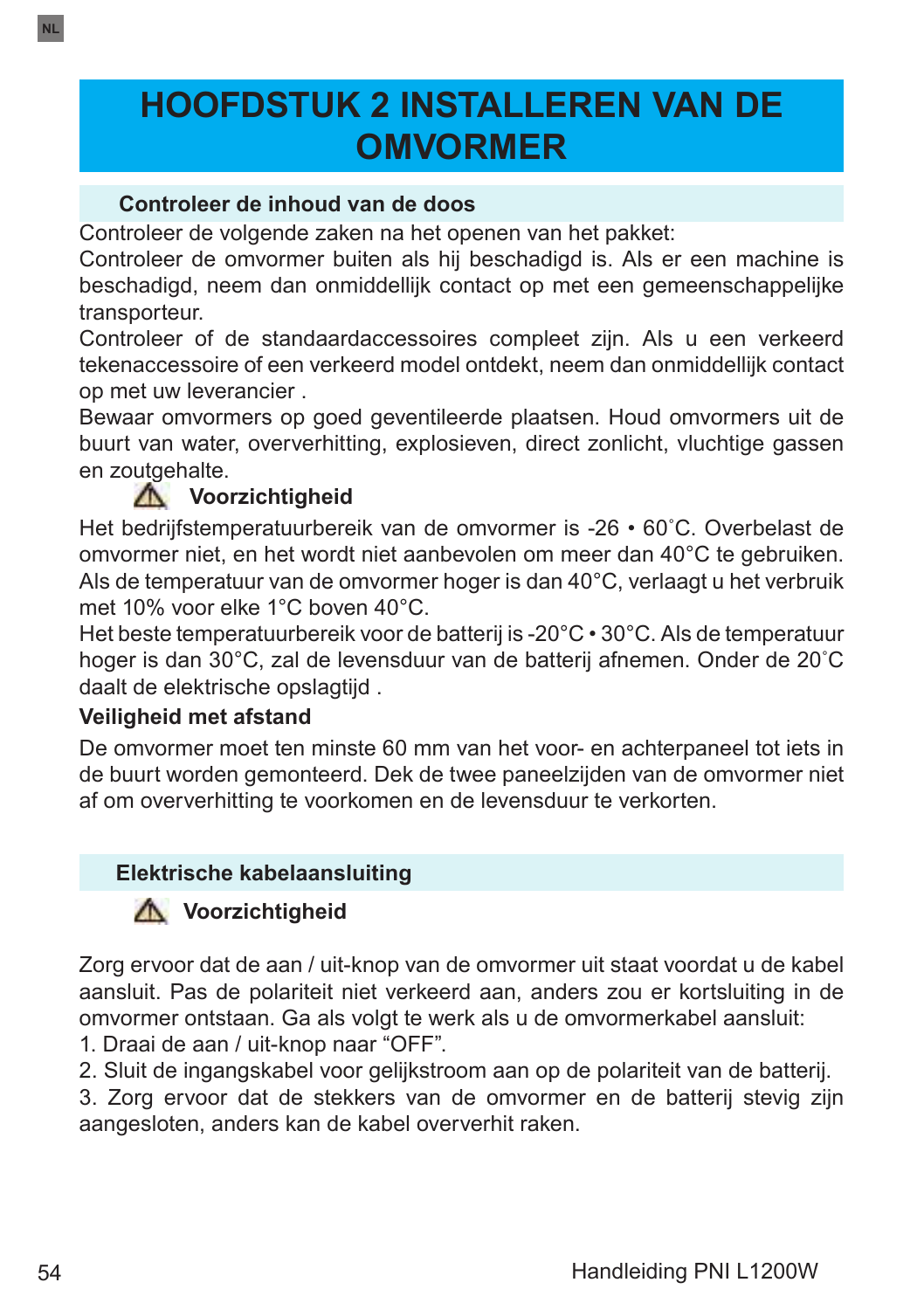# HOOFDSTUK 2 INSTALLEREN VAN DE OMVORMER

## Controleer de inhoud van de doos

Controleer de volgende zaken na het openen van het pakket:
Controleer de omvormer buiten als hij beschadigd is. Als er een machine is beschadigd, neem dan onmiddellijk contact op met een gemeenschappelijke transporteur.
Controleer of de standaardaccessoires compleet zijn. Als u een verkeerd tekenaccessoire of een verkeerd model ontdekt, neem dan onmiddellijk contact op met uw leverancier .
Bewaar omvormers op goed geventileerde plaatsen. Houd omvormers uit de buurt van water, oververhitting, explosieven, direct zonlicht, vluchtige gassen en zoutgehalte.

**⚠ Voorzichtigheid**

Het bedrijfstemperatuurbereik van de omvormer is -26 • 60˚C. Overbelast de omvormer niet, en het wordt niet aanbevolen om meer dan 40°C te gebruiken. Als de temperatuur van de omvormer hoger is dan 40°C, verlaagt u het verbruik met 10% voor elke 1°C boven 40°C.
Het beste temperatuurbereik voor de batterij is -20°C • 30°C. Als de temperatuur hoger is dan 30°C, zal de levensduur van de batterij afnemen. Onder de 20˚C daalt de elektrische opslagtijd .

**Veiligheid met afstand**

De omvormer moet ten minste 60 mm van het voor- en achterpaneel tot iets in de buurt worden gemonteerd. Dek de twee paneelzijden van de omvormer niet af om oververhitting te voorkomen en de levensduur te verkorten.

## Elektrische kabelaansluiting

**⚠ Voorzichtigheid**

Zorg ervoor dat de aan / uit-knop van de omvormer uit staat voordat u de kabel aansluit. Pas de polariteit niet verkeerd aan, anders zou er kortsluiting in de omvormer ontstaan. Ga als volgt te werk als u de omvormerkabel aansluit:
1. Draai de aan / uit-knop naar “OFF”.
2. Sluit de ingangskabel voor gelijkstroom aan op de polariteit van de batterij.
3. Zorg ervoor dat de stekkers van de omvormer en de batterij stevig zijn aangesloten, anders kan de kabel oververhit raken.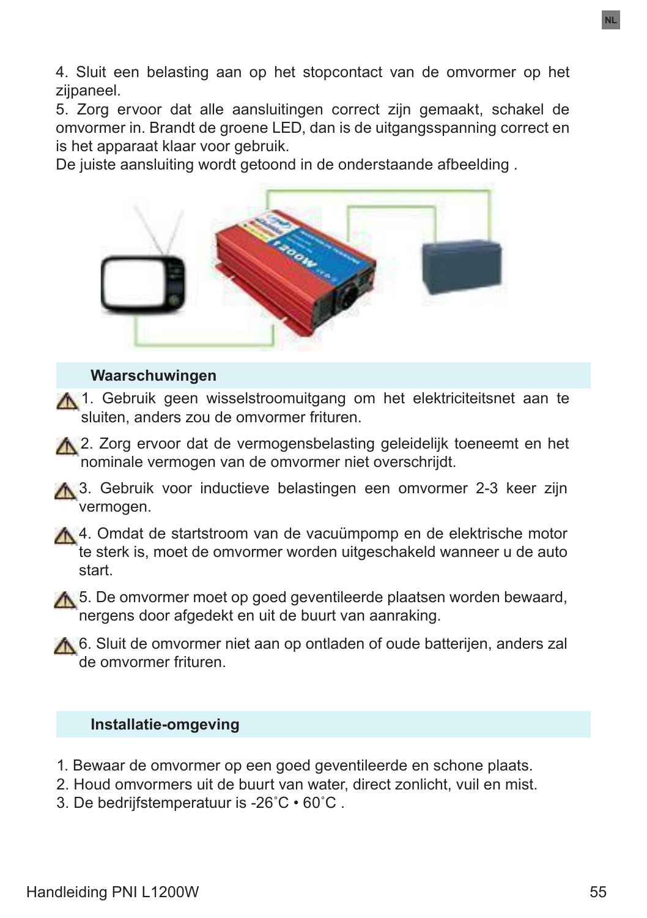4. Sluit een belasting aan op het stopcontact van de omvormer op het zijpaneel.
5. Zorg ervoor dat alle aansluitingen correct zijn gemaakt, schakel de omvormer in. Brandt de groene LED, dan is de uitgangsspanning correct en is het apparaat klaar voor gebruik.
De juiste aansluiting wordt getoond in de onderstaande afbeelding .

## Waarschuwingen

1. Gebruik geen wisselstroomuitgang om het elektriciteitsnet aan te sluiten, anders zou de omvormer frituren.

2. Zorg ervoor dat de vermogensbelasting geleidelijk toeneemt en het nominale vermogen van de omvormer niet overschrijdt.

3. Gebruik voor inductieve belastingen een omvormer 2-3 keer zijn vermogen.

4. Omdat de startstroom van de vacuümpomp en de elektrische motor te sterk is, moet de omvormer worden uitgeschakeld wanneer u de auto start.

5. De omvormer moet op goed geventileerde plaatsen worden bewaard, nergens door afgedekt en uit de buurt van aanraking.

6. Sluit de omvormer niet aan op ontladen of oude batterijen, anders zal de omvormer frituren.

## Installatie-omgeving

1. Bewaar de omvormer op een goed geventileerde en schone plaats.
2. Houd omvormers uit de buurt van water, direct zonlicht, vuil en mist.
3. De bedrijfstemperatuur is -26˚C • 60˚C .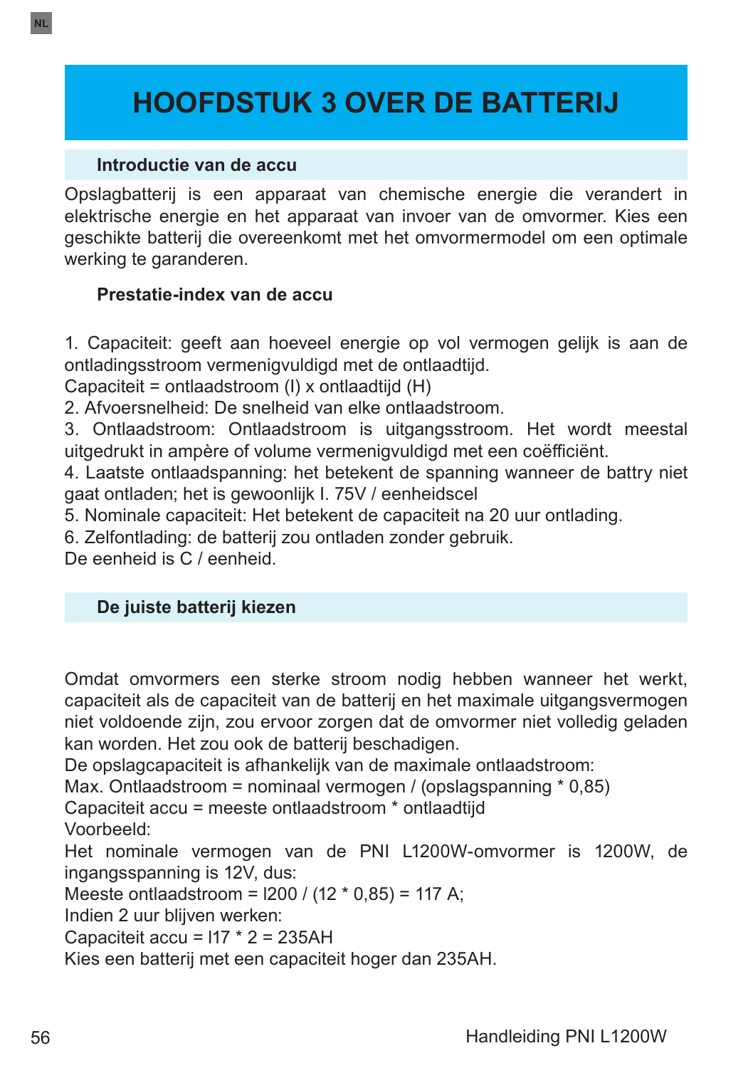# HOOFDSTUK 3 OVER DE BATTERIJ

## Introductie van de accu

Opslagbatterij is een apparaat van chemische energie die verandert in elektrische energie en het apparaat van invoer van de omvormer. Kies een geschikte batterij die overeenkomt met het omvormermodel om een optimale werking te garanderen.

## Prestatie-index van de accu

1. Capaciteit: geeft aan hoeveel energie op vol vermogen gelijk is aan de ontladingsstroom vermenigvuldigd met de ontlaadtijd.
Capaciteit = ontlaadstroom (I) x ontlaadtijd (H)
2. Afvoersnelheid: De snelheid van elke ontlaadstroom.
3. Ontlaadstroom: Ontlaadstroom is uitgangsstroom. Het wordt meestal uitgedrukt in ampère of volume vermenigvuldigd met een coëfficiënt.
4. Laatste ontlaadspanning: het betekent de spanning wanneer de battry niet gaat ontladen; het is gewoonlijk I. 75V / eenheidscel
5. Nominale capaciteit: Het betekent de capaciteit na 20 uur ontlading.
6. Zelfontlading: de batterij zou ontladen zonder gebruik.
De eenheid is C / eenheid.

## De juiste batterij kiezen

Omdat omvormers een sterke stroom nodig hebben wanneer het werkt, capaciteit als de capaciteit van de batterij en het maximale uitgangsvermogen niet voldoende zijn, zou ervoor zorgen dat de omvormer niet volledig geladen kan worden. Het zou ook de batterij beschadigen.
De opslagcapaciteit is afhankelijk van de maximale ontlaadstroom:
Max. Ontlaadstroom = nominaal vermogen / (opslagspanning * 0,85)
Capaciteit accu = meeste ontlaadstroom * ontlaadtijd
Voorbeeld:
Het nominale vermogen van de PNI L1200W-omvormer is 1200W, de ingangsspanning is 12V, dus:
Meeste ontlaadstroom = l200 / (12 * 0,85) = 117 A;
Indien 2 uur blijven werken:
Capaciteit accu = l17 * 2 = 235AH
Kies een batterij met een capaciteit hoger dan 235AH.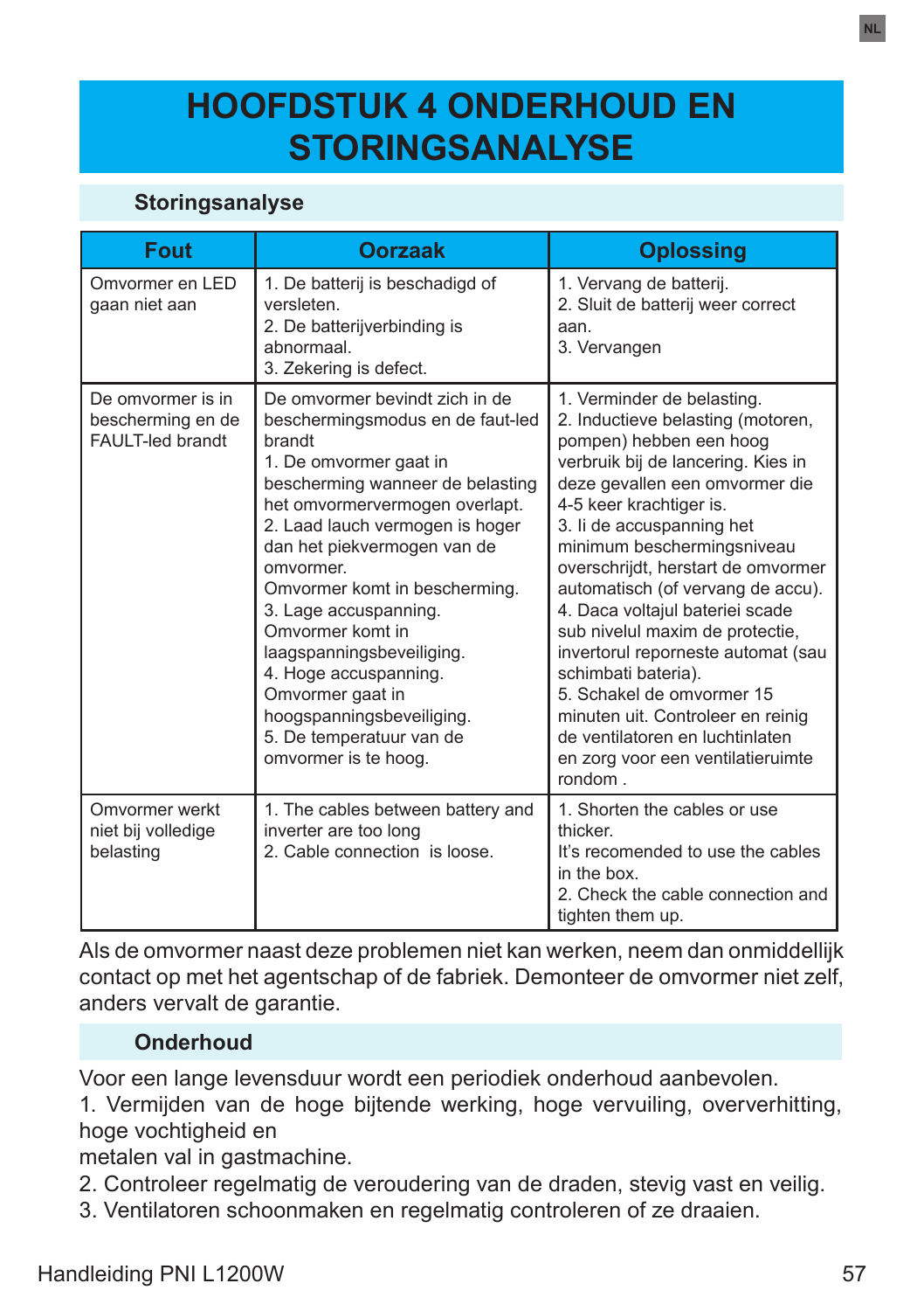# HOOFDSTUK 4 ONDERHOUD EN STORINGSANALYSE

## Storingsanalyse

| Fout | Oorzaak | Oplossing |
|---|---|---|
| Omvormer en LED gaan niet aan | 1. De batterij is beschadigd of versleten.<br>2. De batterijverbinding is abnormaal.<br>3. Zekering is defect. | 1. Vervang de batterij.<br>2. Sluit de batterij weer correct aan.<br>3. Vervangen |
| De omvormer is in bescherming en de FAULT-led brandt | De omvormer bevindt zich in de beschermingsmodus en de faut-led brandt<br>1. De omvormer gaat in bescherming wanneer de belasting het omvormervermogen overlapt.<br>2. Laad lauch vermogen is hoger dan het piekvermogen van de omvormer.<br>Omvormer komt in bescherming.<br>3. Lage accuspanning.<br>Omvormer komt in laagspanningsbeveiliging.<br>4. Hoge accuspanning.<br>Omvormer gaat in hoogspanningsbeveiliging.<br>5. De temperatuur van de omvormer is te hoog. | 1. Verminder de belasting.<br>2. Inductieve belasting (motoren, pompen) hebben een hoog verbruik bij de lancering. Kies in deze gevallen een omvormer die 4-5 keer krachtiger is.<br>3. Ii de accuspanning het minimum beschermingsniveau overschrijdt, herstart de omvormer automatisch (of vervang de accu).<br>4. Daca voltajul bateriei scade sub nivelul maxim de protectie, invertorul reporneste automat (sau schimbati bateria).<br>5. Schakel de omvormer 15 minuten uit. Controleer en reinig de ventilatoren en luchtinlaten en zorg voor een ventilatieruimte rondom . |
| Omvormer werkt niet bij volledige belasting | 1. The cables between battery and inverter are too long<br>2. Cable connection  is loose. | 1. Shorten the cables or use thicker.<br>It's recomended to use the cables in the box.<br>2. Check the cable connection and tighten them up. |

Als de omvormer naast deze problemen niet kan werken, neem dan onmiddellijk contact op met het agentschap of de fabriek. Demonteer de omvormer niet zelf, anders vervalt de garantie.

## Onderhoud

Voor een lange levensduur wordt een periodiek onderhoud aanbevolen.

1. Vermijden van de hoge bijtende werking, hoge vervuiling, oververhitting, hoge vochtigheid en metalen val in gastmachine.
2. Controleer regelmatig de veroudering van de draden, stevig vast en veilig.
3. Ventilatoren schoonmaken en regelmatig controleren of ze draaien.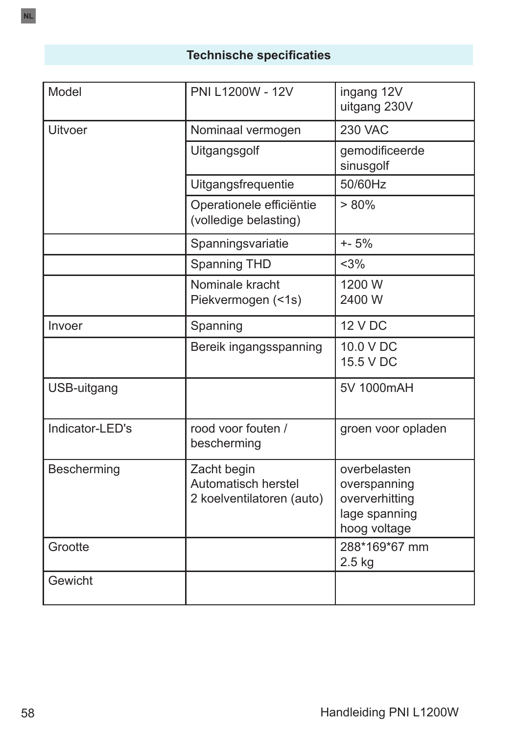## Technische specificaties

| Model | PNI L1200W - 12V | ingang 12V<br>uitgang 230V |
|---|---|---|
| Uitvoer | Nominaal vermogen | 230 VAC |
| | Uitgangsgolf | gemodificeerde sinusgolf |
| | Uitgangsfrequentie | 50/60Hz |
| | Operationele efficiëntie (volledige belasting) | > 80% |
| | Spanningsvariatie | +- 5% |
| | Spanning THD | <3% |
| | Nominale kracht<br>Piekvermogen (<1s) | 1200 W<br>2400 W |
| Invoer | Spanning | 12 V DC |
| | Bereik ingangsspanning | 10.0 V DC<br>15.5 V DC |
| USB-uitgang | | 5V 1000mAH |
| Indicator-LED's | rood voor fouten / bescherming | groen voor opladen |
| Bescherming | Zacht begin<br>Automatisch herstel<br>2 koelventilatoren (auto) | overbelasten<br>overspanning<br>oververhitting<br>lage spanning<br>hoog voltage |
| Grootte | | 288*169*67 mm<br>2.5 kg |
| Gewicht | | |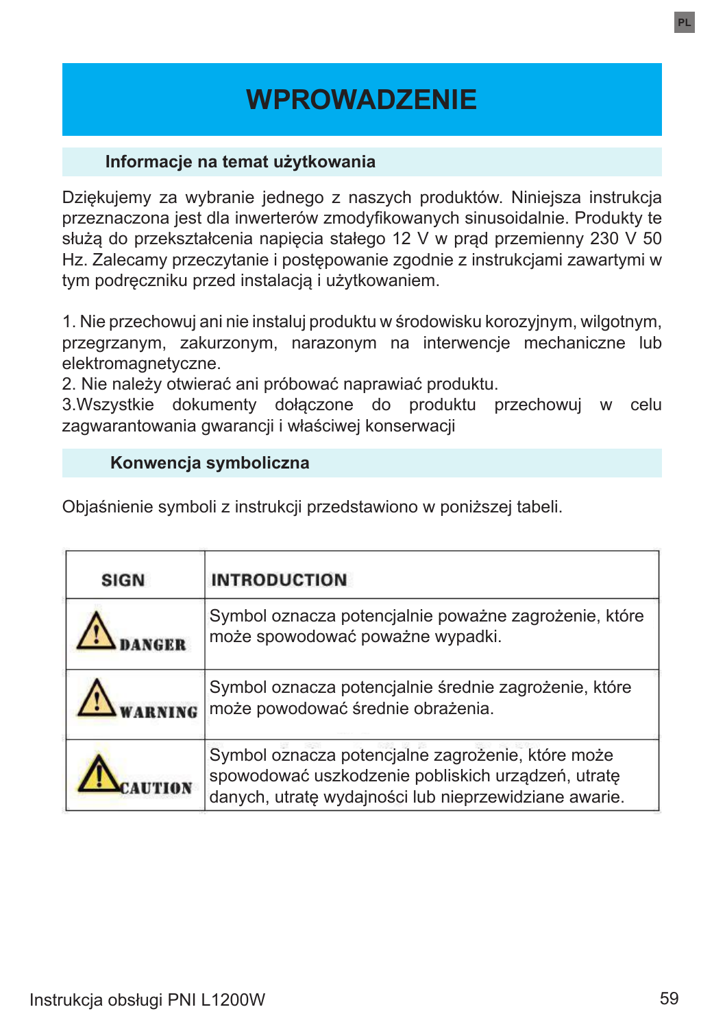# WPROWADZENIE

## Informacje na temat użytkowania

Dziękujemy za wybranie jednego z naszych produktów. Niniejsza instrukcja przeznaczona jest dla inwerterów zmodyfikowanych sinusoidalnie. Produkty te służą do przekształcenia napięcia stałego 12 V w prąd przemienny 230 V 50 Hz. Zalecamy przeczytanie i postępowanie zgodnie z instrukcjami zawartymi w tym podręczniku przed instalacją i użytkowaniem.

1. Nie przechowuj ani nie instaluj produktu w środowisku korozyjnym, wilgotnym, przegrzanym, zakurzonym, narazonym na interwencje mechaniczne lub elektromagnetyczne.
2. Nie należy otwierać ani próbować naprawiać produktu.
3.Wszystkie dokumenty dołączone do produktu przechowuj w celu zagwarantowania gwarancji i właściwej konserwacji

## Konwencja symboliczna

Objaśnienie symboli z instrukcji przedstawiono w poniższej tabeli.

| SIGN | INTRODUCTION |
|---|---|
| ⚠ DANGER | Symbol oznacza potencjalnie poważne zagrożenie, które może spowodować poważne wypadki. |
| ⚠ WARNING | Symbol oznacza potencjalnie średnie zagrożenie, które może powodować średnie obrażenia. |
| ⚠ CAUTION | Symbol oznacza potencjalne zagrożenie, które może spowodować uszkodzenie pobliskich urządzeń, utratę danych, utratę wydajności lub nieprzewidziane awarie. |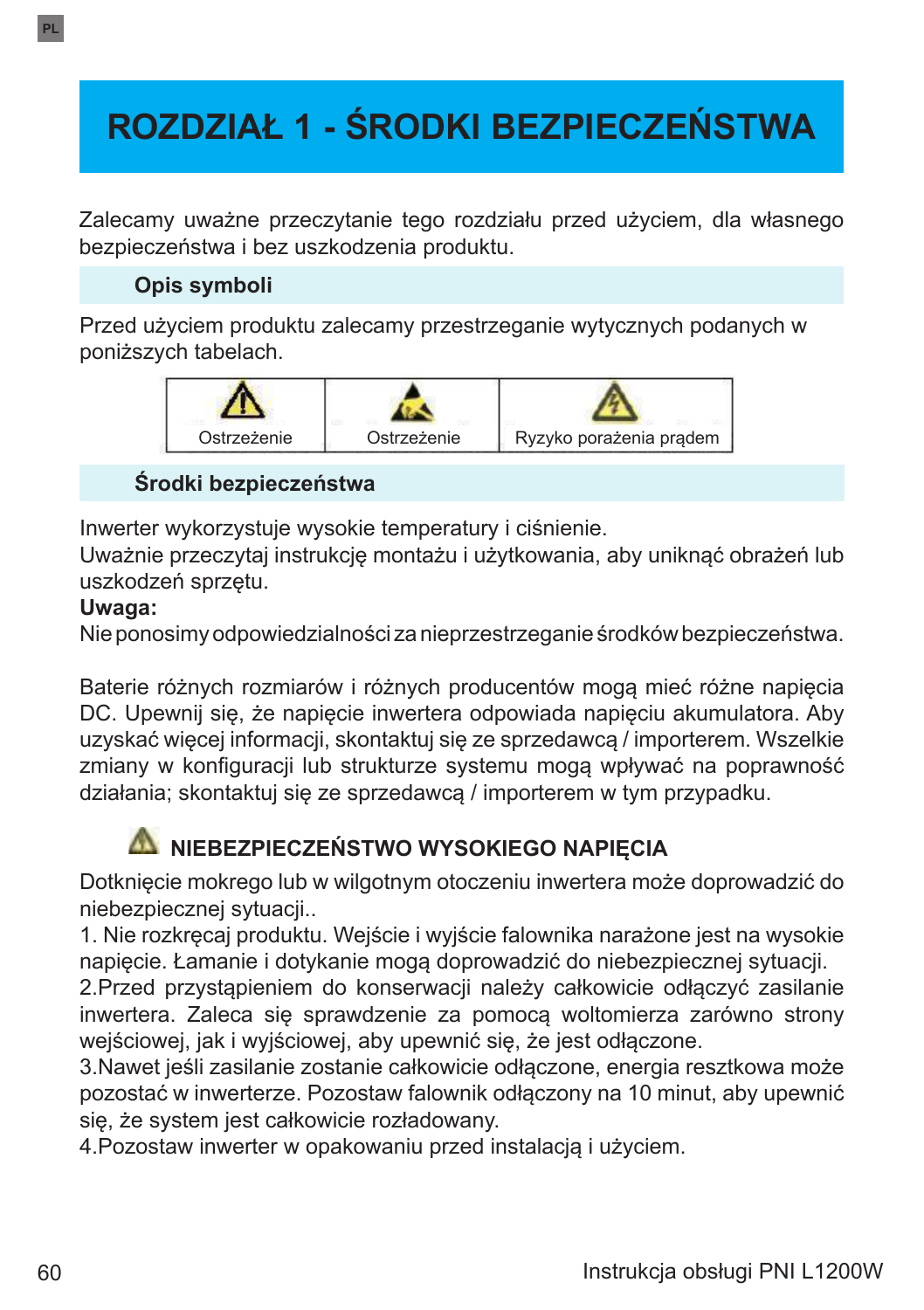# ROZDZIAŁ 1 - ŚRODKI BEZPIECZEŃSTWA

Zalecamy uważne przeczytanie tego rozdziału przed użyciem, dla własnego bezpieczeństwa i bez uszkodzenia produktu.

## Opis symboli

Przed użyciem produktu zalecamy przestrzeganie wytycznych podanych w poniższych tabelach.

| Ostrzeżenie | Ostrzeżenie | Ryzyko porażenia prądem |
|---|---|---|

## Środki bezpieczeństwa

Inwerter wykorzystuje wysokie temperatury i ciśnienie.
Uważnie przeczytaj instrukcję montażu i użytkowania, aby uniknąć obrażeń lub uszkodzeń sprzętu.
**Uwaga:**
Nie ponosimy odpowiedzialności za nieprzestrzeganie środków bezpieczeństwa.

Baterie różnych rozmiarów i różnych producentów mogą mieć różne napięcia DC. Upewnij się, że napięcie inwertera odpowiada napięciu akumulatora. Aby uzyskać więcej informacji, skontaktuj się ze sprzedawcą / importerem. Wszelkie zmiany w konfiguracji lub strukturze systemu mogą wpływać na poprawność działania; skontaktuj się ze sprzedawcą / importerem w tym przypadku.

### NIEBEZPIECZEŃSTWO WYSOKIEGO NAPIĘCIA

Dotknięcie mokrego lub w wilgotnym otoczeniu inwertera może doprowadzić do niebezpiecznej sytuacji..
1. Nie rozkręcaj produktu. Wejście i wyjście falownika narażone jest na wysokie napięcie. Łamanie i dotykanie mogą doprowadzić do niebezpiecznej sytuacji.
2.Przed przystąpieniem do konserwacji należy całkowicie odłączyć zasilanie inwertera. Zaleca się sprawdzenie za pomocą woltomierza zarówno strony wejściowej, jak i wyjściowej, aby upewnić się, że jest odłączone.
3.Nawet jeśli zasilanie zostanie całkowicie odłączone, energia resztkowa może pozostać w inwerterze. Pozostaw falownik odłączony na 10 minut, aby upewnić się, że system jest całkowicie rozładowany.
4.Pozostaw inwerter w opakowaniu przed instalacją i użyciem.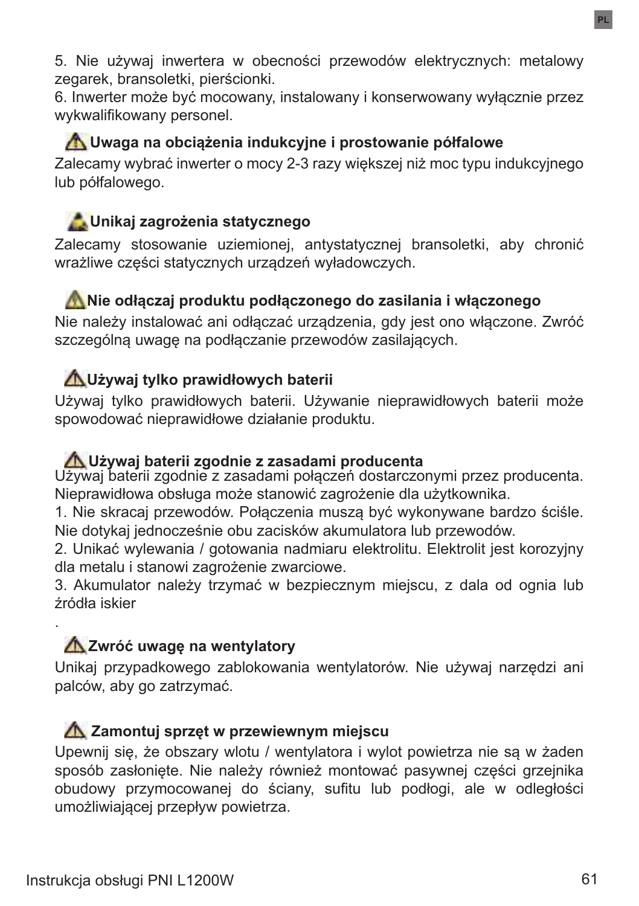5. Nie używaj inwertera w obecności przewodów elektrycznych: metalowy zegarek, bransoletki, pierścionki.
6. Inwerter może być mocowany, instalowany i konserwowany wyłącznie przez wykwalifikowany personel.

### ⚠ Uwaga na obciążenia indukcyjne i prostowanie półfalowe

Zalecamy wybrać inwerter o mocy 2-3 razy większej niż moc typu indukcyjnego lub półfalowego.

### Unikaj zagrożenia statycznego

Zalecamy stosowanie uziemionej, antystatycznej bransoletki, aby chronić wrażliwe części statycznych urządzeń wyładowczych.

### ⚠ Nie odłączaj produktu podłączonego do zasilania i włączonego

Nie należy instalować ani odłączać urządzenia, gdy jest ono włączone. Zwróć szczególną uwagę na podłączanie przewodów zasilających.

### ⚠ Używaj tylko prawidłowych baterii

Używaj tylko prawidłowych baterii. Używanie nieprawidłowych baterii może spowodować nieprawidłowe działanie produktu.

### ⚠ Używaj baterii zgodnie z zasadami producenta

Używaj baterii zgodnie z zasadami połączeń dostarczonymi przez producenta. Nieprawidłowa obsługa może stanowić zagrożenie dla użytkownika.
1. Nie skracaj przewodów. Połączenia muszą być wykonywane bardzo ściśle. Nie dotykaj jednocześnie obu zacisków akumulatora lub przewodów.
2. Unikać wylewania / gotowania nadmiaru elektrolitu. Elektrolit jest korozyjny dla metalu i stanowi zagrożenie zwarciowe.
3. Akumulator należy trzymać w bezpiecznym miejscu, z dala od ognia lub źródła iskier
.

### ⚠ Zwróć uwagę na wentylatory

Unikaj przypadkowego zablokowania wentylatorów. Nie używaj narzędzi ani palców, aby go zatrzymać.

### ⚠ Zamontuj sprzęt w przewiewnym miejscu

Upewnij się, że obszary wlotu / wentylatora i wylot powietrza nie są w żaden sposób zasłonięte. Nie należy również montować pasywnej części grzejnika obudowy przymocowanej do ściany, sufitu lub podłogi, ale w odległości umożliwiającej przepływ powietrza.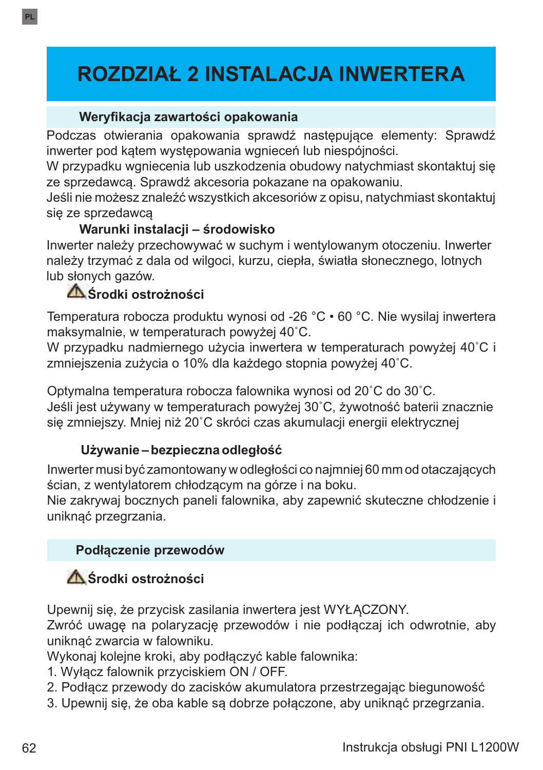# ROZDZIAŁ 2 INSTALACJA INWERTERA

## Weryfikacja zawartości opakowania

Podczas otwierania opakowania sprawdź następujące elementy: Sprawdź inwerter pod kątem występowania wgnieceń lub niespójności.
W przypadku wgniecenia lub uszkodzenia obudowy natychmiast skontaktuj się ze sprzedawcą. Sprawdź akcesoria pokazane na opakowaniu.
Jeśli nie możesz znaleźć wszystkich akcesoriów z opisu, natychmiast skontaktuj się ze sprzedawcą

### Warunki instalacji – środowisko

Inwerter należy przechowywać w suchym i wentylowanym otoczeniu. Inwerter należy trzymać z dala od wilgoci, kurzu, ciepła, światła słonecznego, lotnych lub słonych gazów.

### ⚠ Środki ostrożności

Temperatura robocza produktu wynosi od -26 °C • 60 °C. Nie wysilaj inwertera maksymalnie, w temperaturach powyżej 40˚C.
W przypadku nadmiernego użycia inwertera w temperaturach powyżej 40˚C i zmniejszenia zużycia o 10% dla każdego stopnia powyżej 40˚C.

Optymalna temperatura robocza falownika wynosi od 20˚C do 30˚C.
Jeśli jest używany w temperaturach powyżej 30˚C, żywotność baterii znacznie się zmniejszy. Mniej niż 20˚C skróci czas akumulacji energii elektrycznej

### Używanie – bezpieczna odległość

Inwerter musi być zamontowany w odległości co najmniej 60 mm od otaczających ścian, z wentylatorem chłodzącym na górze i na boku.
Nie zakrywaj bocznych paneli falownika, aby zapewnić skuteczne chłodzenie i uniknąć przegrzania.

## Podłączenie przewodów

### ⚠ Środki ostrożności

Upewnij się, że przycisk zasilania inwertera jest WYŁĄCZONY.
Zwróć uwagę na polaryzację przewodów i nie podłączaj ich odwrotnie, aby uniknąć zwarcia w falowniku.
Wykonaj kolejne kroki, aby podłączyć kable falownika:

1. Wyłącz falownik przyciskiem ON / OFF.
2. Podłącz przewody do zacisków akumulatora przestrzegając biegunowość
3. Upewnij się, że oba kable są dobrze połączone, aby uniknąć przegrzania.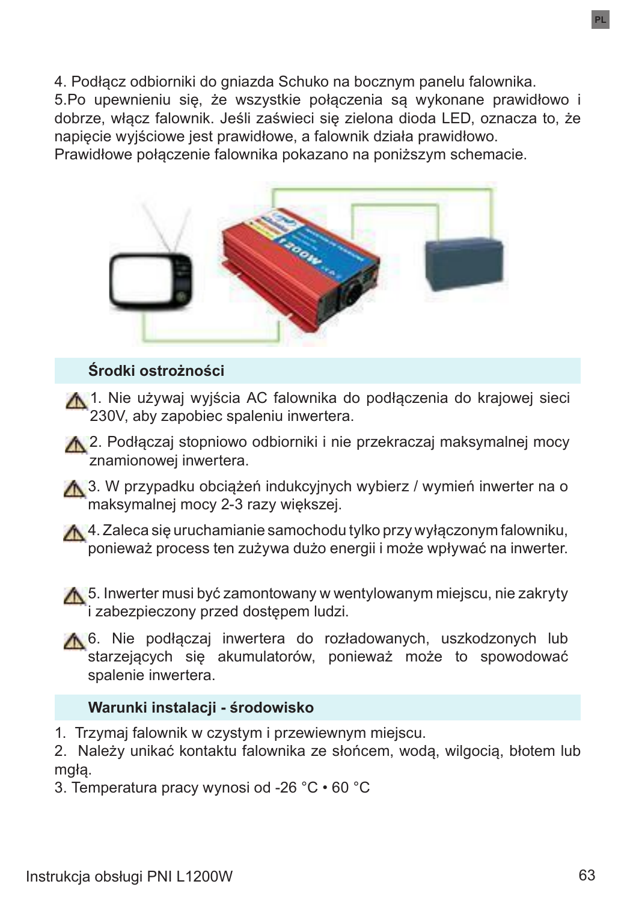4. Podłącz odbiorniki do gniazda Schuko na bocznym panelu falownika.
5.Po upewnieniu się, że wszystkie połączenia są wykonane prawidłowo i dobrze, włącz falownik. Jeśli zaświeci się zielona dioda LED, oznacza to, że napięcie wyjściowe jest prawidłowe, a falownik działa prawidłowo.
Prawidłowe połączenie falownika pokazano na poniższym schemacie.

### Środki ostrożności

⚠ 1. Nie używaj wyjścia AC falownika do podłączenia do krajowej sieci 230V, aby zapobiec spaleniu inwertera.

⚠ 2. Podłączaj stopniowo odbiorniki i nie przekraczaj maksymalnej mocy znamionowej inwertera.

⚠ 3. W przypadku obciążeń indukcyjnych wybierz / wymień inwerter na o maksymalnej mocy 2-3 razy większej.

⚠ 4. Zaleca się uruchamianie samochodu tylko przy wyłączonym falowniku, ponieważ process ten zużywa dużo energii i może wpływać na inwerter.

⚠ 5. Inwerter musi być zamontowany w wentylowanym miejscu, nie zakryty i zabezpieczony przed dostępem ludzi.

⚠ 6. Nie podłączaj inwertera do rozładowanych, uszkodzonych lub starzejących się akumulatorów, ponieważ może to spowodować spalenie inwertera.

### Warunki instalacji - środowisko

1. Trzymaj falownik w czystym i przewiewnym miejscu.
2. Należy unikać kontaktu falownika ze słońcem, wodą, wilgocią, błotem lub mgłą.
3. Temperatura pracy wynosi od -26 °C • 60 °C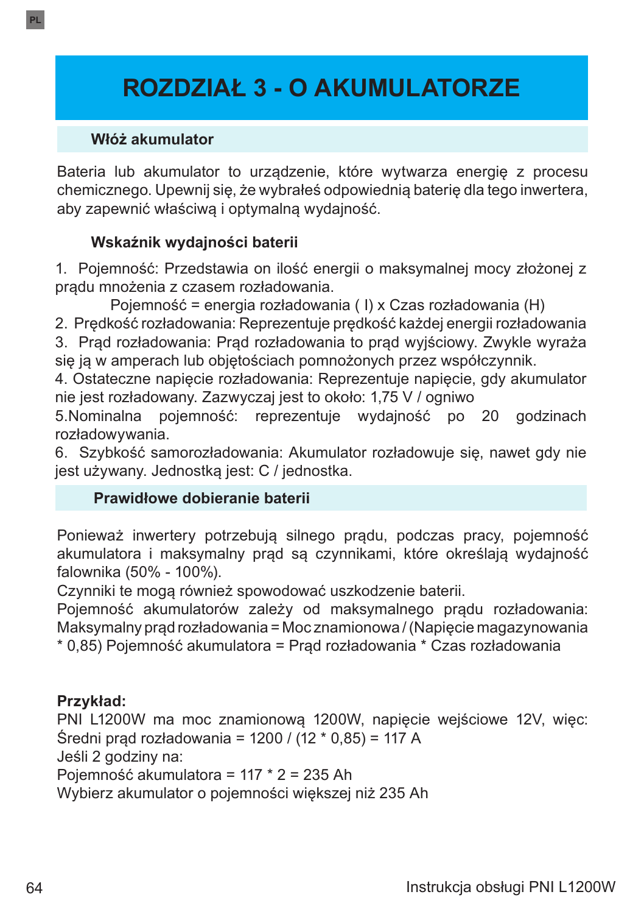# ROZDZIAŁ 3 - O AKUMULATORZE

## Włóż akumulator

Bateria lub akumulator to urządzenie, które wytwarza energię z procesu chemicznego. Upewnij się, że wybrałeś odpowiednią baterię dla tego inwertera, aby zapewnić właściwą i optymalną wydajność.

### Wskaźnik wydajności baterii

1. Pojemność: Przedstawia on ilość energii o maksymalnej mocy złożonej z prądu mnożenia z czasem rozładowania.

   Pojemność = energia rozładowania ( I) x Czas rozładowania (H)

2. Prędkość rozładowania: Reprezentuje prędkość każdej energii rozładowania
3. Prąd rozładowania: Prąd rozładowania to prąd wyjściowy. Zwykle wyraża się ją w amperach lub objętościach pomnożonych przez współczynnik.
4. Ostateczne napięcie rozładowania: Reprezentuje napięcie, gdy akumulator nie jest rozładowany. Zazwyczaj jest to około: 1,75 V / ogniwo
5. Nominalna pojemność: reprezentuje wydajność po 20 godzinach rozładowywania.
6. Szybkość samorozładowania: Akumulator rozładowuje się, nawet gdy nie jest używany. Jednostką jest: C / jednostka.

## Prawidłowe dobieranie baterii

Ponieważ inwertery potrzebują silnego prądu, podczas pracy, pojemność akumulatora i maksymalny prąd są czynnikami, które określają wydajność falownika (50% - 100%).
Czynniki te mogą również spowodować uszkodzenie baterii.
Pojemność akumulatorów zależy od maksymalnego prądu rozładowania: Maksymalny prąd rozładowania = Moc znamionowa / (Napięcie magazynowania * 0,85) Pojemność akumulatora = Prąd rozładowania * Czas rozładowania

**Przykład:**
PNI L1200W ma moc znamionową 1200W, napięcie wejściowe 12V, więc: Średni prąd rozładowania = 1200 / (12 * 0,85) = 117 A
Jeśli 2 godziny na:
Pojemność akumulatora = 117 * 2 = 235 Ah
Wybierz akumulator o pojemności większej niż 235 Ah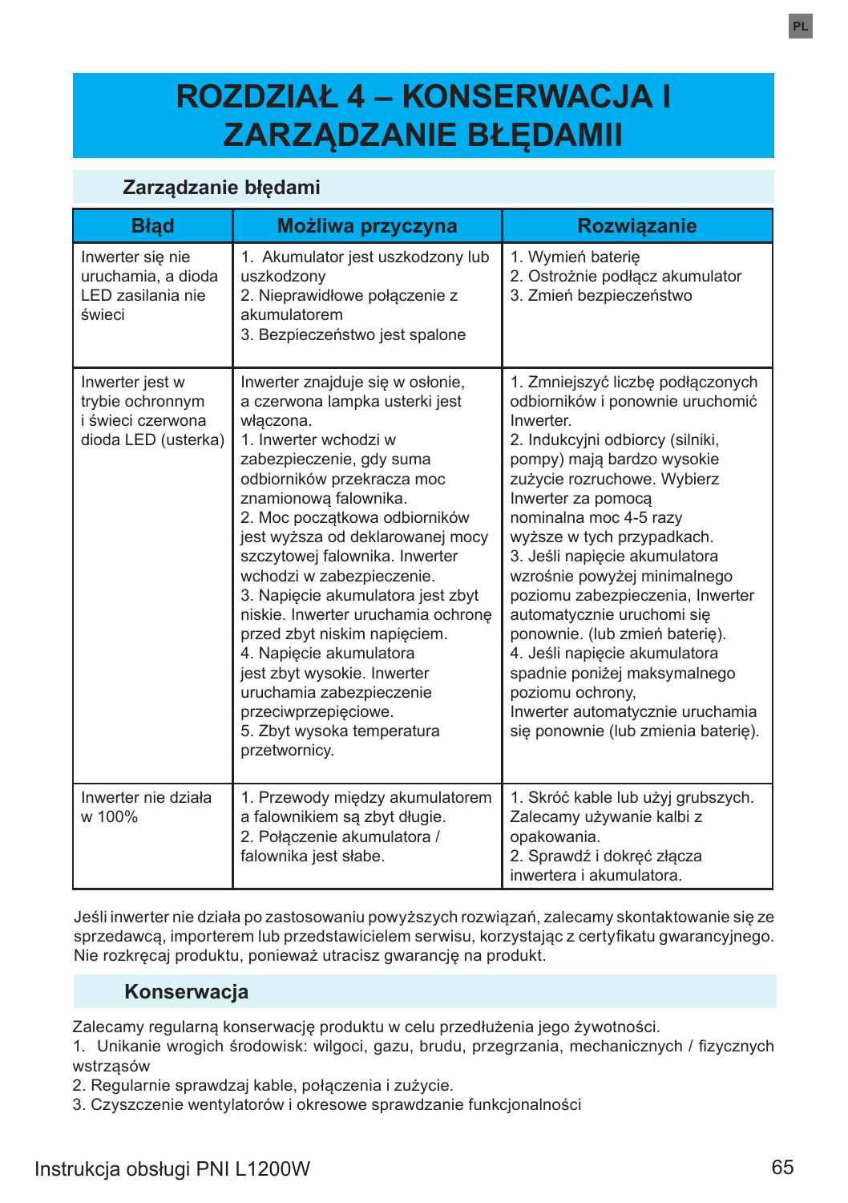# ROZDZIAŁ 4 – KONSERWACJA I ZARZĄDZANIE BŁĘDAMII

## Zarządzanie błędami

| Błąd | Możliwa przyczyna | Rozwiązanie |
|---|---|---|
| Inwerter się nie uruchamia, a dioda LED zasilania nie świeci | 1. Akumulator jest uszkodzony lub uszkodzony<br>2. Nieprawidłowe połączenie z akumulatorem<br>3. Bezpieczeństwo jest spalone | 1. Wymień baterię<br>2. Ostrożnie podłącz akumulator<br>3. Zmień bezpieczeństwo |
| Inwerter jest w trybie ochronnym i świeci czerwona dioda LED (usterka) | Inwerter znajduje się w osłonie, a czerwona lampka usterki jest włączona.<br>1. Inwerter wchodzi w zabezpieczenie, gdy suma odbiorników przekracza moc znamionową falownika.<br>2. Moc początkowa odbiorników jest wyższa od deklarowanej mocy szczytowej falownika. Inwerter wchodzi w zabezpieczenie.<br>3. Napięcie akumulatora jest zbyt niskie. Inwerter uruchamia ochronę przed zbyt niskim napięciem.<br>4. Napięcie akumulatora jest zbyt wysokie. Inwerter uruchamia zabezpieczenie przeciwprzepięciowe.<br>5. Zbyt wysoka temperatura przetwornicy. | 1. Zmniejszyć liczbę podłączonych odbiorników i ponownie uruchomić Inwerter.<br>2. Indukcyjni odbiorcy (silniki, pompy) mają bardzo wysokie zużycie rozruchowe. Wybierz Inwerter za pomocą nominalna moc 4-5 razy wyższe w tych przypadkach.<br>3. Jeśli napięcie akumulatora wzrośnie powyżej minimalnego poziomu zabezpieczenia, Inwerter automatycznie uruchomi się ponownie. (lub zmień baterię).<br>4. Jeśli napięcie akumulatora spadnie poniżej maksymalnego poziomu ochrony, Inwerter automatycznie uruchamia się ponownie (lub zmienia baterię). |
| Inwerter nie działa w 100% | 1. Przewody między akumulatorem a falownikiem są zbyt długie.<br>2. Połączenie akumulatora / falownika jest słabe. | 1. Skróć kable lub użyj grubszych. Zalecamy używanie kalbi z opakowania.<br>2. Sprawdź i dokręć złącza inwertera i akumulatora. |

Jeśli inwerter nie działa po zastosowaniu powyższych rozwiązań, zalecamy skontaktowanie się ze sprzedawcą, importerem lub przedstawicielem serwisu, korzystając z certyfikatu gwarancyjnego. Nie rozkręcaj produktu, ponieważ utracisz gwarancję na produkt.

## Konserwacja

Zalecamy regularną konserwację produktu w celu przedłużenia jego żywotności.

1. Unikanie wrogich środowisk: wilgoci, gazu, brudu, przegrzania, mechanicznych / fizycznych wstrząsów
2. Regularnie sprawdzaj kable, połączenia i zużycie.
3. Czyszczenie wentylatorów i okresowe sprawdzanie funkcjonalności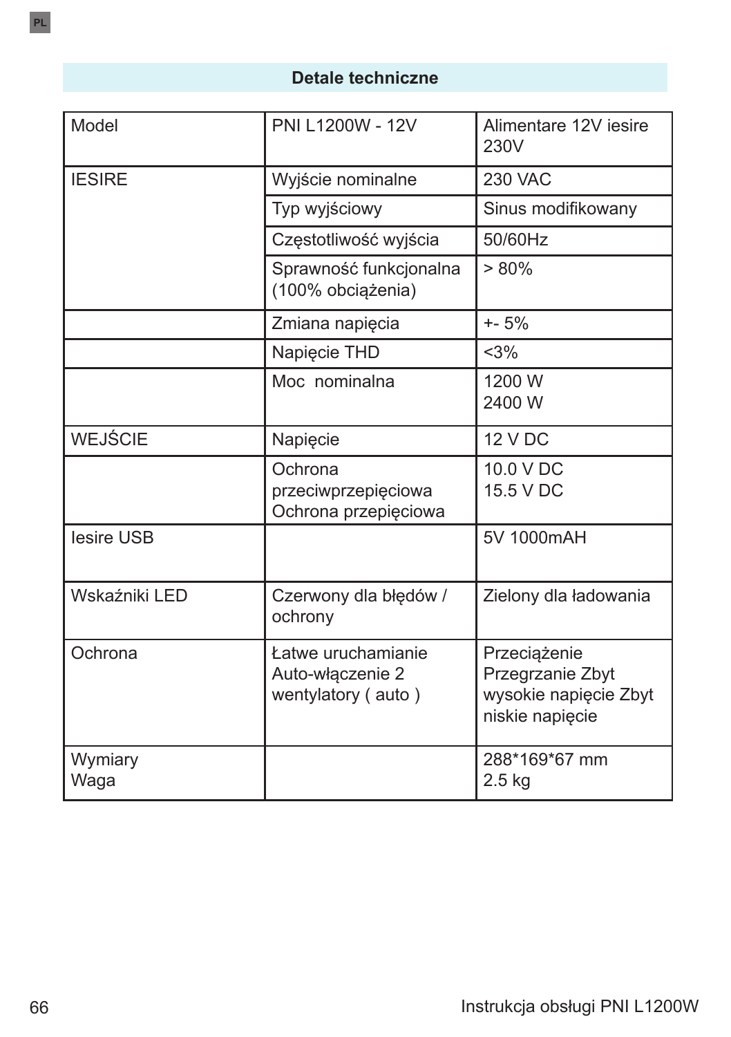## Detale techniczne

| Model | PNI L1200W - 12V | Alimentare 12V iesire 230V |
|---|---|---|
| IESIRE | Wyjście nominalne | 230 VAC |
| | Typ wyjściowy | Sinus modifikowany |
| | Częstotliwość wyjścia | 50/60Hz |
| | Sprawność funkcjonalna (100% obciążenia) | > 80% |
| | Zmiana napięcia | +- 5% |
| | Napięcie THD | <3% |
| | Moc nominalna | 1200 W<br>2400 W |
| WEJŚCIE | Napięcie | 12 V DC |
| | Ochrona przeciwprzepięciowa<br>Ochrona przepięciowa | 10.0 V DC<br>15.5 V DC |
| Iesire USB | | 5V 1000mAH |
| Wskaźniki LED | Czerwony dla błędów / ochrony | Zielony dla ładowania |
| Ochrona | Łatwe uruchamianie Auto-włączenie 2 wentylatory ( auto ) | Przeciążenie Przegrzanie Zbyt wysokie napięcie Zbyt niskie napięcie |
| Wymiary<br>Waga | | 288*169*67 mm<br>2.5 kg |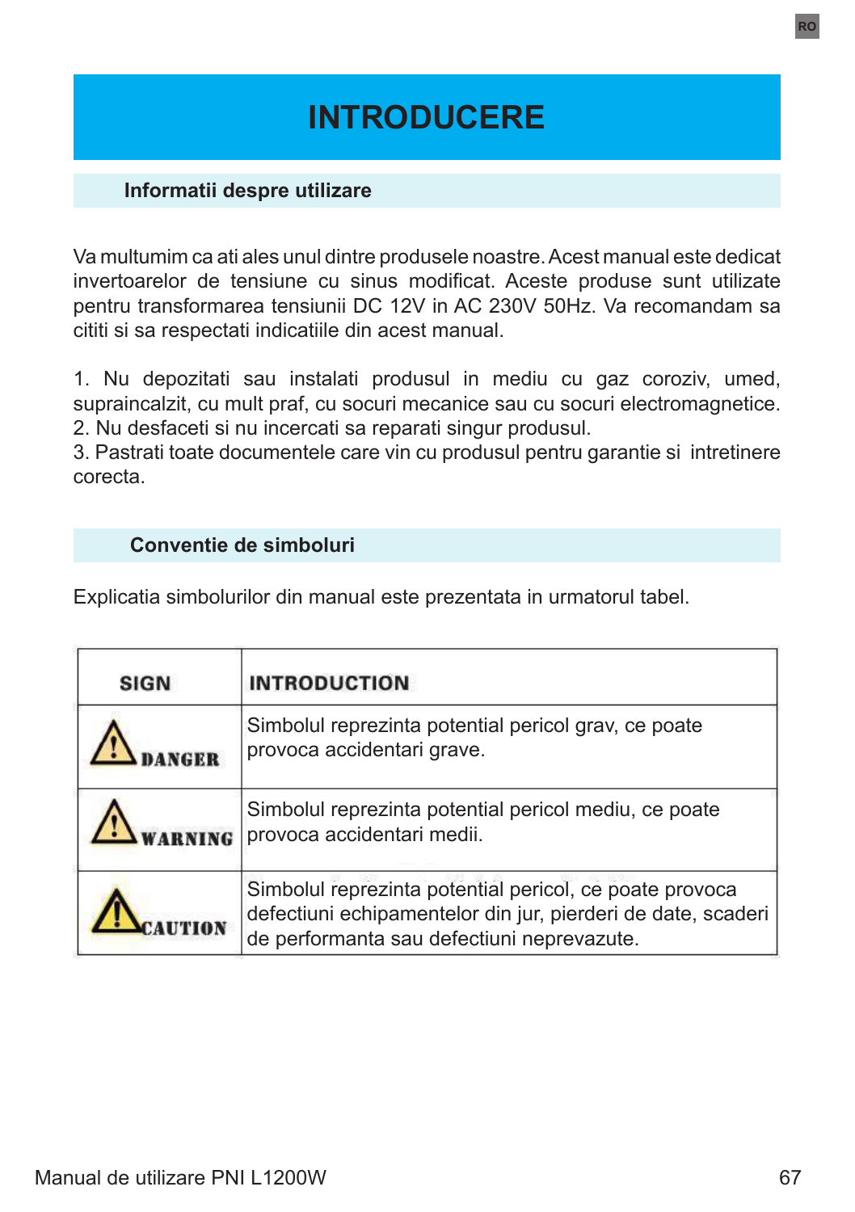# INTRODUCERE

## Informatii despre utilizare

Va multumim ca ati ales unul dintre produsele noastre. Acest manual este dedicat invertoarelor de tensiune cu sinus modificat. Aceste produse sunt utilizate pentru transformarea tensiunii DC 12V in AC 230V 50Hz. Va recomandam sa cititi si sa respectati indicatiile din acest manual.

1. Nu depozitati sau instalati produsul in mediu cu gaz coroziv, umed, supraincalzit, cu mult praf, cu socuri mecanice sau cu socuri electromagnetice.
2. Nu desfaceti si nu incercati sa reparati singur produsul.
3. Pastrati toate documentele care vin cu produsul pentru garantie si intretinere corecta.

## Conventie de simboluri

Explicatia simbolurilor din manual este prezentata in urmatorul tabel.

| SIGN | INTRODUCTION |
|---|---|
| ⚠ DANGER | Simbolul reprezinta potential pericol grav, ce poate provoca accidentari grave. |
| ⚠ WARNING | Simbolul reprezinta potential pericol mediu, ce poate provoca accidentari medii. |
| ⚠ CAUTION | Simbolul reprezinta potential pericol, ce poate provoca defectiuni echipamentelor din jur, pierderi de date, scaderi de performanta sau defectiuni neprevazute. |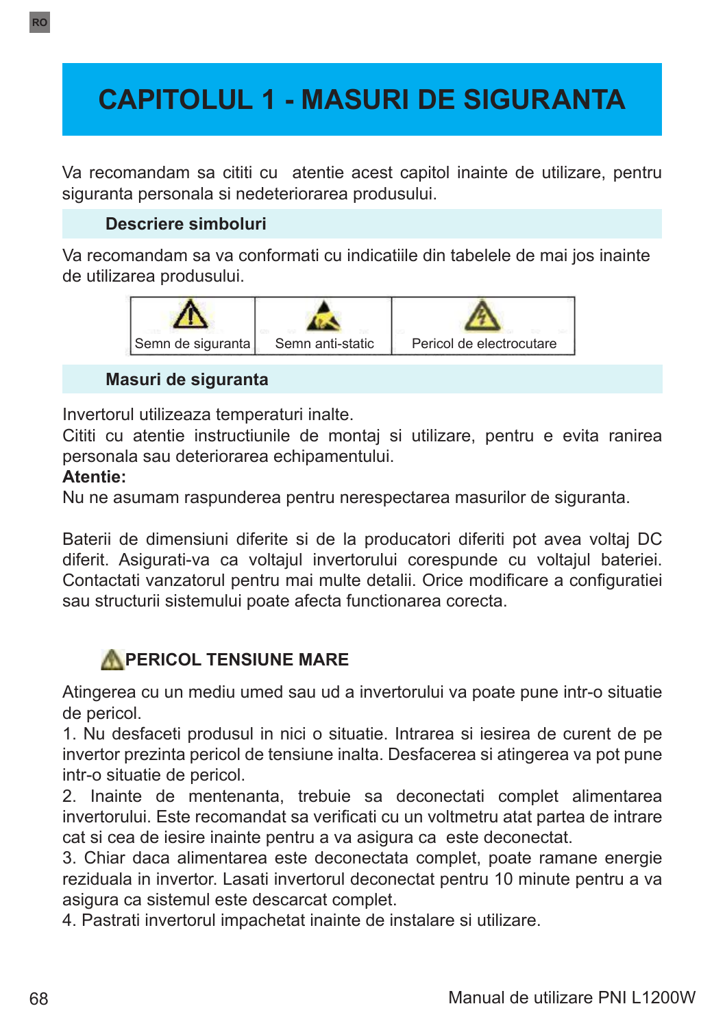# CAPITOLUL 1 - MASURI DE SIGURANTA

Va recomandam sa cititi cu atentie acest capitol inainte de utilizare, pentru siguranta personala si nedeteriorarea produsului.

## Descriere simboluri

Va recomandam sa va conformati cu indicatiile din tabelele de mai jos inainte de utilizarea produsului.

| Semn de siguranta | Semn anti-static | Pericol de electrocutare |
|---|---|---|

## Masuri de siguranta

Invertorul utilizeaza temperaturi inalte.
Cititi cu atentie instructiunile de montaj si utilizare, pentru e evita ranirea personala sau deteriorarea echipamentului.

**Atentie:**
Nu ne asumam raspunderea pentru nerespectarea masurilor de siguranta.

Baterii de dimensiuni diferite si de la producatori diferiti pot avea voltaj DC diferit. Asigurati-va ca voltajul invertorului corespunde cu voltajul bateriei. Contactati vanzatorul pentru mai multe detalii. Orice modificare a configuratiei sau structurii sistemului poate afecta functionarea corecta.

### PERICOL TENSIUNE MARE

Atingerea cu un mediu umed sau ud a invertorului va poate pune intr-o situatie de pericol.

1. Nu desfaceti produsul in nici o situatie. Intrarea si iesirea de curent de pe invertor prezinta pericol de tensiune inalta. Desfacerea si atingerea va pot pune intr-o situatie de pericol.
2. Inainte de mentenanta, trebuie sa deconectati complet alimentarea invertorului. Este recomandat sa verificati cu un voltmetru atat partea de intrare cat si cea de iesire inainte pentru a va asigura ca este deconectat.
3. Chiar daca alimentarea este deconectata complet, poate ramane energie reziduala in invertor. Lasati invertorul deconectat pentru 10 minute pentru a va asigura ca sistemul este descarcat complet.
4. Pastrati invertorul impachetat inainte de instalare si utilizare.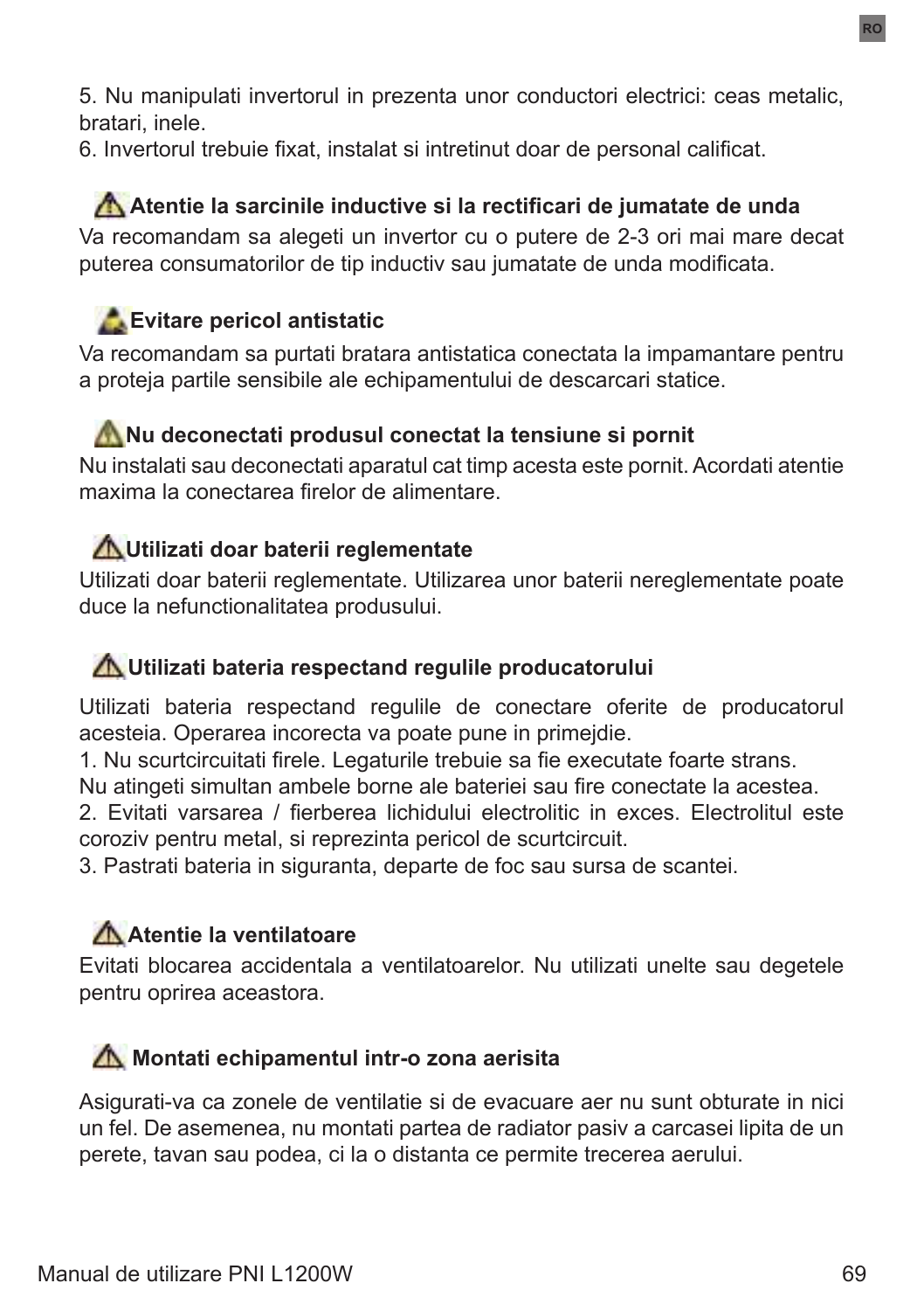5. Nu manipulati invertorul in prezenta unor conductori electrici: ceas metalic, bratari, inele.
6. Invertorul trebuie fixat, instalat si intretinut doar de personal calificat.

### ⚠ Atentie la sarcinile inductive si la rectificari de jumatate de unda

Va recomandam sa alegeti un invertor cu o putere de 2-3 ori mai mare decat puterea consumatorilor de tip inductiv sau jumatate de unda modificata.

### Evitare pericol antistatic

Va recomandam sa purtati bratara antistatica conectata la impamantare pentru a proteja partile sensibile ale echipamentului de descarcari statice.

### ⚠ Nu deconectati produsul conectat la tensiune si pornit

Nu instalati sau deconectati aparatul cat timp acesta este pornit. Acordati atentie maxima la conectarea firelor de alimentare.

### ⚠ Utilizati doar baterii reglementate

Utilizati doar baterii reglementate. Utilizarea unor baterii nereglementate poate duce la nefunctionalitatea produsului.

### ⚠ Utilizati bateria respectand regulile producatorului

Utilizati bateria respectand regulile de conectare oferite de producatorul acesteia. Operarea incorecta va poate pune in primejdie.
1. Nu scurtcircuitati firele. Legaturile trebuie sa fie executate foarte strans.
Nu atingeti simultan ambele borne ale bateriei sau fire conectate la acestea.
2. Evitati varsarea / fierberea lichidului electrolitic in exces. Electrolitul este coroziv pentru metal, si reprezinta pericol de scurtcircuit.
3. Pastrati bateria in siguranta, departe de foc sau sursa de scantei.

### ⚠ Atentie la ventilatoare

Evitati blocarea accidentala a ventilatoarelor. Nu utilizati unelte sau degetele pentru oprirea aceastora.

### ⚠ Montati echipamentul intr-o zona aerisita

Asigurati-va ca zonele de ventilatie si de evacuare aer nu sunt obturate in nici un fel. De asemenea, nu montati partea de radiator pasiv a carcasei lipita de un perete, tavan sau podea, ci la o distanta ce permite trecerea aerului.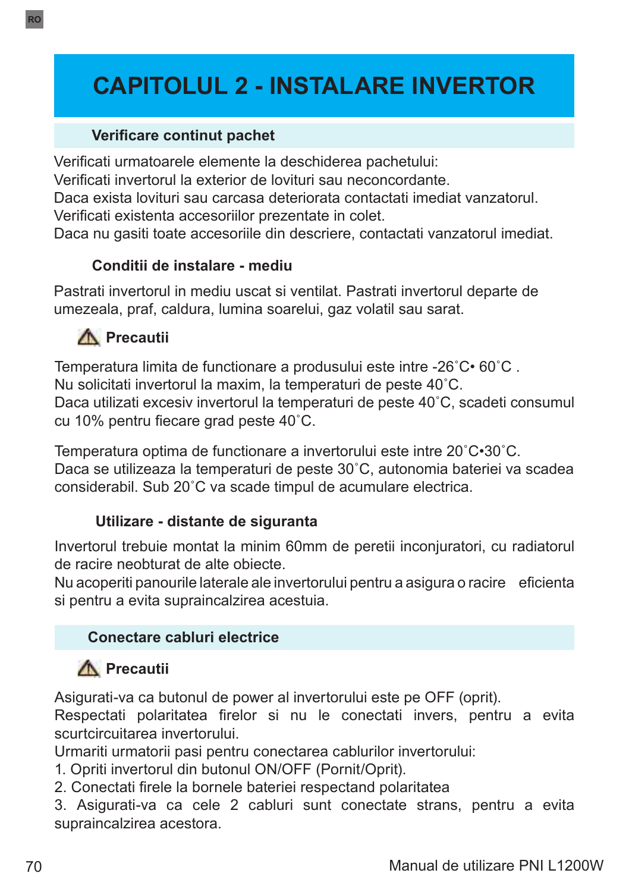# CAPITOLUL 2 - INSTALARE INVERTOR

## Verificare continut pachet

Verificati urmatoarele elemente la deschiderea pachetului:
Verificati invertorul la exterior de lovituri sau neconcordante.
Daca exista lovituri sau carcasa deteriorata contactati imediat vanzatorul.
Verificati existenta accesoriilor prezentate in colet.
Daca nu gasiti toate accesoriile din descriere, contactati vanzatorul imediat.

### Conditii de instalare - mediu

Pastrati invertorul in mediu uscat si ventilat. Pastrati invertorul departe de umezeala, praf, caldura, lumina soarelui, gaz volatil sau sarat.

### ⚠ Precautii

Temperatura limita de functionare a produsului este intre -26˚C• 60˚C .
Nu solicitati invertorul la maxim, la temperaturi de peste 40˚C.
Daca utilizati excesiv invertorul la temperaturi de peste 40˚C, scadeti consumul cu 10% pentru fiecare grad peste 40˚C.

Temperatura optima de functionare a invertorului este intre 20˚C•30˚C.
Daca se utilizeaza la temperaturi de peste 30˚C, autonomia bateriei va scadea considerabil. Sub 20˚C va scade timpul de acumulare electrica.

### Utilizare - distante de siguranta

Invertorul trebuie montat la minim 60mm de peretii inconjuratori, cu radiatorul de racire neobturat de alte obiecte.
Nu acoperiti panourile laterale ale invertorului pentru a asigura o racire eficienta si pentru a evita supraincalzirea acestuia.

## Conectare cabluri electrice

### ⚠ Precautii

Asigurati-va ca butonul de power al invertorului este pe OFF (oprit).
Respectati polaritatea firelor si nu le conectati invers, pentru a evita scurtcircuitarea invertorului.
Urmariti urmatorii pasi pentru conectarea cablurilor invertorului:
1. Opriti invertorul din butonul ON/OFF (Pornit/Oprit).
2. Conectati firele la bornele bateriei respectand polaritatea
3. Asigurati-va ca cele 2 cabluri sunt conectate strans, pentru a evita supraincalzirea acestora.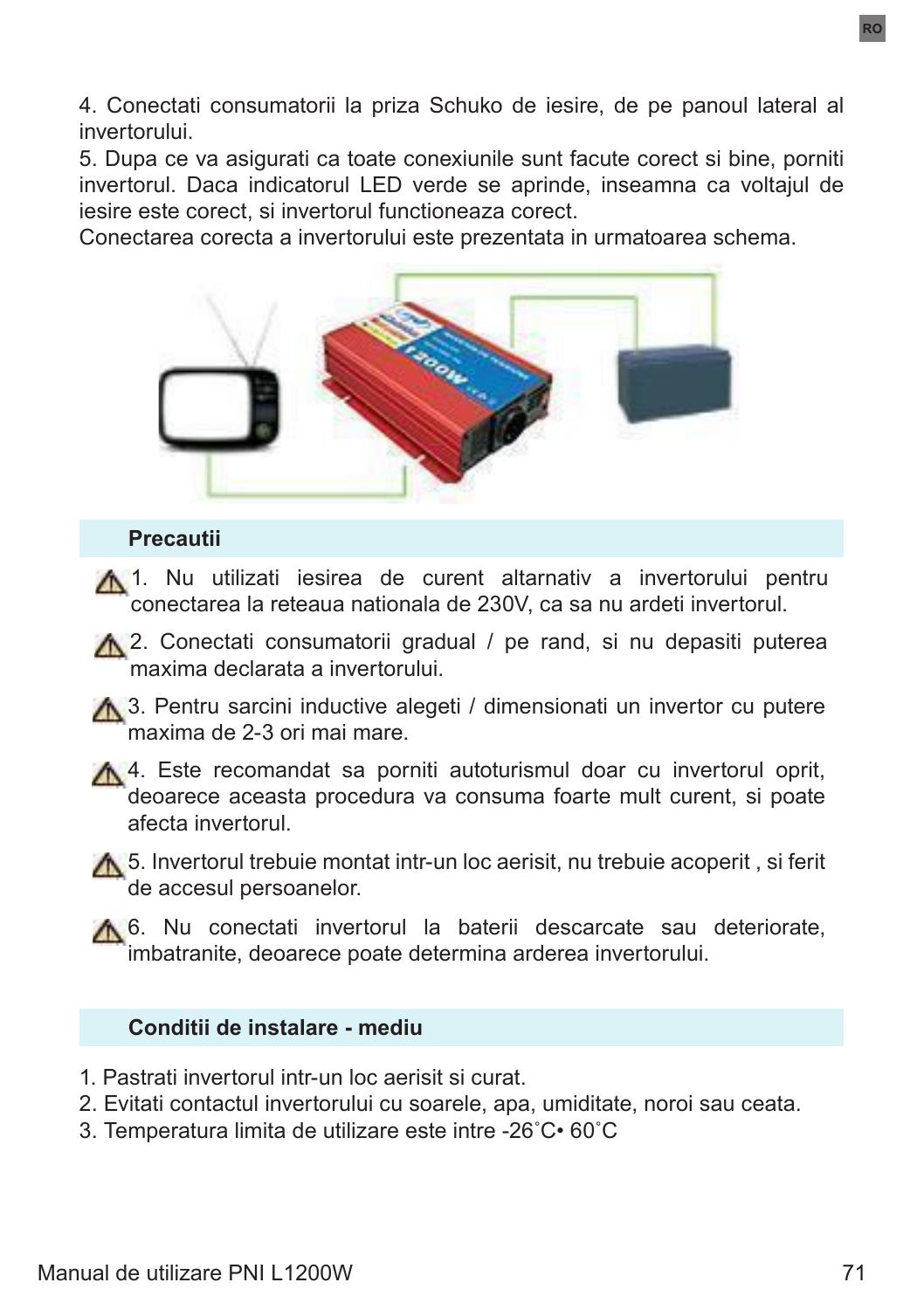4. Conectati consumatorii la priza Schuko de iesire, de pe panoul lateral al invertorului.
5. Dupa ce va asigurati ca toate conexiunile sunt facute corect si bine, porniti invertorul. Daca indicatorul LED verde se aprinde, inseamna ca voltajul de iesire este corect, si invertorul functioneaza corect.
Conectarea corecta a invertorului este prezentata in urmatoarea schema.

## Precautii

1. Nu utilizati iesirea de curent altarnativ a invertorului pentru conectarea la reteaua nationala de 230V, ca sa nu ardeti invertorul.
2. Conectati consumatorii gradual / pe rand, si nu depasiti puterea maxima declarata a invertorului.
3. Pentru sarcini inductive alegeti / dimensionati un invertor cu putere maxima de 2-3 ori mai mare.
4. Este recomandat sa porniti autoturismul doar cu invertorul oprit, deoarece aceasta procedura va consuma foarte mult curent, si poate afecta invertorul.
5. Invertorul trebuie montat intr-un loc aerisit, nu trebuie acoperit , si ferit de accesul persoanelor.
6. Nu conectati invertorul la baterii descarcate sau deteriorate, imbatranite, deoarece poate determina arderea invertorului.

## Conditii de instalare - mediu

1. Pastrati invertorul intr-un loc aerisit si curat.
2. Evitati contactul invertorului cu soarele, apa, umiditate, noroi sau ceata.
3. Temperatura limita de utilizare este intre -26˚C• 60˚C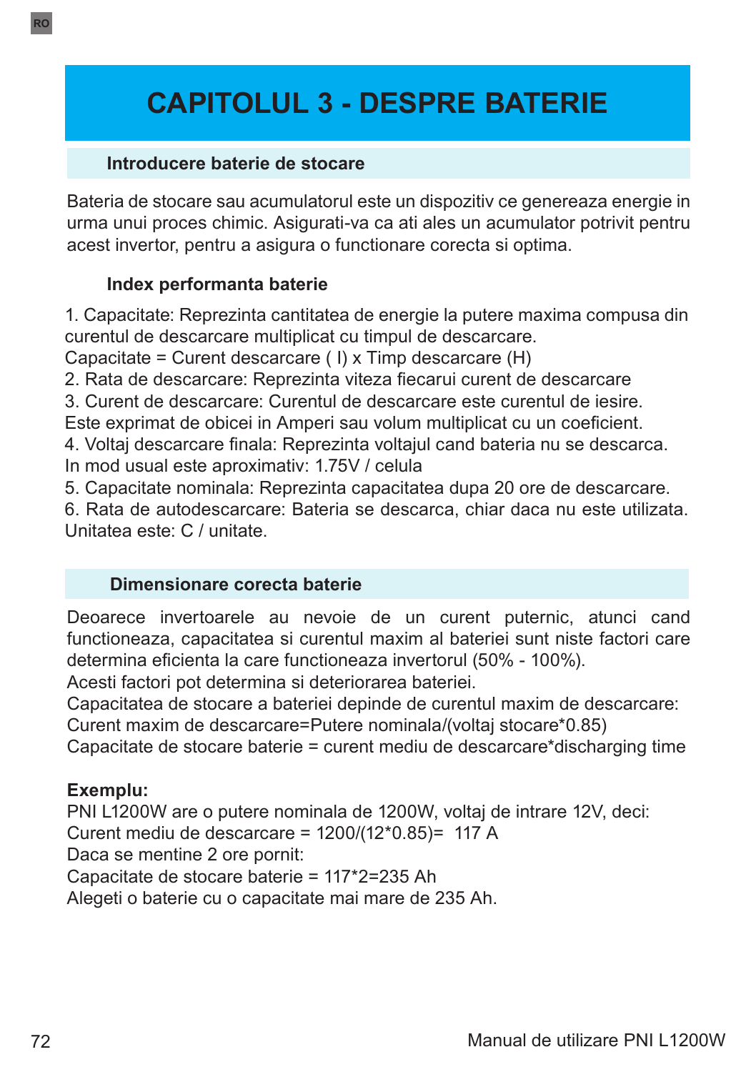# CAPITOLUL 3 - DESPRE BATERIE

## Introducere baterie de stocare

Bateria de stocare sau acumulatorul este un dispozitiv ce genereaza energie in urma unui proces chimic. Asigurati-va ca ati ales un acumulator potrivit pentru acest invertor, pentru a asigura o functionare corecta si optima.

### Index performanta baterie

1. Capacitate: Reprezinta cantitatea de energie la putere maxima compusa din curentul de descarcare multiplicat cu timpul de descarcare.
Capacitate = Curent descarcare ( I) x Timp descarcare (H)
2. Rata de descarcare: Reprezinta viteza fiecarui curent de descarcare
3. Curent de descarcare: Curentul de descarcare este curentul de iesire.
Este exprimat de obicei in Amperi sau volum multiplicat cu un coeficient.
4. Voltaj descarcare finala: Reprezinta voltajul cand bateria nu se descarca.
In mod usual este aproximativ: 1.75V / celula
5. Capacitate nominala: Reprezinta capacitatea dupa 20 ore de descarcare.
6. Rata de autodescarcare: Bateria se descarca, chiar daca nu este utilizata.
Unitatea este: C / unitate.

## Dimensionare corecta baterie

Deoarece invertoarele au nevoie de un curent puternic, atunci cand functioneaza, capacitatea si curentul maxim al bateriei sunt niste factori care determina eficienta la care functioneaza invertorul (50% - 100%).
Acesti factori pot determina si deteriorarea bateriei.
Capacitatea de stocare a bateriei depinde de curentul maxim de descarcare:
Curent maxim de descarcare=Putere nominala/(voltaj stocare*0.85)
Capacitate de stocare baterie = curent mediu de descarcare*discharging time

**Exemplu:**
PNI L1200W are o putere nominala de 1200W, voltaj de intrare 12V, deci:
Curent mediu de descarcare = 1200/(12*0.85)= 117 A
Daca se mentine 2 ore pornit:
Capacitate de stocare baterie = 117*2=235 Ah
Alegeti o baterie cu o capacitate mai mare de 235 Ah.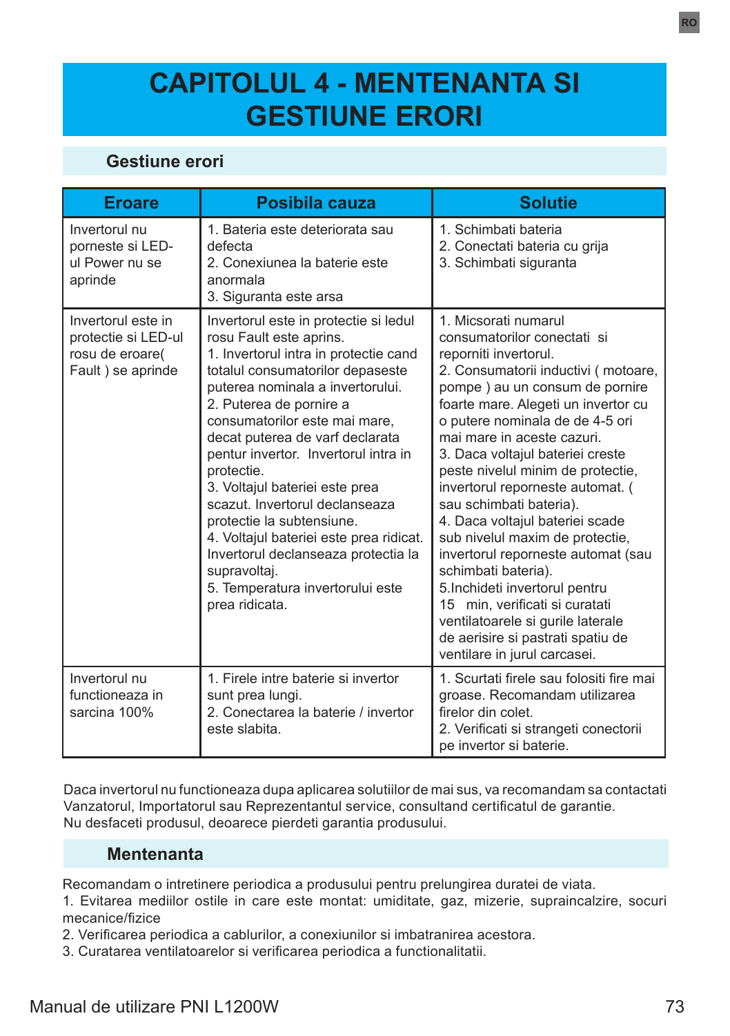# CAPITOLUL 4 - MENTENANTA SI GESTIUNE ERORI

## Gestiune erori

| Eroare | Posibila cauza | Solutie |
|---|---|---|
| Invertorul nu porneste si LED-ul Power nu se aprinde | 1. Bateria este deteriorata sau defecta<br>2. Conexiunea la baterie este anormala<br>3. Siguranta este arsa | 1. Schimbati bateria<br>2. Conectati bateria cu grija<br>3. Schimbati siguranta |
| Invertorul este in protectie si LED-ul rosu de eroare( Fault ) se aprinde | Invertorul este in protectie si ledul rosu Fault este aprins.<br>1. Invertorul intra in protectie cand totalul consumatorilor depaseste puterea nominala a invertorului.<br>2. Puterea de pornire a consumatorilor este mai mare, decat puterea de varf declarata pentur invertor. Invertorul intra in protectie.<br>3. Voltajul bateriei este prea scazut. Invertorul declanseaza protectie la subtensiune.<br>4. Voltajul bateriei este prea ridicat. Invertorul declanseaza protectia la supravoltaj.<br>5. Temperatura invertorului este prea ridicata. | 1. Micsorati numarul consumatorilor conectati si reporniti invertorul.<br>2. Consumatorii inductivi ( motoare, pompe ) au un consum de pornire foarte mare. Alegeti un invertor cu o putere nominala de de 4-5 ori mai mare in aceste cazuri.<br>3. Daca voltajul bateriei creste peste nivelul minim de protectie, invertorul reporneste automat. ( sau schimbati bateria).<br>4. Daca voltajul bateriei scade sub nivelul maxim de protectie, invertorul reporneste automat (sau schimbati bateria).<br>5.Inchideti invertorul pentru 15 min, verificati si curatati ventilatoarele si gurile laterale de aerisire si pastrati spatiu de ventilare in jurul carcasei. |
| Invertorul nu functioneaza in sarcina 100% | 1. Firele intre baterie si invertor sunt prea lungi.<br>2. Conectarea la baterie / invertor este slabita | 1. Scurtati firele sau folositi fire mai groase. Recomandam utilizarea firelor din colet.<br>2. Verificati si strangeti conectorii pe invertor si baterie. |

Daca invertorul nu functioneaza dupa aplicarea solutiilor de mai sus, va recomandam sa contactati Vanzatorul, Importatorul sau Reprezentantul service, consultand certificatul de garantie.
Nu desfaceti produsul, deoarece pierdeti garantia produsului.

## Mentenanta

Recomandam o intretinere periodica a produsului pentru prelungirea duratei de viata.
1. Evitarea mediilor ostile in care este montat: umiditate, gaz, mizerie, supraincalzire, socuri mecanice/fizice
2. Verificarea periodica a cablurilor, a conexiunilor si imbatranirea acestora.
3. Curatarea ventilatoarelor si verificarea periodica a functionalitatii.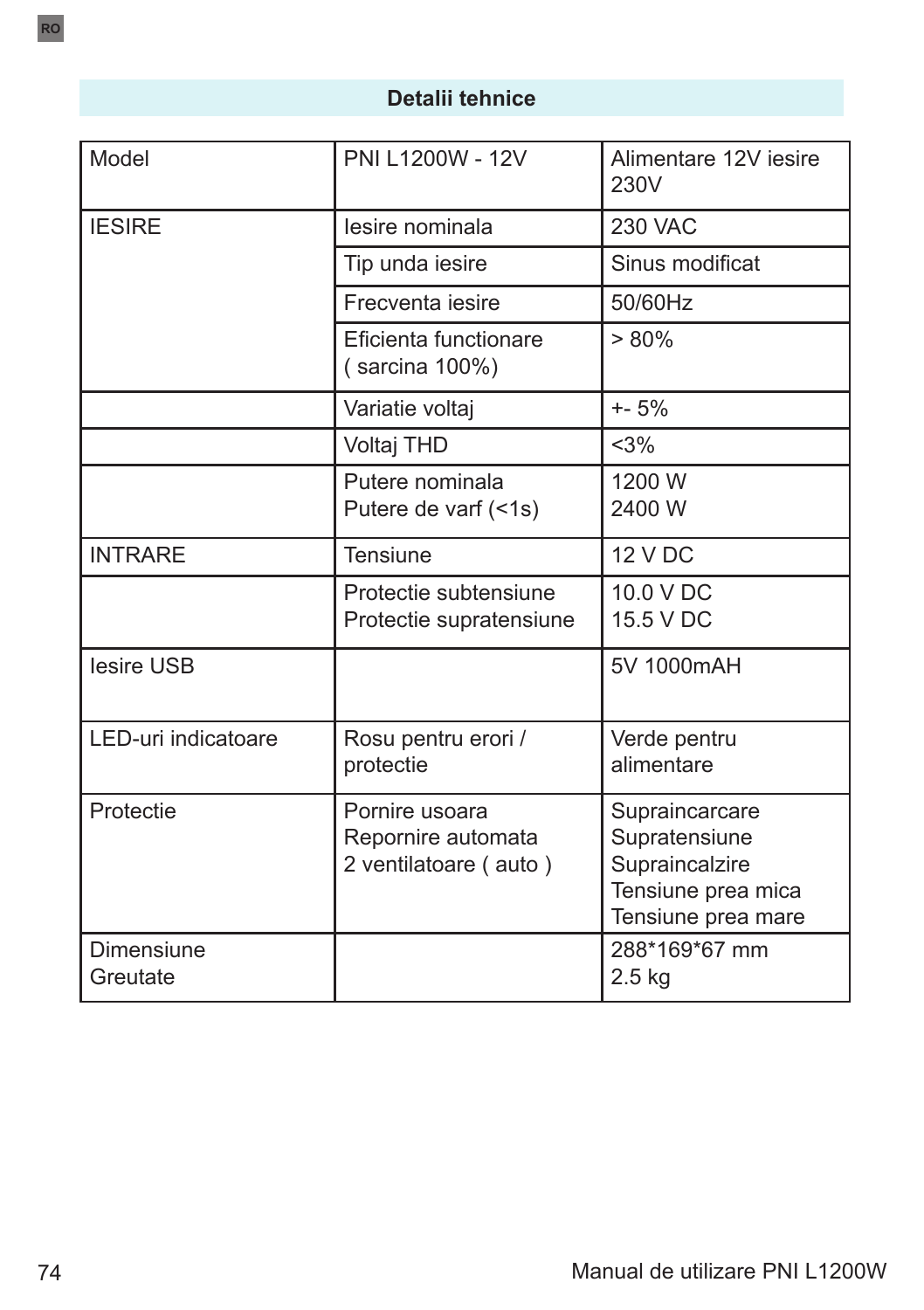## Detalii tehnice

| Model | PNI L1200W - 12V | Alimentare 12V iesire 230V |
|---|---|---|
| IESIRE | Iesire nominala | 230 VAC |
| | Tip unda iesire | Sinus modificat |
| | Frecventa iesire | 50/60Hz |
| | Eficienta functionare ( sarcina 100%) | > 80% |
| | Variatie voltaj | +- 5% |
| | Voltaj THD | <3% |
| | Putere nominala<br>Putere de varf (<1s) | 1200 W<br>2400 W |
| INTRARE | Tensiune | 12 V DC |
| | Protectie subtensiune<br>Protectie supratensiune | 10.0 V DC<br>15.5 V DC |
| Iesire USB | | 5V 1000mAH |
| LED-uri indicatoare | Rosu pentru erori / protectie | Verde pentru alimentare |
| Protectie | Pornire usoara<br>Repornire automata<br>2 ventilatoare ( auto ) | Supraincarcare<br>Supratensiune<br>Supraincalzire<br>Tensiune prea mica<br>Tensiune prea mare |
| Dimensiune<br>Greutate | | 288*169*67 mm<br>2.5 kg |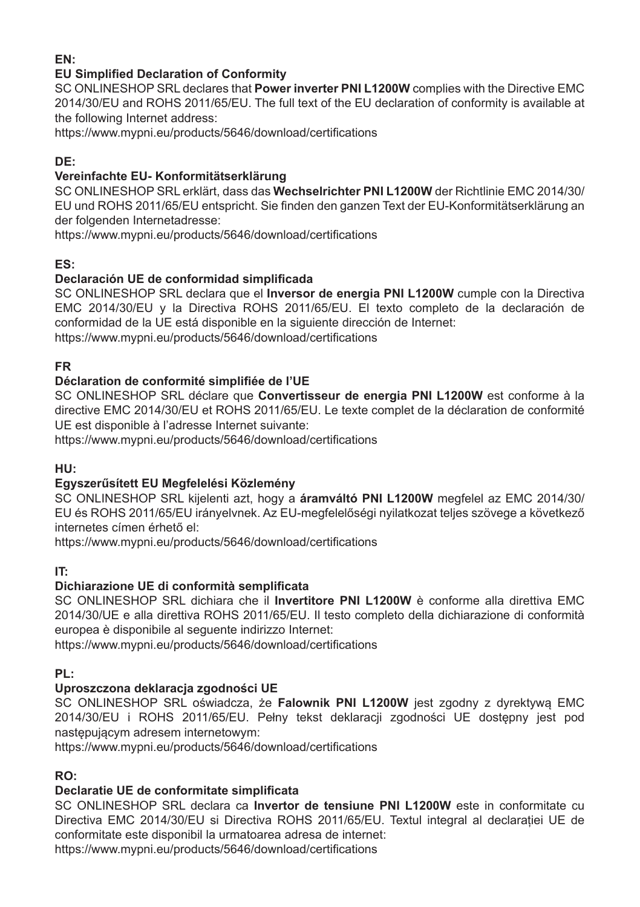**EN:**

**EU Simplified Declaration of Conformity**

SC ONLINESHOP SRL declares that **Power inverter PNI L1200W** complies with the Directive EMC 2014/30/EU and ROHS 2011/65/EU. The full text of the EU declaration of conformity is available at the following Internet address:
https://www.mypni.eu/products/5646/download/certifications

**DE:**

**Vereinfachte EU- Konformitätserklärung**

SC ONLINESHOP SRL erklärt, dass das **Wechselrichter PNI L1200W** der Richtlinie EMC 2014/30/EU und ROHS 2011/65/EU entspricht. Sie finden den ganzen Text der EU-Konformitätserklärung an der folgenden Internetadresse:
https://www.mypni.eu/products/5646/download/certifications

**ES:**

**Declaración UE de conformidad simplificada**

SC ONLINESHOP SRL declara que el **Inversor de energia PNI L1200W** cumple con la Directiva EMC 2014/30/EU y la Directiva ROHS 2011/65/EU. El texto completo de la declaración de conformidad de la UE está disponible en la siguiente dirección de Internet:
https://www.mypni.eu/products/5646/download/certifications

**FR**

**Déclaration de conformité simplifiée de l'UE**

SC ONLINESHOP SRL déclare que **Convertisseur de energia PNI L1200W** est conforme à la directive EMC 2014/30/EU et ROHS 2011/65/EU. Le texte complet de la déclaration de conformité UE est disponible à l'adresse Internet suivante:
https://www.mypni.eu/products/5646/download/certifications

**HU:**

**Egyszerűsített EU Megfelelési Közlemény**

SC ONLINESHOP SRL kijelenti azt, hogy a **áramváltó PNI L1200W** megfelel az EMC 2014/30/EU és ROHS 2011/65/EU irányelvnek. Az EU-megfelelőségi nyilatkozat teljes szövege a következő internetes címen érhető el:
https://www.mypni.eu/products/5646/download/certifications

**IT:**

**Dichiarazione UE di conformità semplificata**

SC ONLINESHOP SRL dichiara che il **Invertitore PNI L1200W** è conforme alla direttiva EMC 2014/30/UE e alla direttiva ROHS 2011/65/EU. Il testo completo della dichiarazione di conformità europea è disponibile al seguente indirizzo Internet:
https://www.mypni.eu/products/5646/download/certifications

**PL:**

**Uproszczona deklaracja zgodności UE**

SC ONLINESHOP SRL oświadcza, że **Falownik PNI L1200W** jest zgodny z dyrektywą EMC 2014/30/EU i ROHS 2011/65/EU. Pełny tekst deklaracji zgodności UE dostępny jest pod następującym adresem internetowym:
https://www.mypni.eu/products/5646/download/certifications

**RO:**

**Declaratie UE de conformitate simplificata**

SC ONLINESHOP SRL declara ca **Invertor de tensiune PNI L1200W** este in conformitate cu Directiva EMC 2014/30/EU si Directiva ROHS 2011/65/EU. Textul integral al declarației UE de conformitate este disponibil la urmatoarea adresa de internet:
https://www.mypni.eu/products/5646/download/certifications